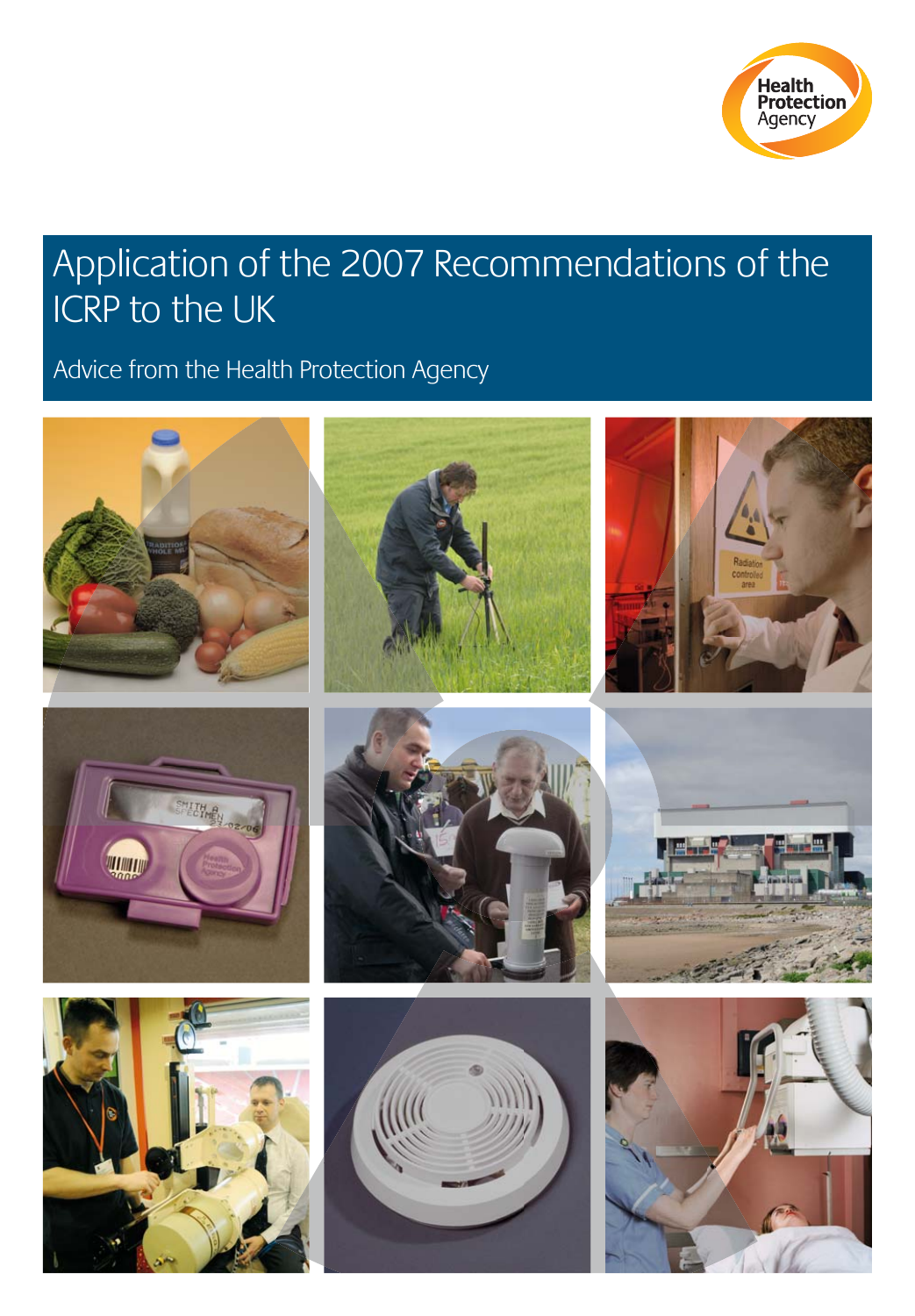Health Protection Agency

# Application of the 2007 Recommendations of the ICRP to the UK

## Advice from the Health Protection Agency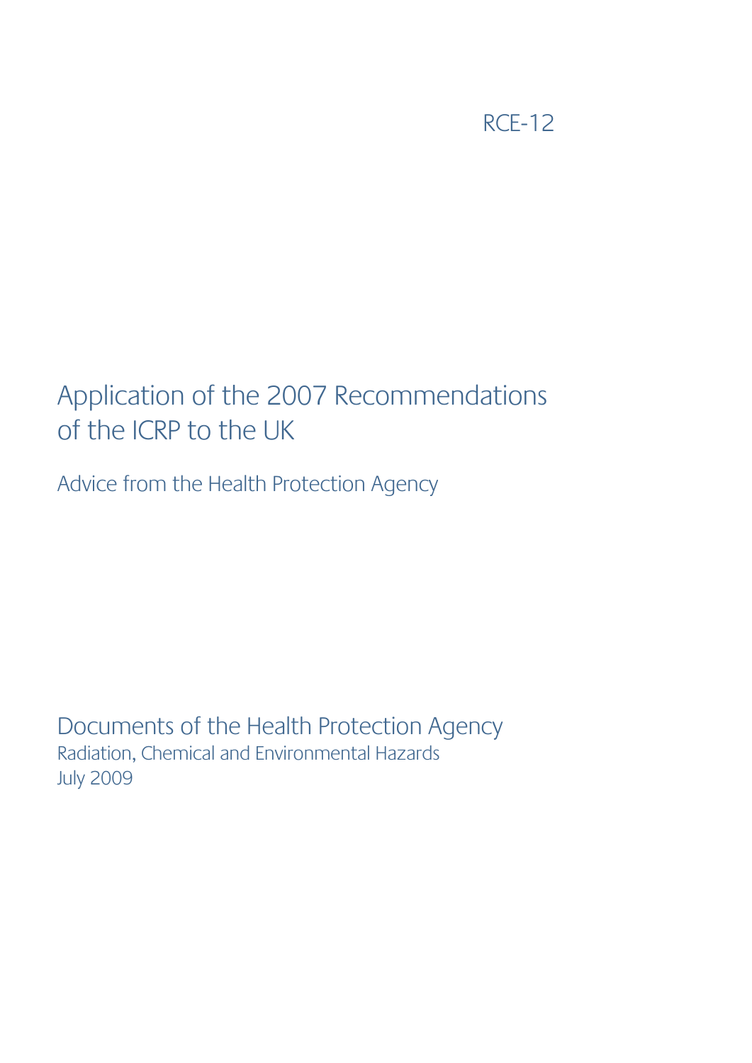RCE-12

# Application of the 2007 Recommendations of the ICRP to the UK

## Advice from the Health Protection Agency

Documents of the Health Protection Agency

Radiation, Chemical and Environmental Hazards

July 2009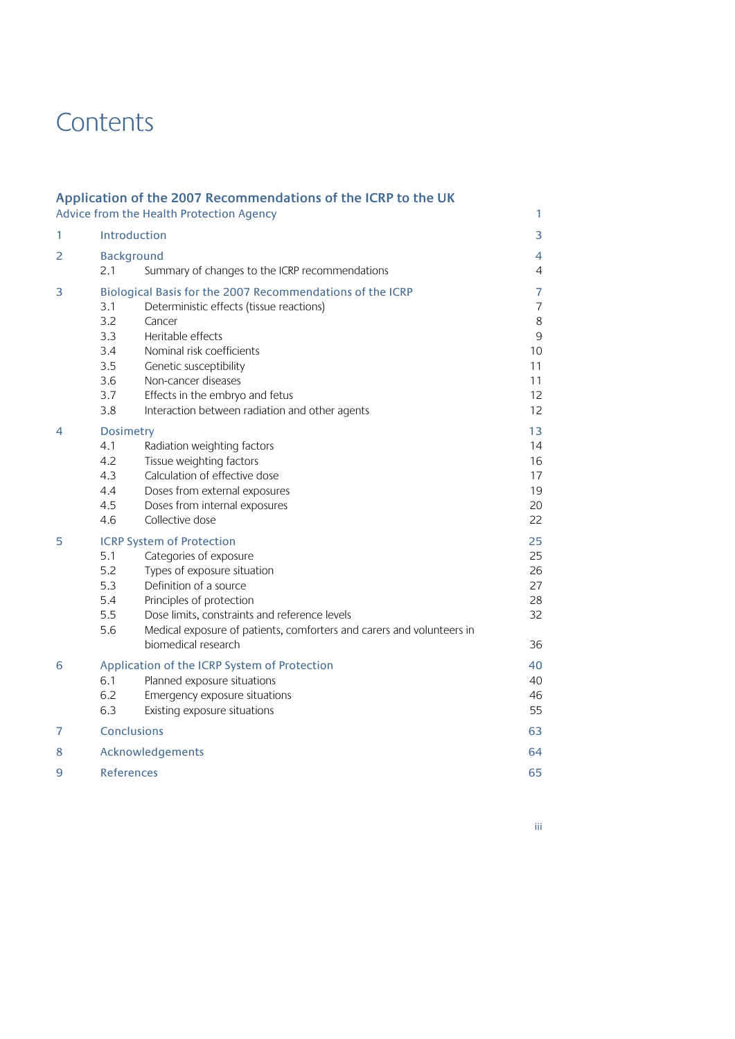# Contents

| | | |
|---|---|---|
| **Application of the 2007 Recommendations of the ICRP to the UK** Advice from the Health Protection Agency | | 1 |
| 1 | Introduction | 3 |
| 2 | Background | 4 |
| | 2.1 Summary of changes to the ICRP recommendations | 4 |
| 3 | Biological Basis for the 2007 Recommendations of the ICRP | 7 |
| | 3.1 Deterministic effects (tissue reactions) | 7 |
| | 3.2 Cancer | 8 |
| | 3.3 Heritable effects | 9 |
| | 3.4 Nominal risk coefficients | 10 |
| | 3.5 Genetic susceptibility | 11 |
| | 3.6 Non-cancer diseases | 11 |
| | 3.7 Effects in the embryo and fetus | 12 |
| | 3.8 Interaction between radiation and other agents | 12 |
| 4 | Dosimetry | 13 |
| | 4.1 Radiation weighting factors | 14 |
| | 4.2 Tissue weighting factors | 16 |
| | 4.3 Calculation of effective dose | 17 |
| | 4.4 Doses from external exposures | 19 |
| | 4.5 Doses from internal exposures | 20 |
| | 4.6 Collective dose | 22 |
| 5 | ICRP System of Protection | 25 |
| | 5.1 Categories of exposure | 25 |
| | 5.2 Types of exposure situation | 26 |
| | 5.3 Definition of a source | 27 |
| | 5.4 Principles of protection | 28 |
| | 5.5 Dose limits, constraints and reference levels | 32 |
| | 5.6 Medical exposure of patients, comforters and carers and volunteers in biomedical research | 36 |
| 6 | Application of the ICRP System of Protection | 40 |
| | 6.1 Planned exposure situations | 40 |
| | 6.2 Emergency exposure situations | 46 |
| | 6.3 Existing exposure situations | 55 |
| 7 | Conclusions | 63 |
| 8 | Acknowledgements | 64 |
| 9 | References | 65 |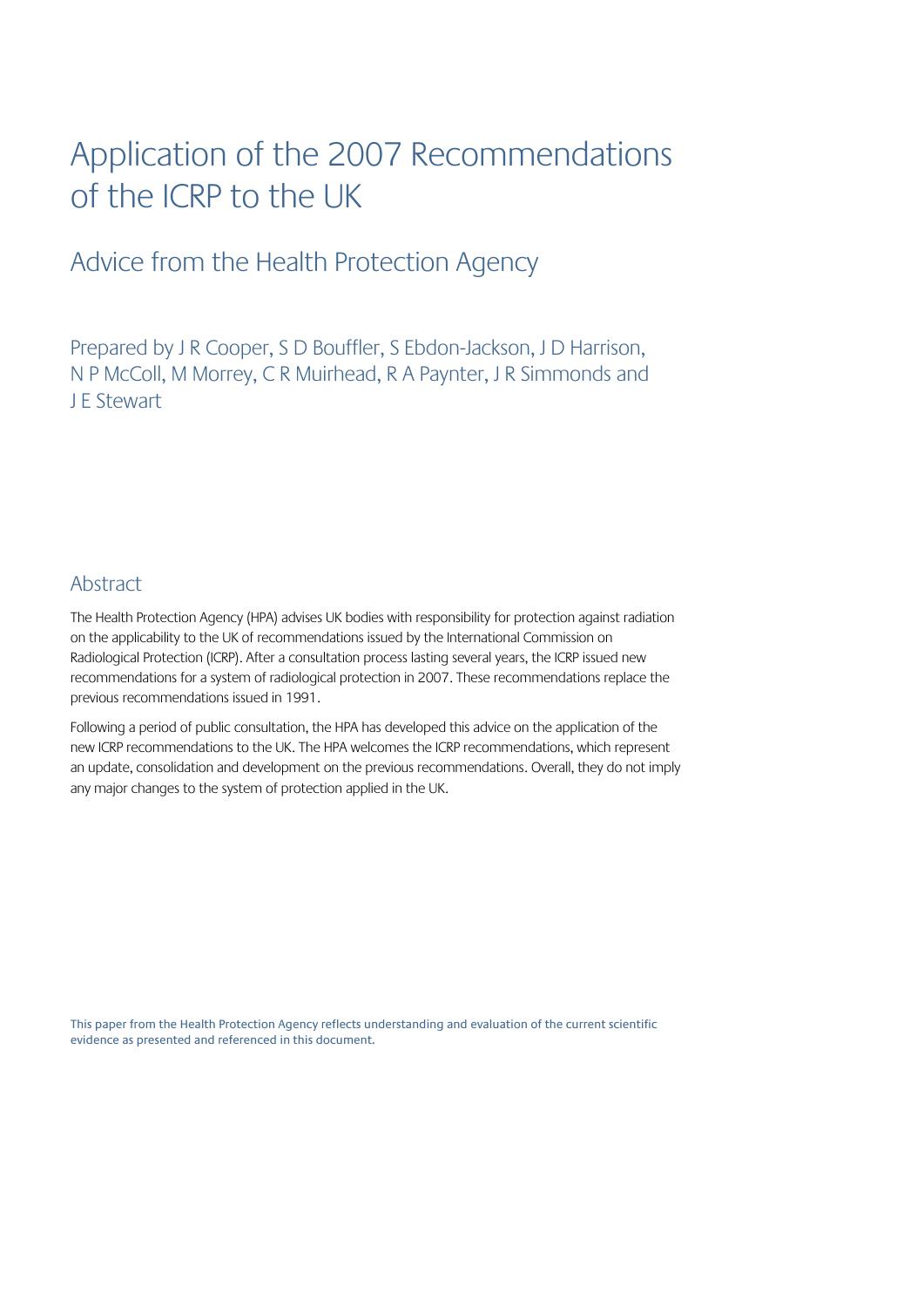# Application of the 2007 Recommendations of the ICRP to the UK

## Advice from the Health Protection Agency

Prepared by J R Cooper, S D Bouffler, S Ebdon-Jackson, J D Harrison, N P McColl, M Morrey, C R Muirhead, R A Paynter, J R Simmonds and J E Stewart

## Abstract

The Health Protection Agency (HPA) advises UK bodies with responsibility for protection against radiation on the applicability to the UK of recommendations issued by the International Commission on Radiological Protection (ICRP). After a consultation process lasting several years, the ICRP issued new recommendations for a system of radiological protection in 2007. These recommendations replace the previous recommendations issued in 1991.

Following a period of public consultation, the HPA has developed this advice on the application of the new ICRP recommendations to the UK. The HPA welcomes the ICRP recommendations, which represent an update, consolidation and development on the previous recommendations. Overall, they do not imply any major changes to the system of protection applied in the UK.

This paper from the Health Protection Agency reflects understanding and evaluation of the current scientific evidence as presented and referenced in this document.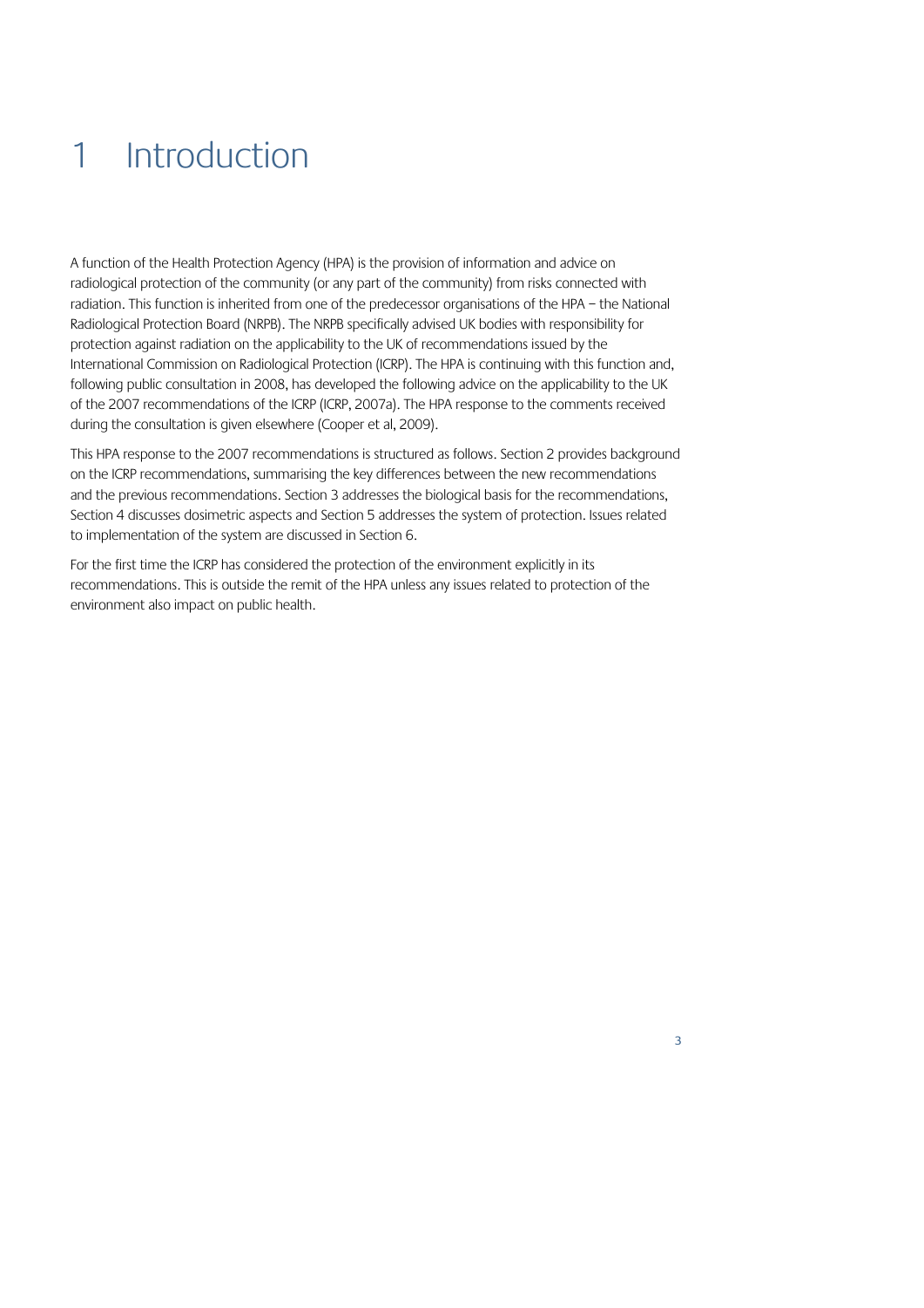# 1 Introduction

A function of the Health Protection Agency (HPA) is the provision of information and advice on radiological protection of the community (or any part of the community) from risks connected with radiation. This function is inherited from one of the predecessor organisations of the HPA – the National Radiological Protection Board (NRPB). The NRPB specifically advised UK bodies with responsibility for protection against radiation on the applicability to the UK of recommendations issued by the International Commission on Radiological Protection (ICRP). The HPA is continuing with this function and, following public consultation in 2008, has developed the following advice on the applicability to the UK of the 2007 recommendations of the ICRP (ICRP, 2007a). The HPA response to the comments received during the consultation is given elsewhere (Cooper et al, 2009).

This HPA response to the 2007 recommendations is structured as follows. Section 2 provides background on the ICRP recommendations, summarising the key differences between the new recommendations and the previous recommendations. Section 3 addresses the biological basis for the recommendations, Section 4 discusses dosimetric aspects and Section 5 addresses the system of protection. Issues related to implementation of the system are discussed in Section 6.

For the first time the ICRP has considered the protection of the environment explicitly in its recommendations. This is outside the remit of the HPA unless any issues related to protection of the environment also impact on public health.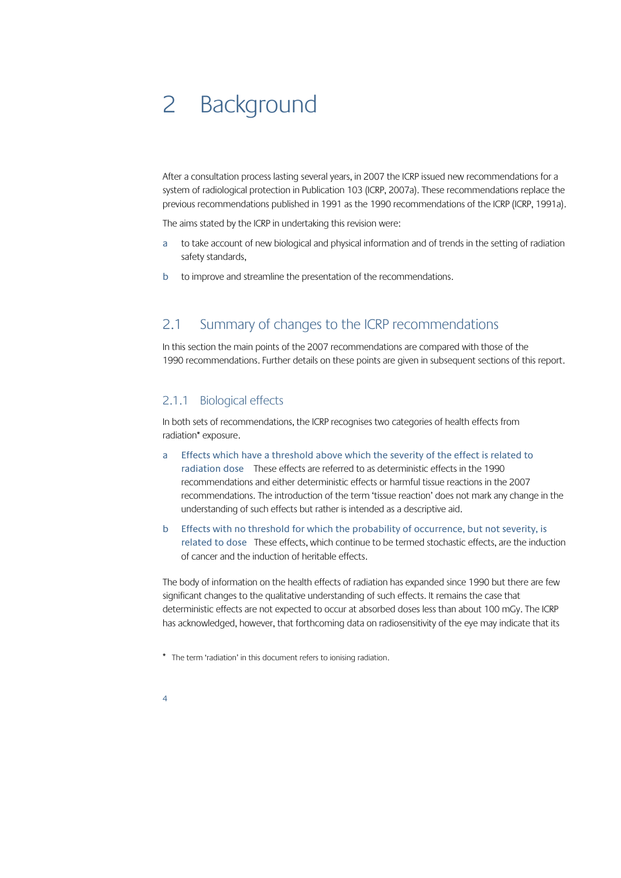# 2 Background

After a consultation process lasting several years, in 2007 the ICRP issued new recommendations for a system of radiological protection in Publication 103 (ICRP, 2007a). These recommendations replace the previous recommendations published in 1991 as the 1990 recommendations of the ICRP (ICRP, 1991a).

The aims stated by the ICRP in undertaking this revision were:

a to take account of new biological and physical information and of trends in the setting of radiation safety standards,

b to improve and streamline the presentation of the recommendations.

## 2.1 Summary of changes to the ICRP recommendations

In this section the main points of the 2007 recommendations are compared with those of the 1990 recommendations. Further details on these points are given in subsequent sections of this report.

### 2.1.1 Biological effects

In both sets of recommendations, the ICRP recognises two categories of health effects from radiation* exposure.

a **Effects which have a threshold above which the severity of the effect is related to radiation dose** These effects are referred to as deterministic effects in the 1990 recommendations and either deterministic effects or harmful tissue reactions in the 2007 recommendations. The introduction of the term 'tissue reaction' does not mark any change in the understanding of such effects but rather is intended as a descriptive aid.

b **Effects with no threshold for which the probability of occurrence, but not severity, is related to dose** These effects, which continue to be termed stochastic effects, are the induction of cancer and the induction of heritable effects.

The body of information on the health effects of radiation has expanded since 1990 but there are few significant changes to the qualitative understanding of such effects. It remains the case that deterministic effects are not expected to occur at absorbed doses less than about 100 mGy. The ICRP has acknowledged, however, that forthcoming data on radiosensitivity of the eye may indicate that its

\* The term 'radiation' in this document refers to ionising radiation.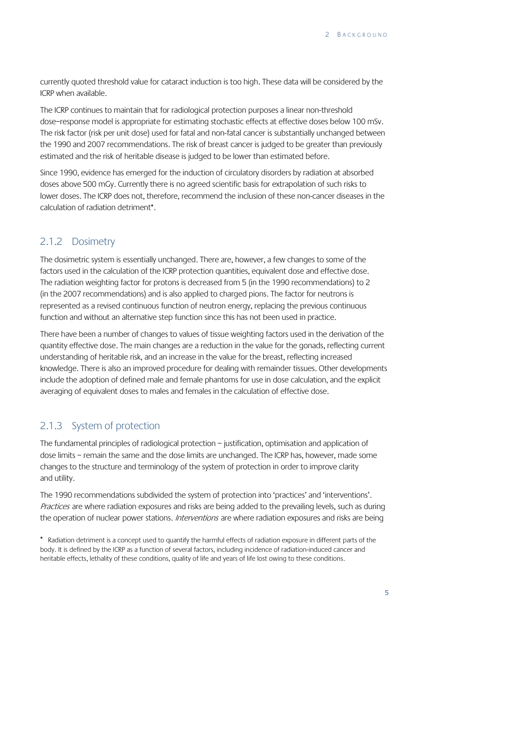currently quoted threshold value for cataract induction is too high. These data will be considered by the ICRP when available.

The ICRP continues to maintain that for radiological protection purposes a linear non-threshold dose–response model is appropriate for estimating stochastic effects at effective doses below 100 mSv. The risk factor (risk per unit dose) used for fatal and non-fatal cancer is substantially unchanged between the 1990 and 2007 recommendations. The risk of breast cancer is judged to be greater than previously estimated and the risk of heritable disease is judged to be lower than estimated before.

Since 1990, evidence has emerged for the induction of circulatory disorders by radiation at absorbed doses above 500 mGy. Currently there is no agreed scientific basis for extrapolation of such risks to lower doses. The ICRP does not, therefore, recommend the inclusion of these non-cancer diseases in the calculation of radiation detriment*.

### 2.1.2 Dosimetry

The dosimetric system is essentially unchanged. There are, however, a few changes to some of the factors used in the calculation of the ICRP protection quantities, equivalent dose and effective dose. The radiation weighting factor for protons is decreased from 5 (in the 1990 recommendations) to 2 (in the 2007 recommendations) and is also applied to charged pions. The factor for neutrons is represented as a revised continuous function of neutron energy, replacing the previous continuous function and without an alternative step function since this has not been used in practice.

There have been a number of changes to values of tissue weighting factors used in the derivation of the quantity effective dose. The main changes are a reduction in the value for the gonads, reflecting current understanding of heritable risk, and an increase in the value for the breast, reflecting increased knowledge. There is also an improved procedure for dealing with remainder tissues. Other developments include the adoption of defined male and female phantoms for use in dose calculation, and the explicit averaging of equivalent doses to males and females in the calculation of effective dose.

### 2.1.3 System of protection

The fundamental principles of radiological protection – justification, optimisation and application of dose limits – remain the same and the dose limits are unchanged. The ICRP has, however, made some changes to the structure and terminology of the system of protection in order to improve clarity and utility.

The 1990 recommendations subdivided the system of protection into 'practices' and 'interventions'. *Practices* are where radiation exposures and risks are being added to the prevailing levels, such as during the operation of nuclear power stations. *Interventions* are where radiation exposures and risks are being

\* Radiation detriment is a concept used to quantify the harmful effects of radiation exposure in different parts of the body. It is defined by the ICRP as a function of several factors, including incidence of radiation-induced cancer and heritable effects, lethality of these conditions, quality of life and years of life lost owing to these conditions.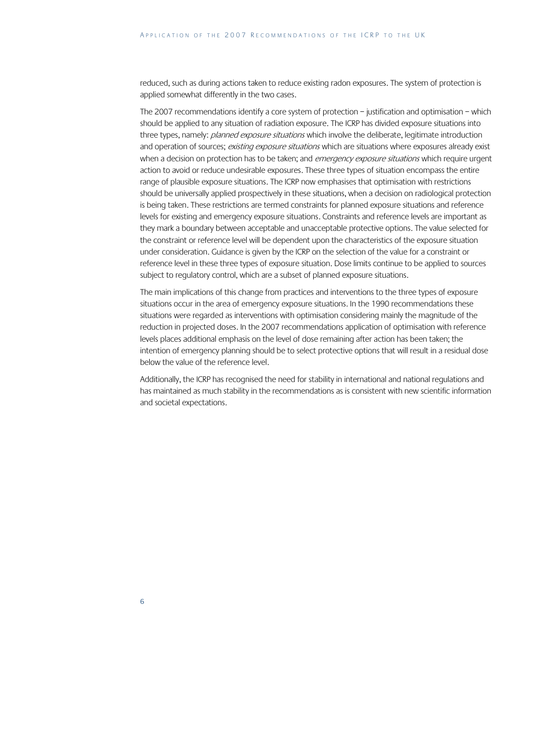reduced, such as during actions taken to reduce existing radon exposures. The system of protection is applied somewhat differently in the two cases.

The 2007 recommendations identify a core system of protection – justification and optimisation – which should be applied to any situation of radiation exposure. The ICRP has divided exposure situations into three types, namely: *planned exposure situations* which involve the deliberate, legitimate introduction and operation of sources; *existing exposure situations* which are situations where exposures already exist when a decision on protection has to be taken; and *emergency exposure situations* which require urgent action to avoid or reduce undesirable exposures. These three types of situation encompass the entire range of plausible exposure situations. The ICRP now emphasises that optimisation with restrictions should be universally applied prospectively in these situations, when a decision on radiological protection is being taken. These restrictions are termed constraints for planned exposure situations and reference levels for existing and emergency exposure situations. Constraints and reference levels are important as they mark a boundary between acceptable and unacceptable protective options. The value selected for the constraint or reference level will be dependent upon the characteristics of the exposure situation under consideration. Guidance is given by the ICRP on the selection of the value for a constraint or reference level in these three types of exposure situation. Dose limits continue to be applied to sources subject to regulatory control, which are a subset of planned exposure situations.

The main implications of this change from practices and interventions to the three types of exposure situations occur in the area of emergency exposure situations. In the 1990 recommendations these situations were regarded as interventions with optimisation considering mainly the magnitude of the reduction in projected doses. In the 2007 recommendations application of optimisation with reference levels places additional emphasis on the level of dose remaining after action has been taken; the intention of emergency planning should be to select protective options that will result in a residual dose below the value of the reference level.

Additionally, the ICRP has recognised the need for stability in international and national regulations and has maintained as much stability in the recommendations as is consistent with new scientific information and societal expectations.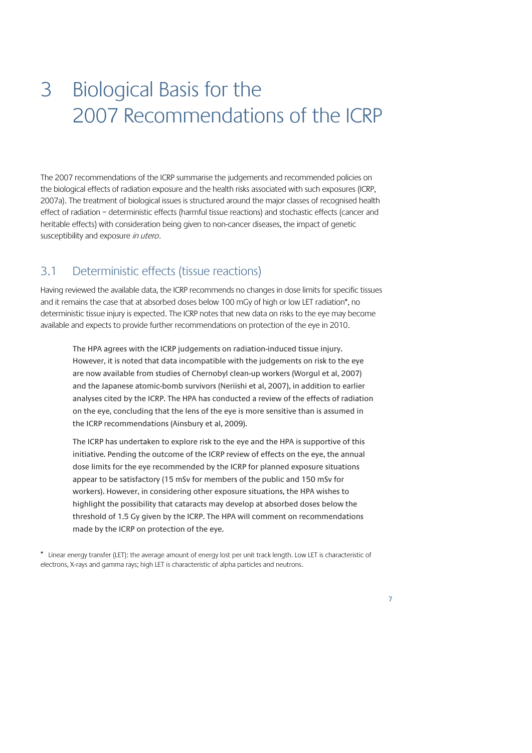# 3 Biological Basis for the 2007 Recommendations of the ICRP

The 2007 recommendations of the ICRP summarise the judgements and recommended policies on the biological effects of radiation exposure and the health risks associated with such exposures (ICRP, 2007a). The treatment of biological issues is structured around the major classes of recognised health effect of radiation – deterministic effects (harmful tissue reactions) and stochastic effects (cancer and heritable effects) with consideration being given to non-cancer diseases, the impact of genetic susceptibility and exposure *in utero*.

## 3.1 Deterministic effects (tissue reactions)

Having reviewed the available data, the ICRP recommends no changes in dose limits for specific tissues and it remains the case that at absorbed doses below 100 mGy of high or low LET radiation*, no deterministic tissue injury is expected. The ICRP notes that new data on risks to the eye may become available and expects to provide further recommendations on protection of the eye in 2010.

> The HPA agrees with the ICRP judgements on radiation-induced tissue injury. However, it is noted that data incompatible with the judgements on risk to the eye are now available from studies of Chernobyl clean-up workers (Worgul et al, 2007) and the Japanese atomic-bomb survivors (Neriishi et al, 2007), in addition to earlier analyses cited by the ICRP. The HPA has conducted a review of the effects of radiation on the eye, concluding that the lens of the eye is more sensitive than is assumed in the ICRP recommendations (Ainsbury et al, 2009).
>
> The ICRP has undertaken to explore risk to the eye and the HPA is supportive of this initiative. Pending the outcome of the ICRP review of effects on the eye, the annual dose limits for the eye recommended by the ICRP for planned exposure situations appear to be satisfactory (15 mSv for members of the public and 150 mSv for workers). However, in considering other exposure situations, the HPA wishes to highlight the possibility that cataracts may develop at absorbed doses below the threshold of 1.5 Gy given by the ICRP. The HPA will comment on recommendations made by the ICRP on protection of the eye.

\* Linear energy transfer (LET): the average amount of energy lost per unit track length. Low LET is characteristic of electrons, X-rays and gamma rays; high LET is characteristic of alpha particles and neutrons.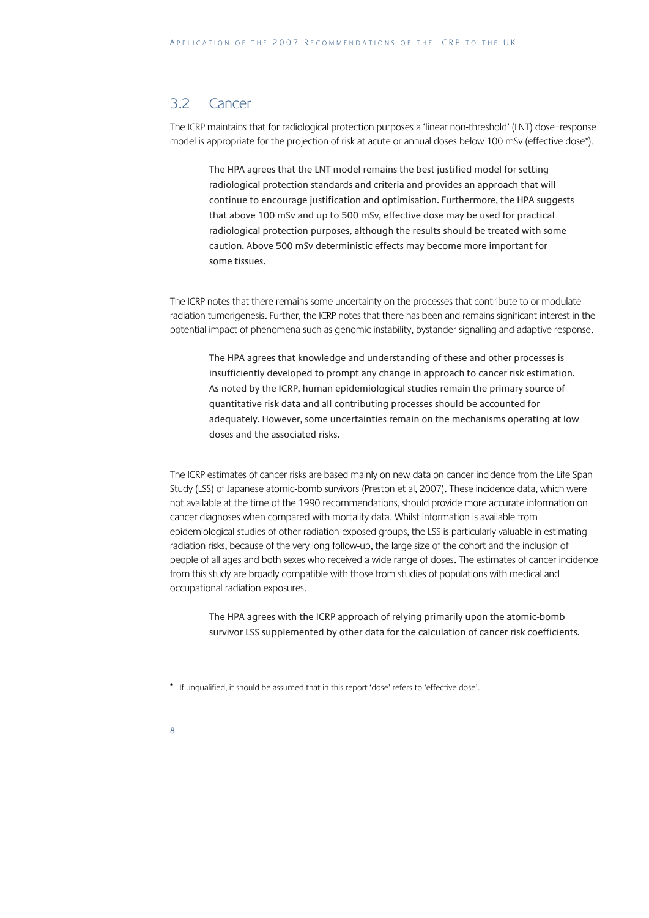## 3.2 Cancer

The ICRP maintains that for radiological protection purposes a 'linear non-threshold' (LNT) dose–response model is appropriate for the projection of risk at acute or annual doses below 100 mSv (effective dose*).

> The HPA agrees that the LNT model remains the best justified model for setting radiological protection standards and criteria and provides an approach that will continue to encourage justification and optimisation. Furthermore, the HPA suggests that above 100 mSv and up to 500 mSv, effective dose may be used for practical radiological protection purposes, although the results should be treated with some caution. Above 500 mSv deterministic effects may become more important for some tissues.

The ICRP notes that there remains some uncertainty on the processes that contribute to or modulate radiation tumorigenesis. Further, the ICRP notes that there has been and remains significant interest in the potential impact of phenomena such as genomic instability, bystander signalling and adaptive response.

> The HPA agrees that knowledge and understanding of these and other processes is insufficiently developed to prompt any change in approach to cancer risk estimation. As noted by the ICRP, human epidemiological studies remain the primary source of quantitative risk data and all contributing processes should be accounted for adequately. However, some uncertainties remain on the mechanisms operating at low doses and the associated risks.

The ICRP estimates of cancer risks are based mainly on new data on cancer incidence from the Life Span Study (LSS) of Japanese atomic-bomb survivors (Preston et al, 2007). These incidence data, which were not available at the time of the 1990 recommendations, should provide more accurate information on cancer diagnoses when compared with mortality data. Whilst information is available from epidemiological studies of other radiation-exposed groups, the LSS is particularly valuable in estimating radiation risks, because of the very long follow-up, the large size of the cohort and the inclusion of people of all ages and both sexes who received a wide range of doses. The estimates of cancer incidence from this study are broadly compatible with those from studies of populations with medical and occupational radiation exposures.

> The HPA agrees with the ICRP approach of relying primarily upon the atomic-bomb survivor LSS supplemented by other data for the calculation of cancer risk coefficients.

\* If unqualified, it should be assumed that in this report 'dose' refers to 'effective dose'.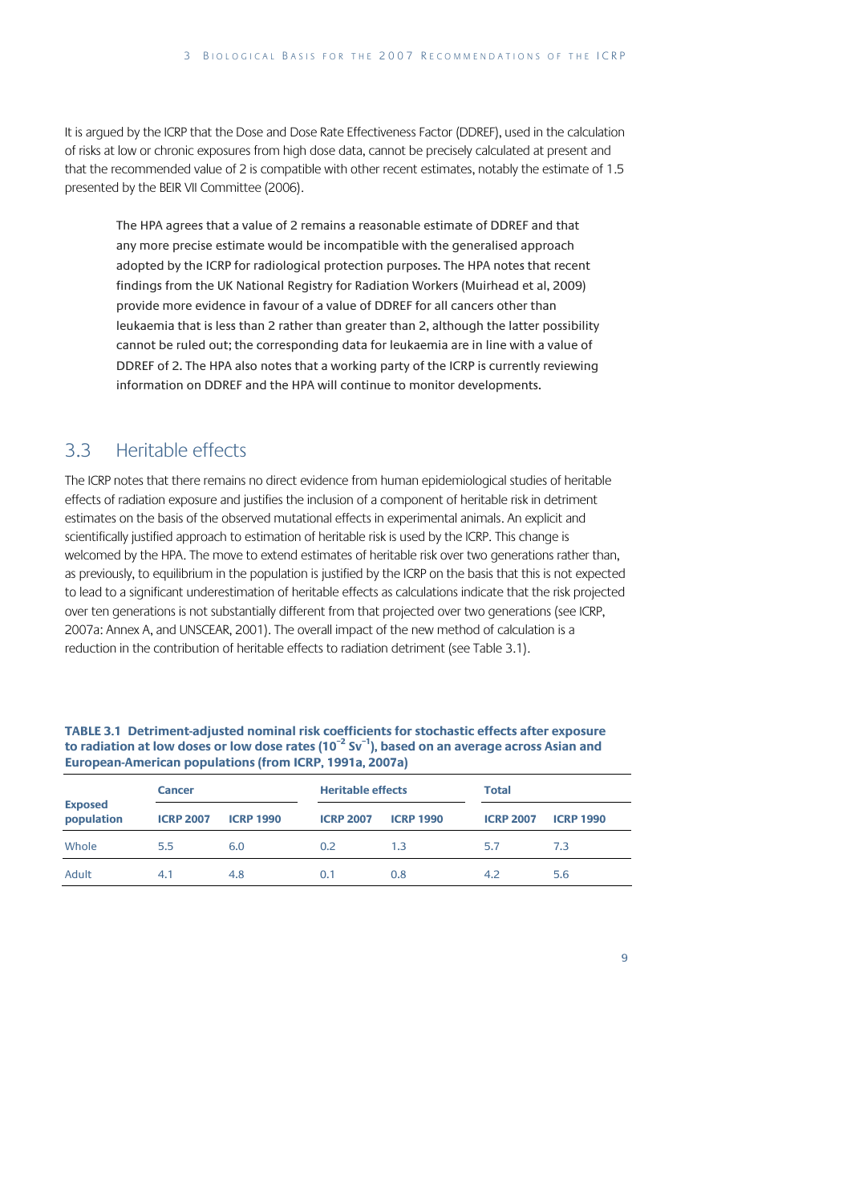It is argued by the ICRP that the Dose and Dose Rate Effectiveness Factor (DDREF), used in the calculation of risks at low or chronic exposures from high dose data, cannot be precisely calculated at present and that the recommended value of 2 is compatible with other recent estimates, notably the estimate of 1.5 presented by the BEIR VII Committee (2006).

> The HPA agrees that a value of 2 remains a reasonable estimate of DDREF and that any more precise estimate would be incompatible with the generalised approach adopted by the ICRP for radiological protection purposes. The HPA notes that recent findings from the UK National Registry for Radiation Workers (Muirhead et al, 2009) provide more evidence in favour of a value of DDREF for all cancers other than leukaemia that is less than 2 rather than greater than 2, although the latter possibility cannot be ruled out; the corresponding data for leukaemia are in line with a value of DDREF of 2. The HPA also notes that a working party of the ICRP is currently reviewing information on DDREF and the HPA will continue to monitor developments.

## 3.3 Heritable effects

The ICRP notes that there remains no direct evidence from human epidemiological studies of heritable effects of radiation exposure and justifies the inclusion of a component of heritable risk in detriment estimates on the basis of the observed mutational effects in experimental animals. An explicit and scientifically justified approach to estimation of heritable risk is used by the ICRP. This change is welcomed by the HPA. The move to extend estimates of heritable risk over two generations rather than, as previously, to equilibrium in the population is justified by the ICRP on the basis that this is not expected to lead to a significant underestimation of heritable effects as calculations indicate that the risk projected over ten generations is not substantially different from that projected over two generations (see ICRP, 2007a: Annex A, and UNSCEAR, 2001). The overall impact of the new method of calculation is a reduction in the contribution of heritable effects to radiation detriment (see Table 3.1).

**TABLE 3.1 Detriment-adjusted nominal risk coefficients for stochastic effects after exposure to radiation at low doses or low dose rates ($10^{-2}$ $Sv^{-1}$), based on an average across Asian and European-American populations (from ICRP, 1991a, 2007a)**

| Exposed population | Cancer | | Heritable effects | | Total | |
|---|---|---|---|---|---|---|
| | ICRP 2007 | ICRP 1990 | ICRP 2007 | ICRP 1990 | ICRP 2007 | ICRP 1990 |
| Whole | 5.5 | 6.0 | 0.2 | 1.3 | 5.7 | 7.3 |
| Adult | 4.1 | 4.8 | 0.1 | 0.8 | 4.2 | 5.6 |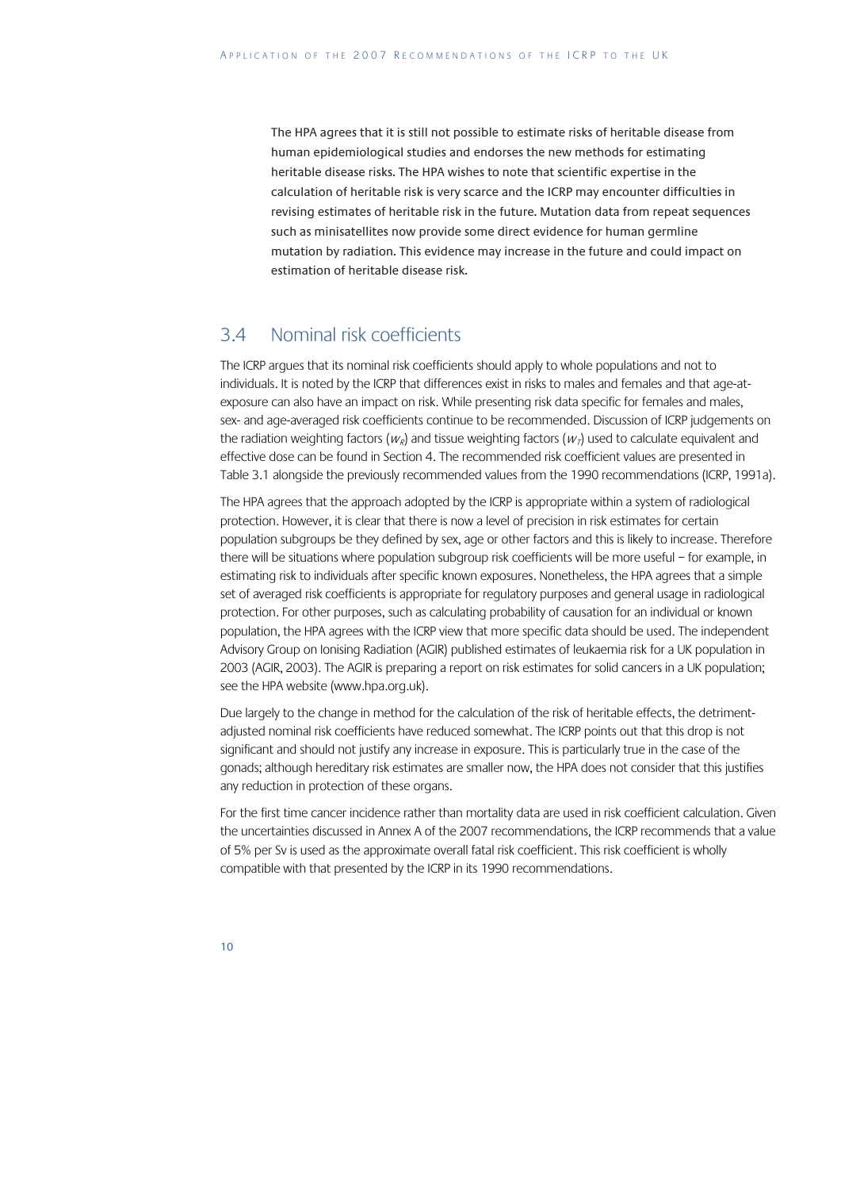The HPA agrees that it is still not possible to estimate risks of heritable disease from human epidemiological studies and endorses the new methods for estimating heritable disease risks. The HPA wishes to note that scientific expertise in the calculation of heritable risk is very scarce and the ICRP may encounter difficulties in revising estimates of heritable risk in the future. Mutation data from repeat sequences such as minisatellites now provide some direct evidence for human germline mutation by radiation. This evidence may increase in the future and could impact on estimation of heritable disease risk.

## 3.4 Nominal risk coefficients

The ICRP argues that its nominal risk coefficients should apply to whole populations and not to individuals. It is noted by the ICRP that differences exist in risks to males and females and that age-at-exposure can also have an impact on risk. While presenting risk data specific for females and males, sex- and age-averaged risk coefficients continue to be recommended. Discussion of ICRP judgements on the radiation weighting factors ($w_R$) and tissue weighting factors ($w_T$) used to calculate equivalent and effective dose can be found in Section 4. The recommended risk coefficient values are presented in Table 3.1 alongside the previously recommended values from the 1990 recommendations (ICRP, 1991a).

The HPA agrees that the approach adopted by the ICRP is appropriate within a system of radiological protection. However, it is clear that there is now a level of precision in risk estimates for certain population subgroups be they defined by sex, age or other factors and this is likely to increase. Therefore there will be situations where population subgroup risk coefficients will be more useful – for example, in estimating risk to individuals after specific known exposures. Nonetheless, the HPA agrees that a simple set of averaged risk coefficients is appropriate for regulatory purposes and general usage in radiological protection. For other purposes, such as calculating probability of causation for an individual or known population, the HPA agrees with the ICRP view that more specific data should be used. The independent Advisory Group on Ionising Radiation (AGIR) published estimates of leukaemia risk for a UK population in 2003 (AGIR, 2003). The AGIR is preparing a report on risk estimates for solid cancers in a UK population; see the HPA website (www.hpa.org.uk).

Due largely to the change in method for the calculation of the risk of heritable effects, the detriment-adjusted nominal risk coefficients have reduced somewhat. The ICRP points out that this drop is not significant and should not justify any increase in exposure. This is particularly true in the case of the gonads; although hereditary risk estimates are smaller now, the HPA does not consider that this justifies any reduction in protection of these organs.

For the first time cancer incidence rather than mortality data are used in risk coefficient calculation. Given the uncertainties discussed in Annex A of the 2007 recommendations, the ICRP recommends that a value of 5% per Sv is used as the approximate overall fatal risk coefficient. This risk coefficient is wholly compatible with that presented by the ICRP in its 1990 recommendations.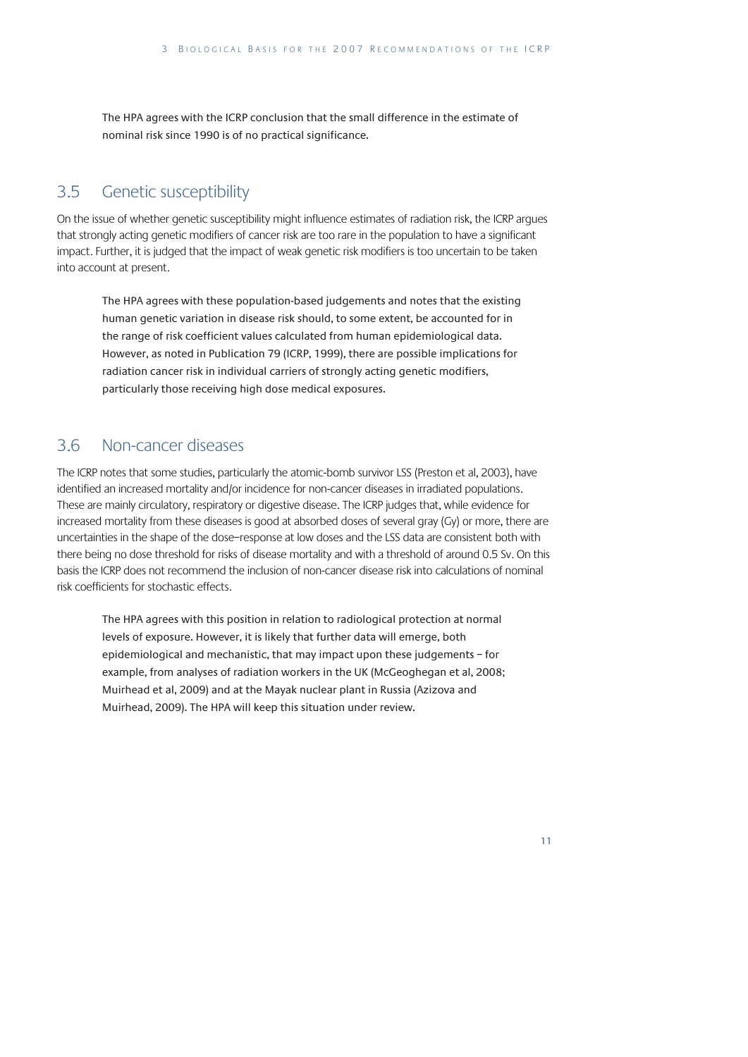The HPA agrees with the ICRP conclusion that the small difference in the estimate of nominal risk since 1990 is of no practical significance.

## 3.5 Genetic susceptibility

On the issue of whether genetic susceptibility might influence estimates of radiation risk, the ICRP argues that strongly acting genetic modifiers of cancer risk are too rare in the population to have a significant impact. Further, it is judged that the impact of weak genetic risk modifiers is too uncertain to be taken into account at present.

The HPA agrees with these population-based judgements and notes that the existing human genetic variation in disease risk should, to some extent, be accounted for in the range of risk coefficient values calculated from human epidemiological data. However, as noted in Publication 79 (ICRP, 1999), there are possible implications for radiation cancer risk in individual carriers of strongly acting genetic modifiers, particularly those receiving high dose medical exposures.

## 3.6 Non-cancer diseases

The ICRP notes that some studies, particularly the atomic-bomb survivor LSS (Preston et al, 2003), have identified an increased mortality and/or incidence for non-cancer diseases in irradiated populations. These are mainly circulatory, respiratory or digestive disease. The ICRP judges that, while evidence for increased mortality from these diseases is good at absorbed doses of several gray (Gy) or more, there are uncertainties in the shape of the dose–response at low doses and the LSS data are consistent both with there being no dose threshold for risks of disease mortality and with a threshold of around 0.5 Sv. On this basis the ICRP does not recommend the inclusion of non-cancer disease risk into calculations of nominal risk coefficients for stochastic effects.

The HPA agrees with this position in relation to radiological protection at normal levels of exposure. However, it is likely that further data will emerge, both epidemiological and mechanistic, that may impact upon these judgements – for example, from analyses of radiation workers in the UK (McGeoghegan et al, 2008; Muirhead et al, 2009) and at the Mayak nuclear plant in Russia (Azizova and Muirhead, 2009). The HPA will keep this situation under review.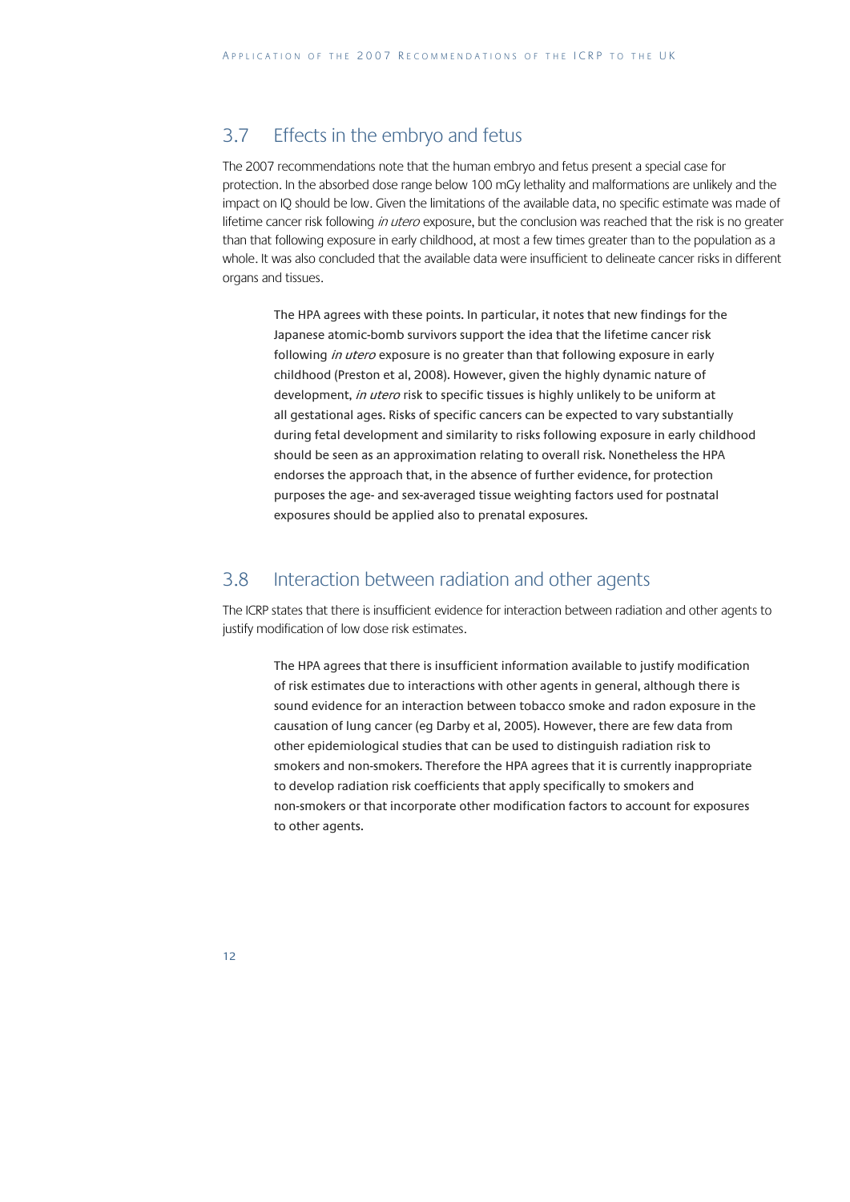## 3.7 Effects in the embryo and fetus

The 2007 recommendations note that the human embryo and fetus present a special case for protection. In the absorbed dose range below 100 mGy lethality and malformations are unlikely and the impact on IQ should be low. Given the limitations of the available data, no specific estimate was made of lifetime cancer risk following *in utero* exposure, but the conclusion was reached that the risk is no greater than that following exposure in early childhood, at most a few times greater than to the population as a whole. It was also concluded that the available data were insufficient to delineate cancer risks in different organs and tissues.

> The HPA agrees with these points. In particular, it notes that new findings for the Japanese atomic-bomb survivors support the idea that the lifetime cancer risk following *in utero* exposure is no greater than that following exposure in early childhood (Preston et al, 2008). However, given the highly dynamic nature of development, *in utero* risk to specific tissues is highly unlikely to be uniform at all gestational ages. Risks of specific cancers can be expected to vary substantially during fetal development and similarity to risks following exposure in early childhood should be seen as an approximation relating to overall risk. Nonetheless the HPA endorses the approach that, in the absence of further evidence, for protection purposes the age- and sex-averaged tissue weighting factors used for postnatal exposures should be applied also to prenatal exposures.

## 3.8 Interaction between radiation and other agents

The ICRP states that there is insufficient evidence for interaction between radiation and other agents to justify modification of low dose risk estimates.

> The HPA agrees that there is insufficient information available to justify modification of risk estimates due to interactions with other agents in general, although there is sound evidence for an interaction between tobacco smoke and radon exposure in the causation of lung cancer (eg Darby et al, 2005). However, there are few data from other epidemiological studies that can be used to distinguish radiation risk to smokers and non-smokers. Therefore the HPA agrees that it is currently inappropriate to develop radiation risk coefficients that apply specifically to smokers and non-smokers or that incorporate other modification factors to account for exposures to other agents.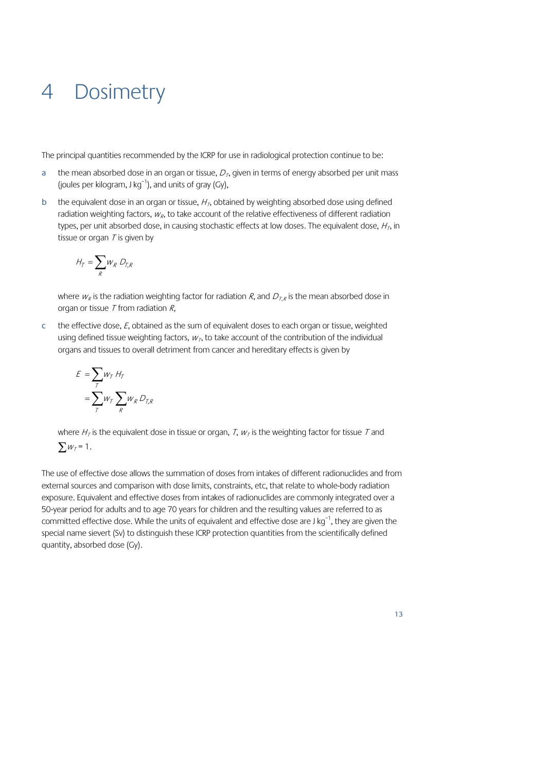# 4 Dosimetry

The principal quantities recommended by the ICRP for use in radiological protection continue to be:

a. the mean absorbed dose in an organ or tissue, $D_T$, given in terms of energy absorbed per unit mass (joules per kilogram, J kg$^{-1}$), and units of gray (Gy),

b. the equivalent dose in an organ or tissue, $H_T$, obtained by weighting absorbed dose using defined radiation weighting factors, $w_R$, to take account of the relative effectiveness of different radiation types, per unit absorbed dose, in causing stochastic effects at low doses. The equivalent dose, $H_T$, in tissue or organ $T$ is given by

$$H_T = \sum_R w_R \, D_{T,R}$$

where $w_R$ is the radiation weighting factor for radiation $R$, and $D_{T,R}$ is the mean absorbed dose in organ or tissue $T$ from radiation $R$,

c. the effective dose, $E$, obtained as the sum of equivalent doses to each organ or tissue, weighted using defined tissue weighting factors, $w_T$, to take account of the contribution of the individual organs and tissues to overall detriment from cancer and hereditary effects is given by

$$E = \sum_T w_T \, H_T = \sum_T w_T \sum_R w_R \, D_{T,R}$$

where $H_T$ is the equivalent dose in tissue or organ, $T$, $w_T$ is the weighting factor for tissue $T$ and $\sum w_T = 1$.

The use of effective dose allows the summation of doses from intakes of different radionuclides and from external sources and comparison with dose limits, constraints, etc, that relate to whole-body radiation exposure. Equivalent and effective doses from intakes of radionuclides are commonly integrated over a 50-year period for adults and to age 70 years for children and the resulting values are referred to as committed effective dose. While the units of equivalent and effective dose are J kg$^{-1}$, they are given the special name sievert (Sv) to distinguish these ICRP protection quantities from the scientifically defined quantity, absorbed dose (Gy).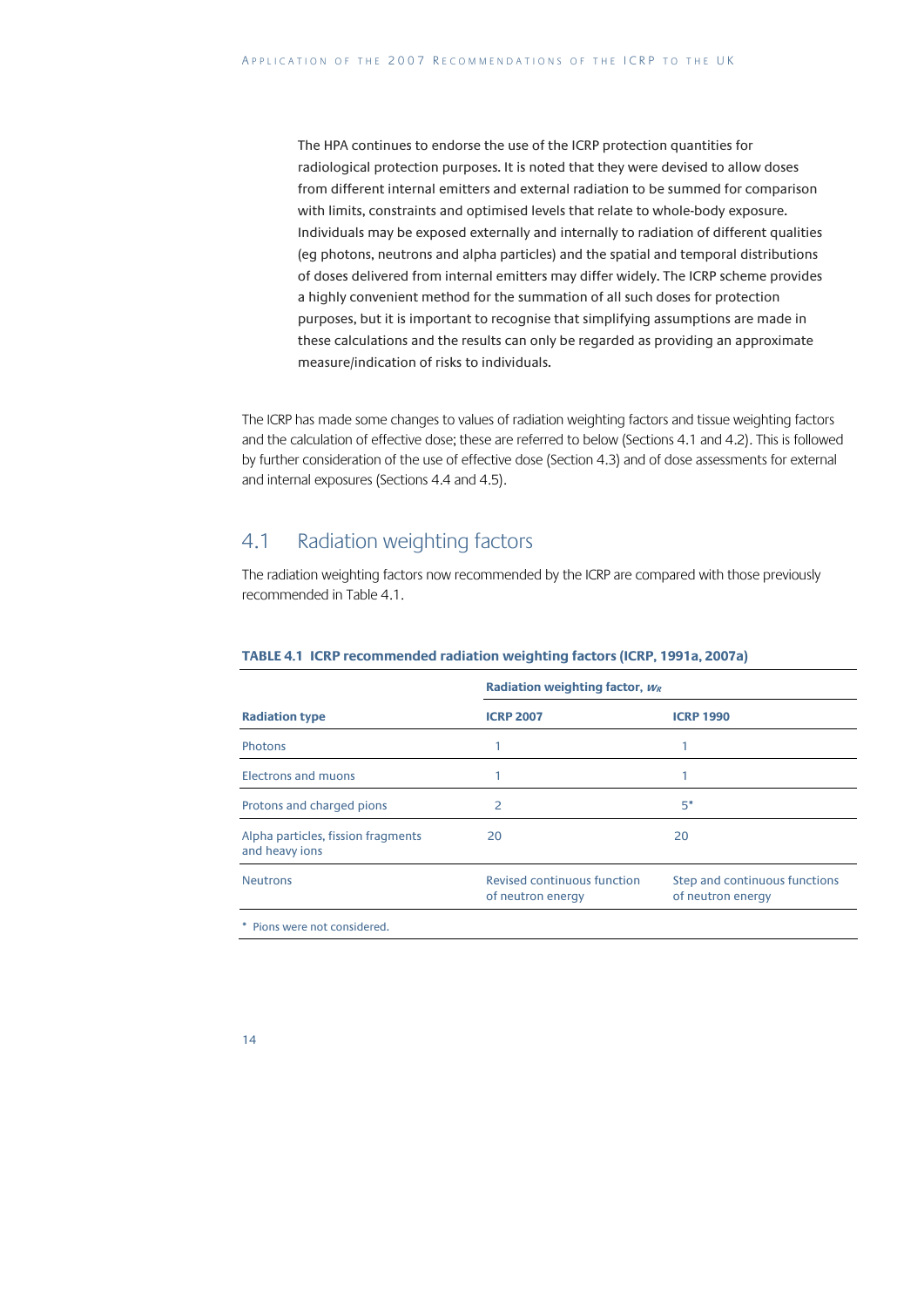The HPA continues to endorse the use of the ICRP protection quantities for radiological protection purposes. It is noted that they were devised to allow doses from different internal emitters and external radiation to be summed for comparison with limits, constraints and optimised levels that relate to whole-body exposure. Individuals may be exposed externally and internally to radiation of different qualities (eg photons, neutrons and alpha particles) and the spatial and temporal distributions of doses delivered from internal emitters may differ widely. The ICRP scheme provides a highly convenient method for the summation of all such doses for protection purposes, but it is important to recognise that simplifying assumptions are made in these calculations and the results can only be regarded as providing an approximate measure/indication of risks to individuals.

The ICRP has made some changes to values of radiation weighting factors and tissue weighting factors and the calculation of effective dose; these are referred to below (Sections 4.1 and 4.2). This is followed by further consideration of the use of effective dose (Section 4.3) and of dose assessments for external and internal exposures (Sections 4.4 and 4.5).

## 4.1 Radiation weighting factors

The radiation weighting factors now recommended by the ICRP are compared with those previously recommended in Table 4.1.

**TABLE 4.1 ICRP recommended radiation weighting factors (ICRP, 1991a, 2007a)**

| | Radiation weighting factor, $w_R$ | |
|---|---|---|
| **Radiation type** | **ICRP 2007** | **ICRP 1990** |
| Photons | 1 | 1 |
| Electrons and muons | 1 | 1 |
| Protons and charged pions | 2 | 5* |
| Alpha particles, fission fragments and heavy ions | 20 | 20 |
| Neutrons | Revised continuous function of neutron energy | Step and continuous functions of neutron energy |

\* Pions were not considered.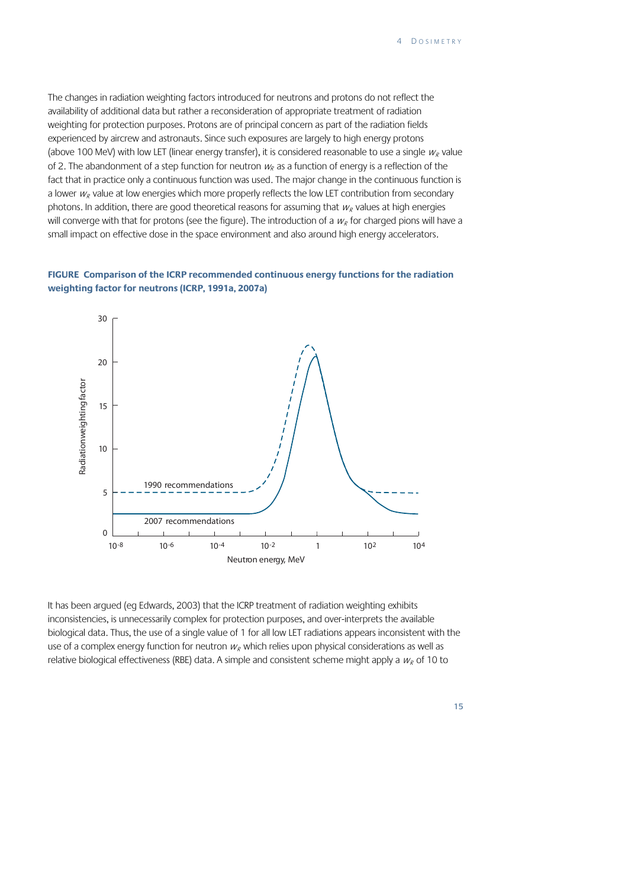The changes in radiation weighting factors introduced for neutrons and protons do not reflect the availability of additional data but rather a reconsideration of appropriate treatment of radiation weighting for protection purposes. Protons are of principal concern as part of the radiation fields experienced by aircrew and astronauts. Since such exposures are largely to high energy protons (above 100 MeV) with low LET (linear energy transfer), it is considered reasonable to use a single $w_R$ value of 2. The abandonment of a step function for neutron $w_R$ as a function of energy is a reflection of the fact that in practice only a continuous function was used. The major change in the continuous function is a lower $w_R$ value at low energies which more properly reflects the low LET contribution from secondary photons. In addition, there are good theoretical reasons for assuming that $w_R$ values at high energies will converge with that for protons (see the figure). The introduction of a $w_R$ for charged pions will have a small impact on effective dose in the space environment and also around high energy accelerators.

**FIGURE Comparison of the ICRP recommended continuous energy functions for the radiation weighting factor for neutrons (ICRP, 1991a, 2007a)**

It has been argued (eg Edwards, 2003) that the ICRP treatment of radiation weighting exhibits inconsistencies, is unnecessarily complex for protection purposes, and over-interprets the available biological data. Thus, the use of a single value of 1 for all low LET radiations appears inconsistent with the use of a complex energy function for neutron $w_R$ which relies upon physical considerations as well as relative biological effectiveness (RBE) data. A simple and consistent scheme might apply a $w_R$ of 10 to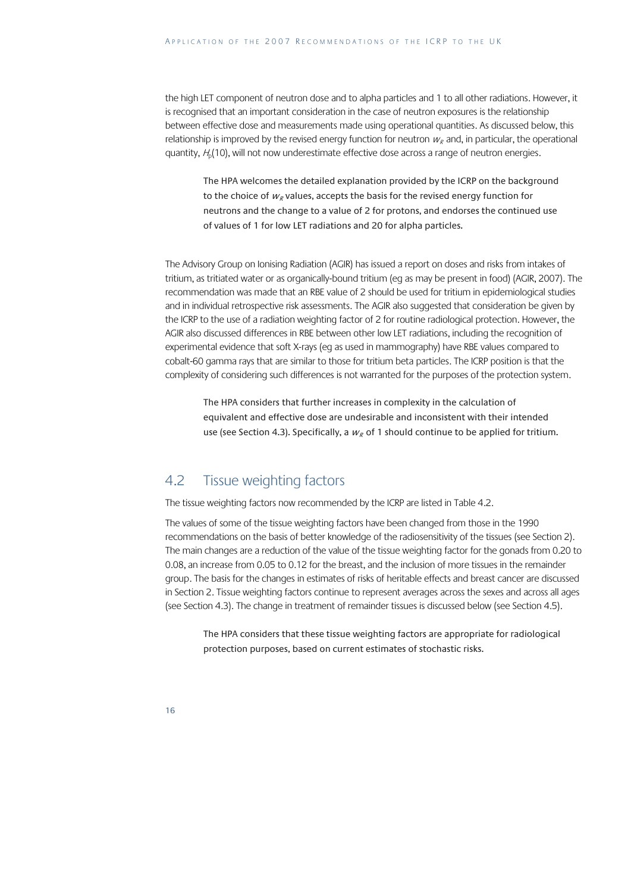the high LET component of neutron dose and to alpha particles and 1 to all other radiations. However, it is recognised that an important consideration in the case of neutron exposures is the relationship between effective dose and measurements made using operational quantities. As discussed below, this relationship is improved by the revised energy function for neutron $w_R$ and, in particular, the operational quantity, $H_p(10)$, will not now underestimate effective dose across a range of neutron energies.

> The HPA welcomes the detailed explanation provided by the ICRP on the background to the choice of $w_R$ values, accepts the basis for the revised energy function for neutrons and the change to a value of 2 for protons, and endorses the continued use of values of 1 for low LET radiations and 20 for alpha particles.

The Advisory Group on Ionising Radiation (AGIR) has issued a report on doses and risks from intakes of tritium, as tritiated water or as organically-bound tritium (eg as may be present in food) (AGIR, 2007). The recommendation was made that an RBE value of 2 should be used for tritium in epidemiological studies and in individual retrospective risk assessments. The AGIR also suggested that consideration be given by the ICRP to the use of a radiation weighting factor of 2 for routine radiological protection. However, the AGIR also discussed differences in RBE between other low LET radiations, including the recognition of experimental evidence that soft X-rays (eg as used in mammography) have RBE values compared to cobalt-60 gamma rays that are similar to those for tritium beta particles. The ICRP position is that the complexity of considering such differences is not warranted for the purposes of the protection system.

> The HPA considers that further increases in complexity in the calculation of equivalent and effective dose are undesirable and inconsistent with their intended use (see Section 4.3). Specifically, a $w_R$ of 1 should continue to be applied for tritium.

## 4.2 Tissue weighting factors

The tissue weighting factors now recommended by the ICRP are listed in Table 4.2.

The values of some of the tissue weighting factors have been changed from those in the 1990 recommendations on the basis of better knowledge of the radiosensitivity of the tissues (see Section 2). The main changes are a reduction of the value of the tissue weighting factor for the gonads from 0.20 to 0.08, an increase from 0.05 to 0.12 for the breast, and the inclusion of more tissues in the remainder group. The basis for the changes in estimates of risks of heritable effects and breast cancer are discussed in Section 2. Tissue weighting factors continue to represent averages across the sexes and across all ages (see Section 4.3). The change in treatment of remainder tissues is discussed below (see Section 4.5).

> The HPA considers that these tissue weighting factors are appropriate for radiological protection purposes, based on current estimates of stochastic risks.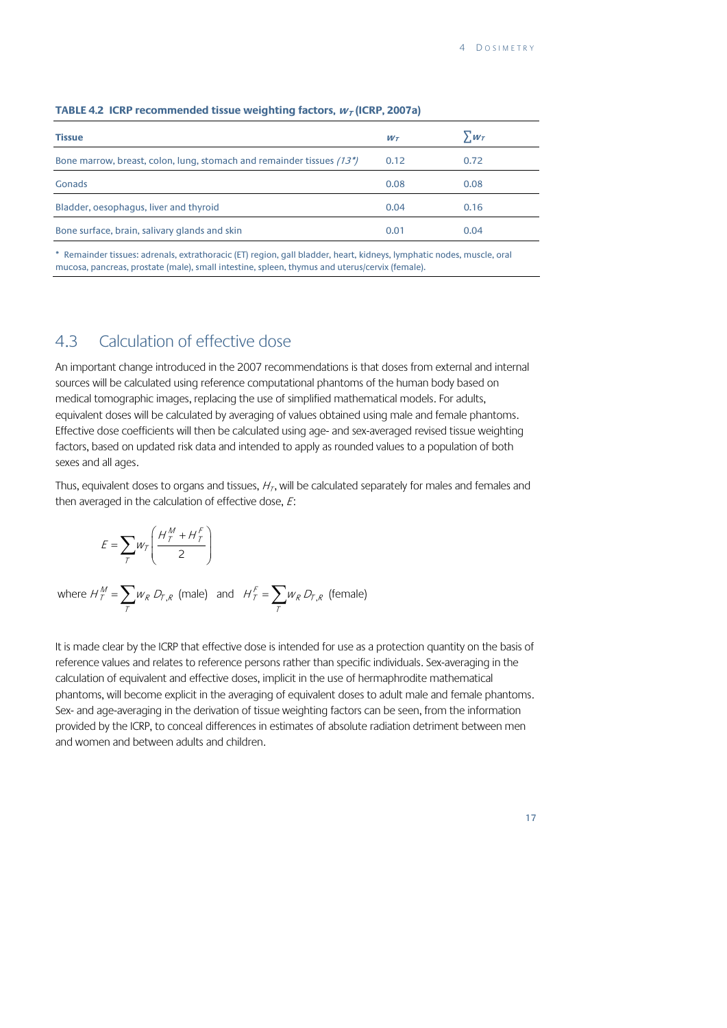**TABLE 4.2 ICRP recommended tissue weighting factors, $w_T$ (ICRP, 2007a)**

| Tissue | $w_T$ | $\sum w_T$ |
|---|---|---|
| Bone marrow, breast, colon, lung, stomach and remainder tissues *(13*)* | 0.12 | 0.72 |
| Gonads | 0.08 | 0.08 |
| Bladder, oesophagus, liver and thyroid | 0.04 | 0.16 |
| Bone surface, brain, salivary glands and skin | 0.01 | 0.04 |

* Remainder tissues: adrenals, extrathoracic (ET) region, gall bladder, heart, kidneys, lymphatic nodes, muscle, oral mucosa, pancreas, prostate (male), small intestine, spleen, thymus and uterus/cervix (female).

## 4.3 Calculation of effective dose

An important change introduced in the 2007 recommendations is that doses from external and internal sources will be calculated using reference computational phantoms of the human body based on medical tomographic images, replacing the use of simplified mathematical models. For adults, equivalent doses will be calculated by averaging of values obtained using male and female phantoms. Effective dose coefficients will then be calculated using age- and sex-averaged revised tissue weighting factors, based on updated risk data and intended to apply as rounded values to a population of both sexes and all ages.

Thus, equivalent doses to organs and tissues, $H_T$, will be calculated separately for males and females and then averaged in the calculation of effective dose, $E$:

$$E = \sum_T w_T \left( \frac{H_T^M + H_T^F}{2} \right)$$

where $H_T^M = \sum_T w_R \, D_{T,R}$ (male) and $H_T^F = \sum_T w_R \, D_{T,R}$ (female)

It is made clear by the ICRP that effective dose is intended for use as a protection quantity on the basis of reference values and relates to reference persons rather than specific individuals. Sex-averaging in the calculation of equivalent and effective doses, implicit in the use of hermaphrodite mathematical phantoms, will become explicit in the averaging of equivalent doses to adult male and female phantoms. Sex- and age-averaging in the derivation of tissue weighting factors can be seen, from the information provided by the ICRP, to conceal differences in estimates of absolute radiation detriment between men and women and between adults and children.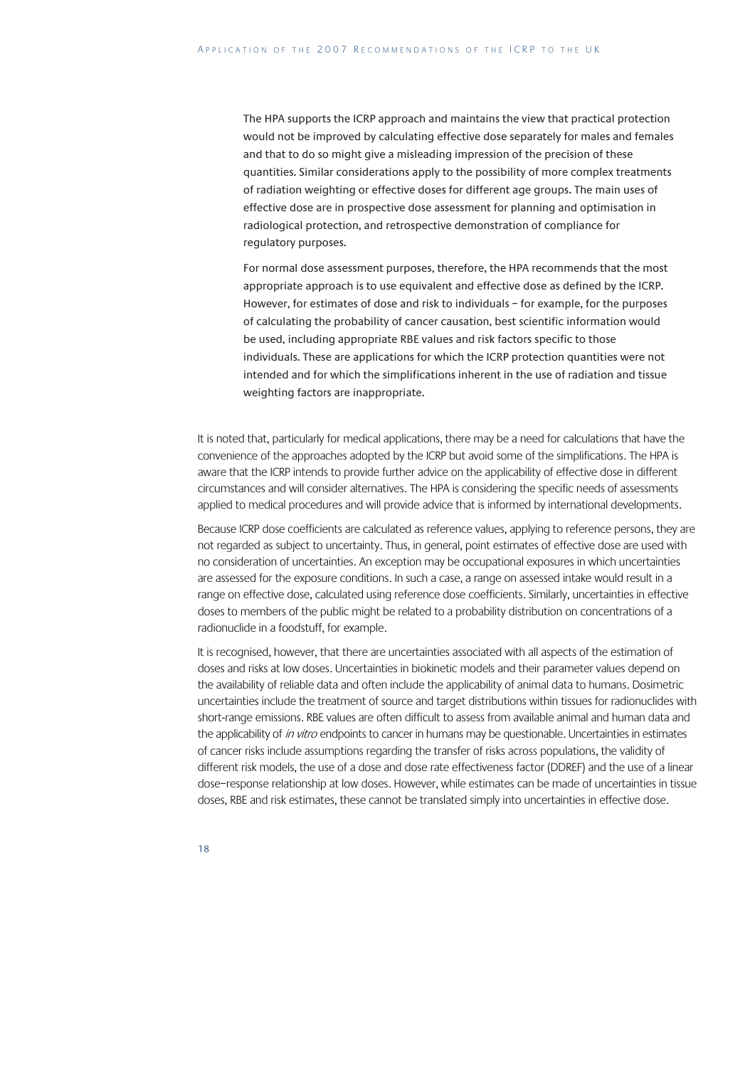> The HPA supports the ICRP approach and maintains the view that practical protection would not be improved by calculating effective dose separately for males and females and that to do so might give a misleading impression of the precision of these quantities. Similar considerations apply to the possibility of more complex treatments of radiation weighting or effective doses for different age groups. The main uses of effective dose are in prospective dose assessment for planning and optimisation in radiological protection, and retrospective demonstration of compliance for regulatory purposes.
>
> For normal dose assessment purposes, therefore, the HPA recommends that the most appropriate approach is to use equivalent and effective dose as defined by the ICRP. However, for estimates of dose and risk to individuals – for example, for the purposes of calculating the probability of cancer causation, best scientific information would be used, including appropriate RBE values and risk factors specific to those individuals. These are applications for which the ICRP protection quantities were not intended and for which the simplifications inherent in the use of radiation and tissue weighting factors are inappropriate.

It is noted that, particularly for medical applications, there may be a need for calculations that have the convenience of the approaches adopted by the ICRP but avoid some of the simplifications. The HPA is aware that the ICRP intends to provide further advice on the applicability of effective dose in different circumstances and will consider alternatives. The HPA is considering the specific needs of assessments applied to medical procedures and will provide advice that is informed by international developments.

Because ICRP dose coefficients are calculated as reference values, applying to reference persons, they are not regarded as subject to uncertainty. Thus, in general, point estimates of effective dose are used with no consideration of uncertainties. An exception may be occupational exposures in which uncertainties are assessed for the exposure conditions. In such a case, a range on assessed intake would result in a range on effective dose, calculated using reference dose coefficients. Similarly, uncertainties in effective doses to members of the public might be related to a probability distribution on concentrations of a radionuclide in a foodstuff, for example.

It is recognised, however, that there are uncertainties associated with all aspects of the estimation of doses and risks at low doses. Uncertainties in biokinetic models and their parameter values depend on the availability of reliable data and often include the applicability of animal data to humans. Dosimetric uncertainties include the treatment of source and target distributions within tissues for radionuclides with short-range emissions. RBE values are often difficult to assess from available animal and human data and the applicability of *in vitro* endpoints to cancer in humans may be questionable. Uncertainties in estimates of cancer risks include assumptions regarding the transfer of risks across populations, the validity of different risk models, the use of a dose and dose rate effectiveness factor (DDREF) and the use of a linear dose–response relationship at low doses. However, while estimates can be made of uncertainties in tissue doses, RBE and risk estimates, these cannot be translated simply into uncertainties in effective dose.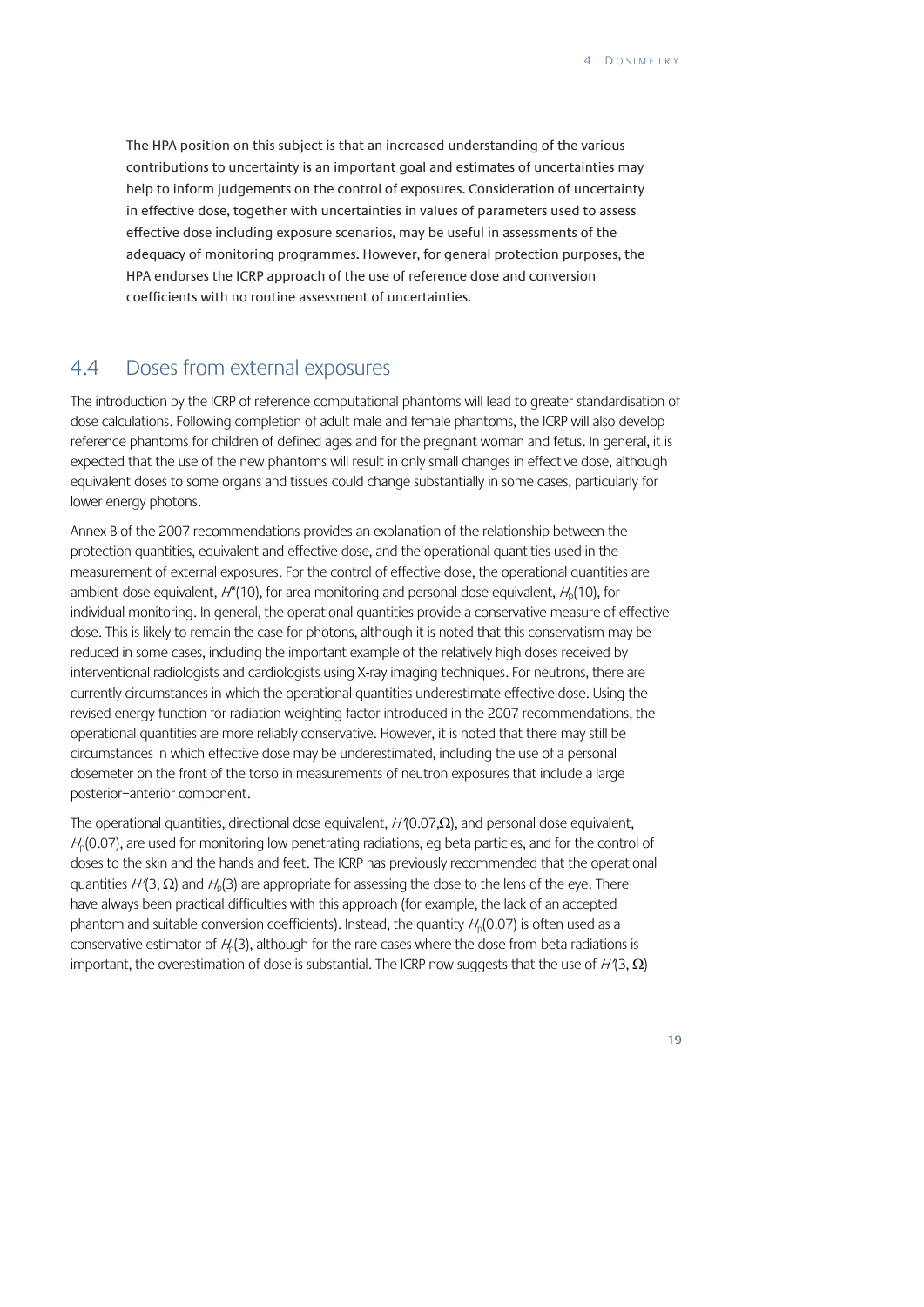The HPA position on this subject is that an increased understanding of the various contributions to uncertainty is an important goal and estimates of uncertainties may help to inform judgements on the control of exposures. Consideration of uncertainty in effective dose, together with uncertainties in values of parameters used to assess effective dose including exposure scenarios, may be useful in assessments of the adequacy of monitoring programmes. However, for general protection purposes, the HPA endorses the ICRP approach of the use of reference dose and conversion coefficients with no routine assessment of uncertainties.

## 4.4 Doses from external exposures

The introduction by the ICRP of reference computational phantoms will lead to greater standardisation of dose calculations. Following completion of adult male and female phantoms, the ICRP will also develop reference phantoms for children of defined ages and for the pregnant woman and fetus. In general, it is expected that the use of the new phantoms will result in only small changes in effective dose, although equivalent doses to some organs and tissues could change substantially in some cases, particularly for lower energy photons.

Annex B of the 2007 recommendations provides an explanation of the relationship between the protection quantities, equivalent and effective dose, and the operational quantities used in the measurement of external exposures. For the control of effective dose, the operational quantities are ambient dose equivalent, $H^*(10)$, for area monitoring and personal dose equivalent, $H_p(10)$, for individual monitoring. In general, the operational quantities provide a conservative measure of effective dose. This is likely to remain the case for photons, although it is noted that this conservatism may be reduced in some cases, including the important example of the relatively high doses received by interventional radiologists and cardiologists using X-ray imaging techniques. For neutrons, there are currently circumstances in which the operational quantities underestimate effective dose. Using the revised energy function for radiation weighting factor introduced in the 2007 recommendations, the operational quantities are more reliably conservative. However, it is noted that there may still be circumstances in which effective dose may be underestimated, including the use of a personal dosemeter on the front of the torso in measurements of neutron exposures that include a large posterior–anterior component.

The operational quantities, directional dose equivalent, $H'(0.07,\Omega)$, and personal dose equivalent, $H_p(0.07)$, are used for monitoring low penetrating radiations, eg beta particles, and for the control of doses to the skin and the hands and feet. The ICRP has previously recommended that the operational quantities $H'(3, \Omega)$ and $H_p(3)$ are appropriate for assessing the dose to the lens of the eye. There have always been practical difficulties with this approach (for example, the lack of an accepted phantom and suitable conversion coefficients). Instead, the quantity $H_p(0.07)$ is often used as a conservative estimator of $H_p(3)$, although for the rare cases where the dose from beta radiations is important, the overestimation of dose is substantial. The ICRP now suggests that the use of $H'(3, \Omega)$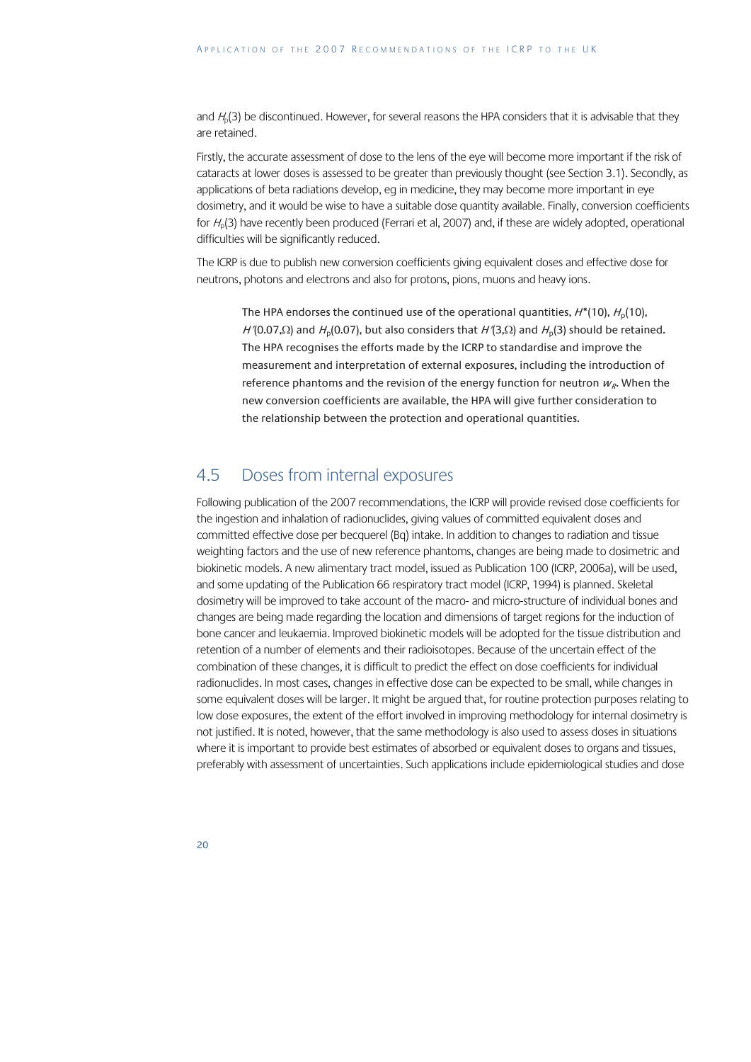and $H_p(3)$ be discontinued. However, for several reasons the HPA considers that it is advisable that they are retained.

Firstly, the accurate assessment of dose to the lens of the eye will become more important if the risk of cataracts at lower doses is assessed to be greater than previously thought (see Section 3.1). Secondly, as applications of beta radiations develop, eg in medicine, they may become more important in eye dosimetry, and it would be wise to have a suitable dose quantity available. Finally, conversion coefficients for $H_p(3)$ have recently been produced (Ferrari et al, 2007) and, if these are widely adopted, operational difficulties will be significantly reduced.

The ICRP is due to publish new conversion coefficients giving equivalent doses and effective dose for neutrons, photons and electrons and also for protons, pions, muons and heavy ions.

> **The HPA endorses the continued use of the operational quantities, $H^*(10)$, $H_p(10)$, $H'(0.07,\Omega)$ and $H_p(0.07)$, but also considers that $H'(3,\Omega)$ and $H_p(3)$ should be retained. The HPA recognises the efforts made by the ICRP to standardise and improve the measurement and interpretation of external exposures, including the introduction of reference phantoms and the revision of the energy function for neutron $w_R$. When the new conversion coefficients are available, the HPA will give further consideration to the relationship between the protection and operational quantities.**

## 4.5 Doses from internal exposures

Following publication of the 2007 recommendations, the ICRP will provide revised dose coefficients for the ingestion and inhalation of radionuclides, giving values of committed equivalent doses and committed effective dose per becquerel (Bq) intake. In addition to changes to radiation and tissue weighting factors and the use of new reference phantoms, changes are being made to dosimetric and biokinetic models. A new alimentary tract model, issued as Publication 100 (ICRP, 2006a), will be used, and some updating of the Publication 66 respiratory tract model (ICRP, 1994) is planned. Skeletal dosimetry will be improved to take account of the macro- and micro-structure of individual bones and changes are being made regarding the location and dimensions of target regions for the induction of bone cancer and leukaemia. Improved biokinetic models will be adopted for the tissue distribution and retention of a number of elements and their radioisotopes. Because of the uncertain effect of the combination of these changes, it is difficult to predict the effect on dose coefficients for individual radionuclides. In most cases, changes in effective dose can be expected to be small, while changes in some equivalent doses will be larger. It might be argued that, for routine protection purposes relating to low dose exposures, the extent of the effort involved in improving methodology for internal dosimetry is not justified. It is noted, however, that the same methodology is also used to assess doses in situations where it is important to provide best estimates of absorbed or equivalent doses to organs and tissues, preferably with assessment of uncertainties. Such applications include epidemiological studies and dose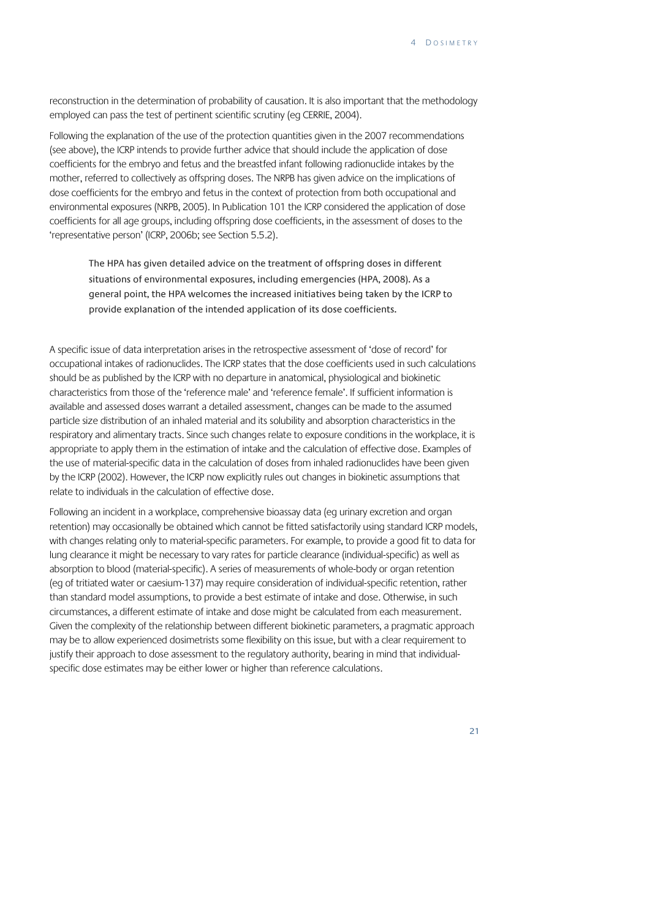reconstruction in the determination of probability of causation. It is also important that the methodology employed can pass the test of pertinent scientific scrutiny (eg CERRIE, 2004).

Following the explanation of the use of the protection quantities given in the 2007 recommendations (see above), the ICRP intends to provide further advice that should include the application of dose coefficients for the embryo and fetus and the breastfed infant following radionuclide intakes by the mother, referred to collectively as offspring doses. The NRPB has given advice on the implications of dose coefficients for the embryo and fetus in the context of protection from both occupational and environmental exposures (NRPB, 2005). In Publication 101 the ICRP considered the application of dose coefficients for all age groups, including offspring dose coefficients, in the assessment of doses to the 'representative person' (ICRP, 2006b; see Section 5.5.2).

> The HPA has given detailed advice on the treatment of offspring doses in different situations of environmental exposures, including emergencies (HPA, 2008). As a general point, the HPA welcomes the increased initiatives being taken by the ICRP to provide explanation of the intended application of its dose coefficients.

A specific issue of data interpretation arises in the retrospective assessment of 'dose of record' for occupational intakes of radionuclides. The ICRP states that the dose coefficients used in such calculations should be as published by the ICRP with no departure in anatomical, physiological and biokinetic characteristics from those of the 'reference male' and 'reference female'. If sufficient information is available and assessed doses warrant a detailed assessment, changes can be made to the assumed particle size distribution of an inhaled material and its solubility and absorption characteristics in the respiratory and alimentary tracts. Since such changes relate to exposure conditions in the workplace, it is appropriate to apply them in the estimation of intake and the calculation of effective dose. Examples of the use of material-specific data in the calculation of doses from inhaled radionuclides have been given by the ICRP (2002). However, the ICRP now explicitly rules out changes in biokinetic assumptions that relate to individuals in the calculation of effective dose.

Following an incident in a workplace, comprehensive bioassay data (eg urinary excretion and organ retention) may occasionally be obtained which cannot be fitted satisfactorily using standard ICRP models, with changes relating only to material-specific parameters. For example, to provide a good fit to data for lung clearance it might be necessary to vary rates for particle clearance (individual-specific) as well as absorption to blood (material-specific). A series of measurements of whole-body or organ retention (eg of tritiated water or caesium-137) may require consideration of individual-specific retention, rather than standard model assumptions, to provide a best estimate of intake and dose. Otherwise, in such circumstances, a different estimate of intake and dose might be calculated from each measurement. Given the complexity of the relationship between different biokinetic parameters, a pragmatic approach may be to allow experienced dosimetrists some flexibility on this issue, but with a clear requirement to justify their approach to dose assessment to the regulatory authority, bearing in mind that individual-specific dose estimates may be either lower or higher than reference calculations.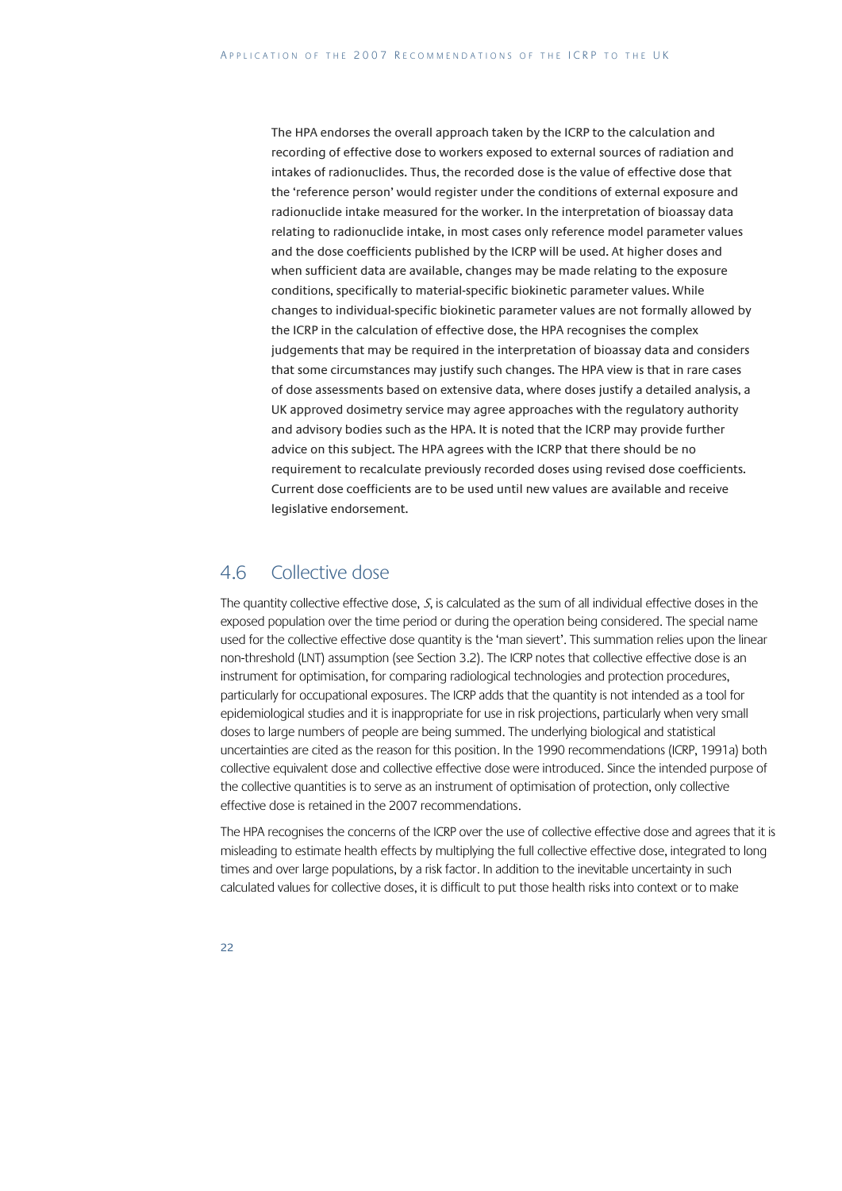The HPA endorses the overall approach taken by the ICRP to the calculation and recording of effective dose to workers exposed to external sources of radiation and intakes of radionuclides. Thus, the recorded dose is the value of effective dose that the 'reference person' would register under the conditions of external exposure and radionuclide intake measured for the worker. In the interpretation of bioassay data relating to radionuclide intake, in most cases only reference model parameter values and the dose coefficients published by the ICRP will be used. At higher doses and when sufficient data are available, changes may be made relating to the exposure conditions, specifically to material-specific biokinetic parameter values. While changes to individual-specific biokinetic parameter values are not formally allowed by the ICRP in the calculation of effective dose, the HPA recognises the complex judgements that may be required in the interpretation of bioassay data and considers that some circumstances may justify such changes. The HPA view is that in rare cases of dose assessments based on extensive data, where doses justify a detailed analysis, a UK approved dosimetry service may agree approaches with the regulatory authority and advisory bodies such as the HPA. It is noted that the ICRP may provide further advice on this subject. The HPA agrees with the ICRP that there should be no requirement to recalculate previously recorded doses using revised dose coefficients. Current dose coefficients are to be used until new values are available and receive legislative endorsement.

## 4.6 Collective dose

The quantity collective effective dose, $S$, is calculated as the sum of all individual effective doses in the exposed population over the time period or during the operation being considered. The special name used for the collective effective dose quantity is the 'man sievert'. This summation relies upon the linear non-threshold (LNT) assumption (see Section 3.2). The ICRP notes that collective effective dose is an instrument for optimisation, for comparing radiological technologies and protection procedures, particularly for occupational exposures. The ICRP adds that the quantity is not intended as a tool for epidemiological studies and it is inappropriate for use in risk projections, particularly when very small doses to large numbers of people are being summed. The underlying biological and statistical uncertainties are cited as the reason for this position. In the 1990 recommendations (ICRP, 1991a) both collective equivalent dose and collective effective dose were introduced. Since the intended purpose of the collective quantities is to serve as an instrument of optimisation of protection, only collective effective dose is retained in the 2007 recommendations.

The HPA recognises the concerns of the ICRP over the use of collective effective dose and agrees that it is misleading to estimate health effects by multiplying the full collective effective dose, integrated to long times and over large populations, by a risk factor. In addition to the inevitable uncertainty in such calculated values for collective doses, it is difficult to put those health risks into context or to make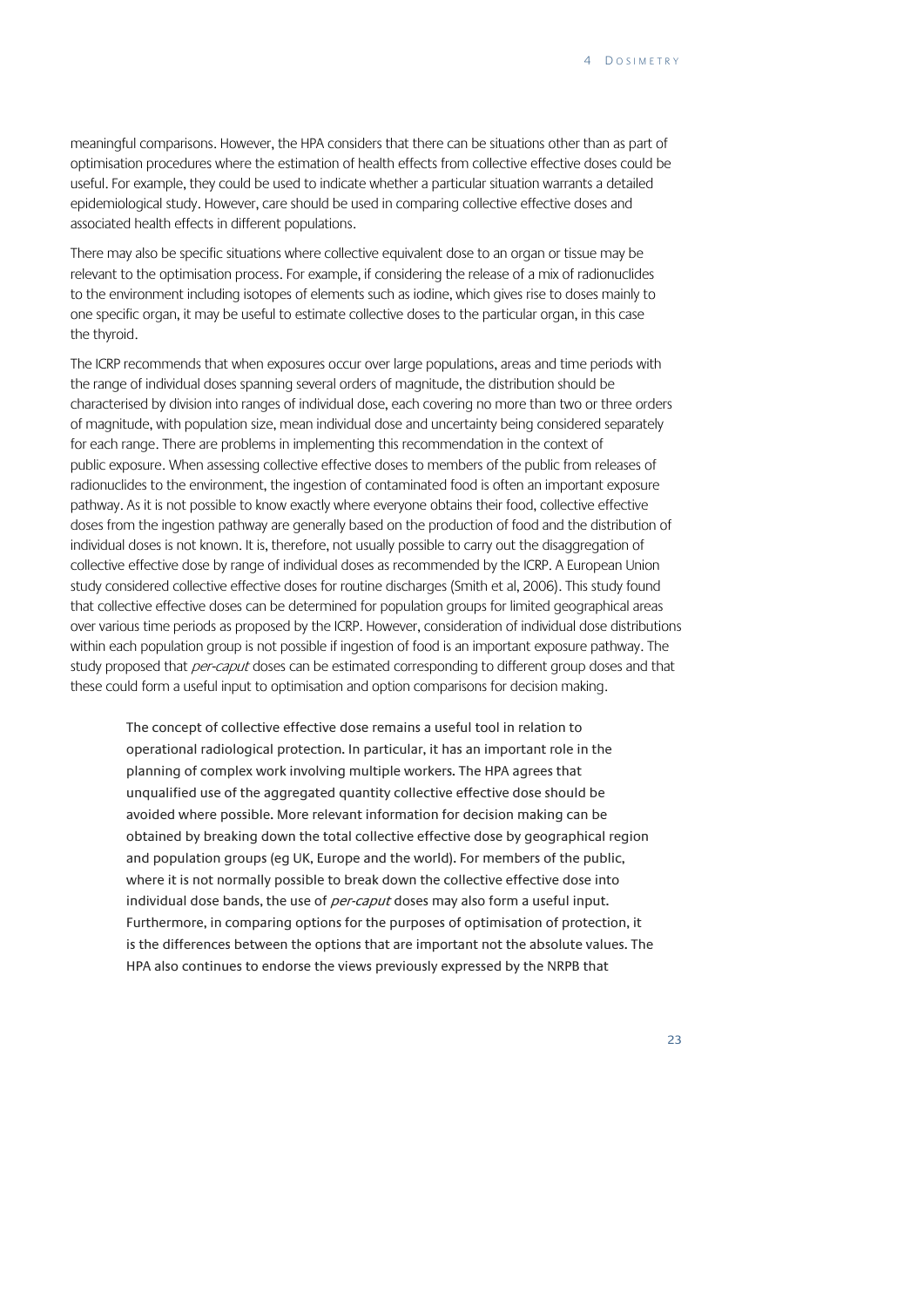meaningful comparisons. However, the HPA considers that there can be situations other than as part of optimisation procedures where the estimation of health effects from collective effective doses could be useful. For example, they could be used to indicate whether a particular situation warrants a detailed epidemiological study. However, care should be used in comparing collective effective doses and associated health effects in different populations.

There may also be specific situations where collective equivalent dose to an organ or tissue may be relevant to the optimisation process. For example, if considering the release of a mix of radionuclides to the environment including isotopes of elements such as iodine, which gives rise to doses mainly to one specific organ, it may be useful to estimate collective doses to the particular organ, in this case the thyroid.

The ICRP recommends that when exposures occur over large populations, areas and time periods with the range of individual doses spanning several orders of magnitude, the distribution should be characterised by division into ranges of individual dose, each covering no more than two or three orders of magnitude, with population size, mean individual dose and uncertainty being considered separately for each range. There are problems in implementing this recommendation in the context of public exposure. When assessing collective effective doses to members of the public from releases of radionuclides to the environment, the ingestion of contaminated food is often an important exposure pathway. As it is not possible to know exactly where everyone obtains their food, collective effective doses from the ingestion pathway are generally based on the production of food and the distribution of individual doses is not known. It is, therefore, not usually possible to carry out the disaggregation of collective effective dose by range of individual doses as recommended by the ICRP. A European Union study considered collective effective doses for routine discharges (Smith et al, 2006). This study found that collective effective doses can be determined for population groups for limited geographical areas over various time periods as proposed by the ICRP. However, consideration of individual dose distributions within each population group is not possible if ingestion of food is an important exposure pathway. The study proposed that *per-caput* doses can be estimated corresponding to different group doses and that these could form a useful input to optimisation and option comparisons for decision making.

> The concept of collective effective dose remains a useful tool in relation to operational radiological protection. In particular, it has an important role in the planning of complex work involving multiple workers. The HPA agrees that unqualified use of the aggregated quantity collective effective dose should be avoided where possible. More relevant information for decision making can be obtained by breaking down the total collective effective dose by geographical region and population groups (eg UK, Europe and the world). For members of the public, where it is not normally possible to break down the collective effective dose into individual dose bands, the use of *per-caput* doses may also form a useful input. Furthermore, in comparing options for the purposes of optimisation of protection, it is the differences between the options that are important not the absolute values. The HPA also continues to endorse the views previously expressed by the NRPB that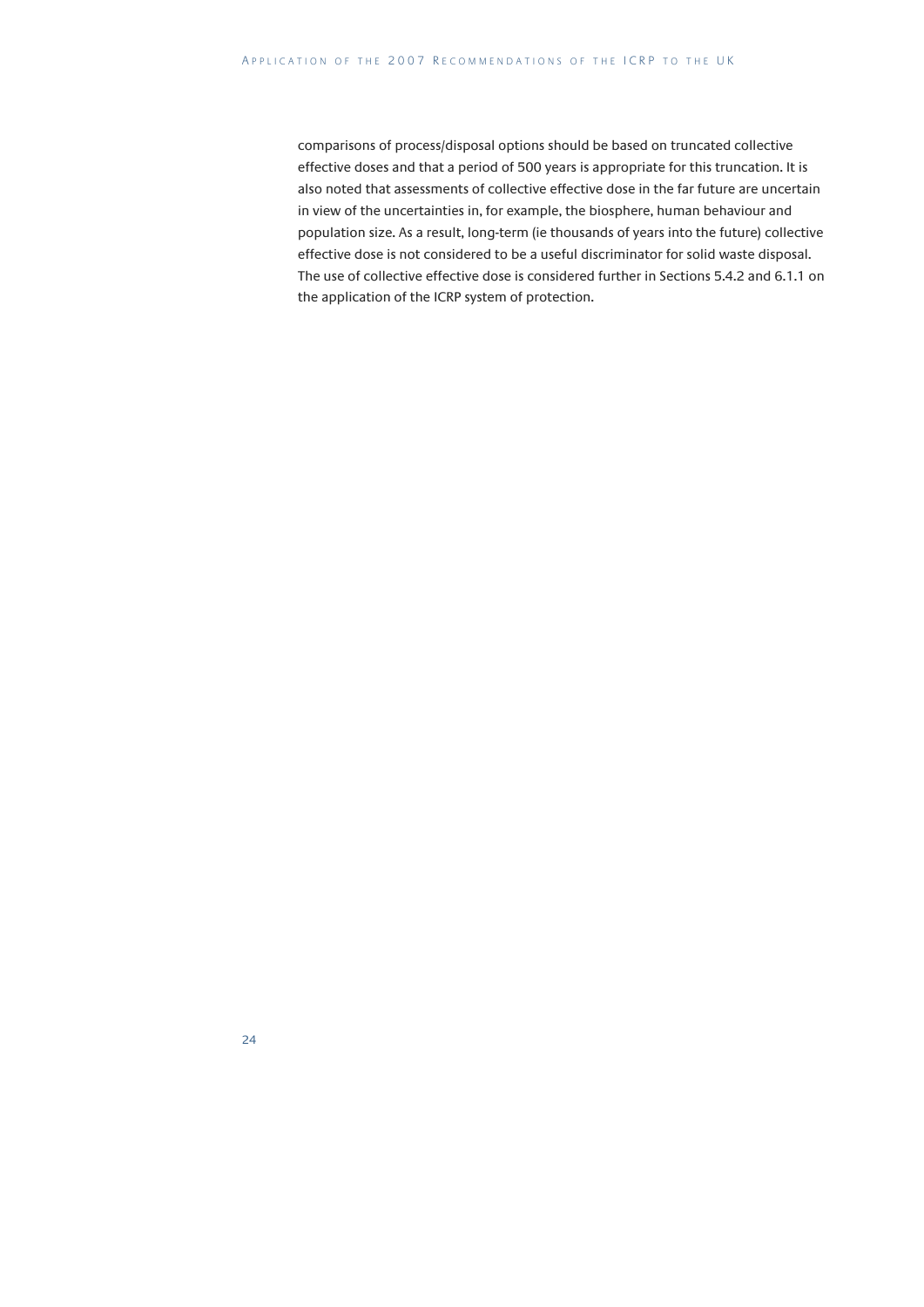comparisons of process/disposal options should be based on truncated collective effective doses and that a period of 500 years is appropriate for this truncation. It is also noted that assessments of collective effective dose in the far future are uncertain in view of the uncertainties in, for example, the biosphere, human behaviour and population size. As a result, long-term (ie thousands of years into the future) collective effective dose is not considered to be a useful discriminator for solid waste disposal. The use of collective effective dose is considered further in Sections 5.4.2 and 6.1.1 on the application of the ICRP system of protection.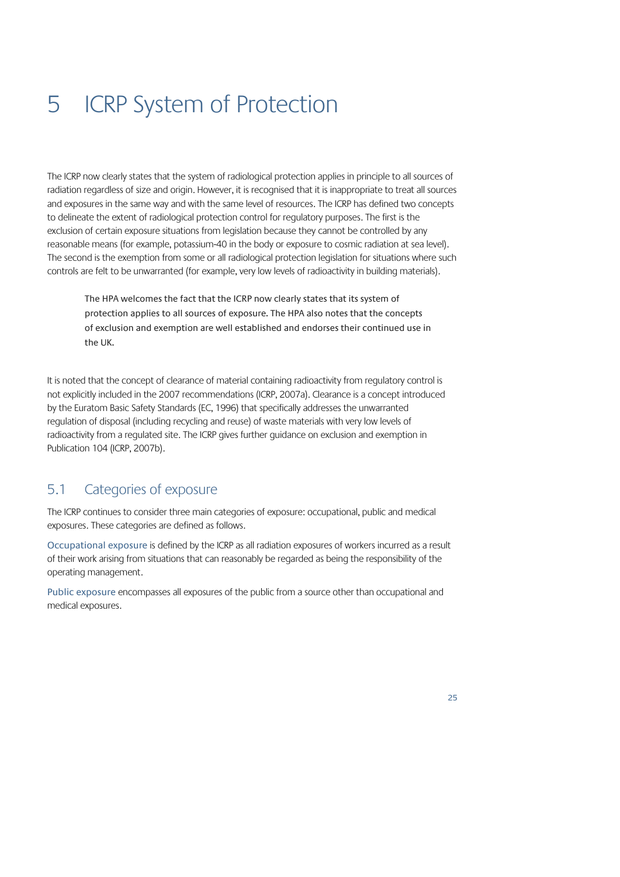# 5 ICRP System of Protection

The ICRP now clearly states that the system of radiological protection applies in principle to all sources of radiation regardless of size and origin. However, it is recognised that it is inappropriate to treat all sources and exposures in the same way and with the same level of resources. The ICRP has defined two concepts to delineate the extent of radiological protection control for regulatory purposes. The first is the exclusion of certain exposure situations from legislation because they cannot be controlled by any reasonable means (for example, potassium-40 in the body or exposure to cosmic radiation at sea level). The second is the exemption from some or all radiological protection legislation for situations where such controls are felt to be unwarranted (for example, very low levels of radioactivity in building materials).

> The HPA welcomes the fact that the ICRP now clearly states that its system of protection applies to all sources of exposure. The HPA also notes that the concepts of exclusion and exemption are well established and endorses their continued use in the UK.

It is noted that the concept of clearance of material containing radioactivity from regulatory control is not explicitly included in the 2007 recommendations (ICRP, 2007a). Clearance is a concept introduced by the Euratom Basic Safety Standards (EC, 1996) that specifically addresses the unwarranted regulation of disposal (including recycling and reuse) of waste materials with very low levels of radioactivity from a regulated site. The ICRP gives further guidance on exclusion and exemption in Publication 104 (ICRP, 2007b).

## 5.1 Categories of exposure

The ICRP continues to consider three main categories of exposure: occupational, public and medical exposures. These categories are defined as follows.

**Occupational exposure** is defined by the ICRP as all radiation exposures of workers incurred as a result of their work arising from situations that can reasonably be regarded as being the responsibility of the operating management.

**Public exposure** encompasses all exposures of the public from a source other than occupational and medical exposures.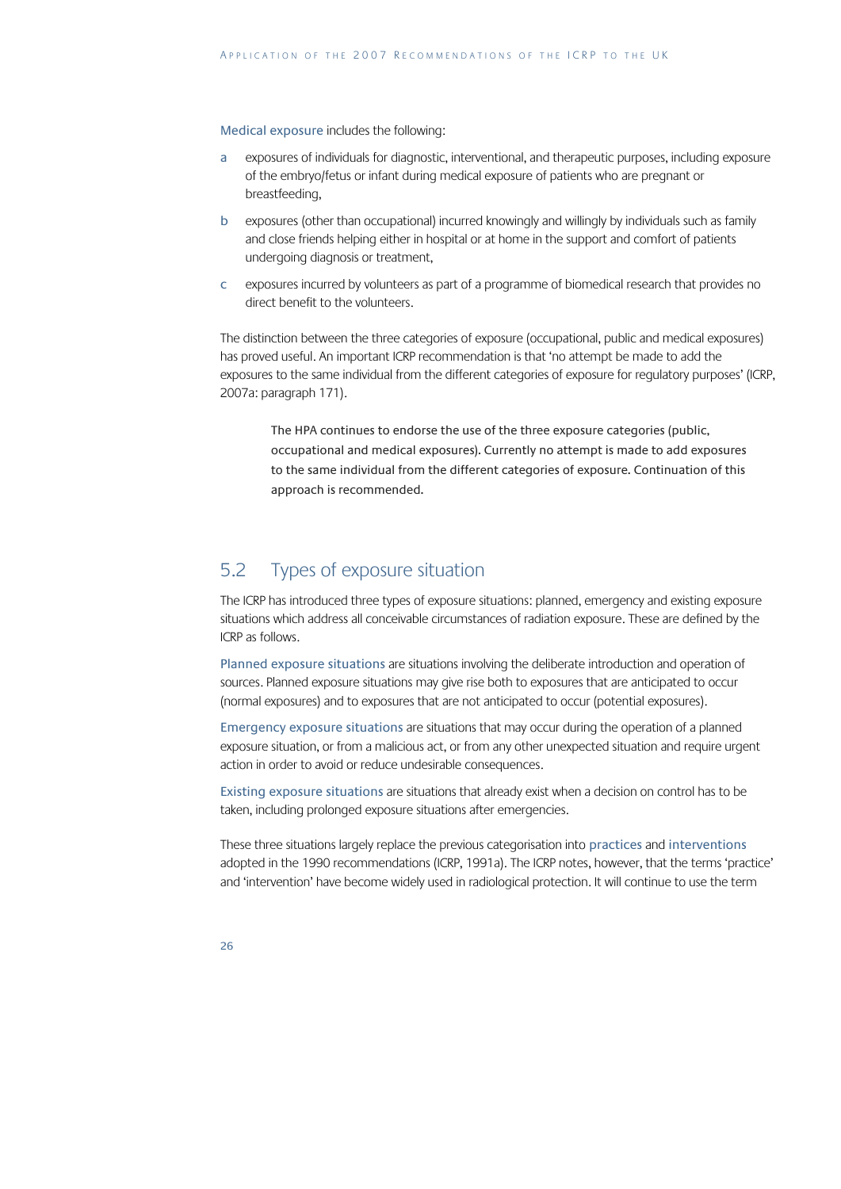Medical exposure includes the following:

a  exposures of individuals for diagnostic, interventional, and therapeutic purposes, including exposure of the embryo/fetus or infant during medical exposure of patients who are pregnant or breastfeeding,

b  exposures (other than occupational) incurred knowingly and willingly by individuals such as family and close friends helping either in hospital or at home in the support and comfort of patients undergoing diagnosis or treatment,

c  exposures incurred by volunteers as part of a programme of biomedical research that provides no direct benefit to the volunteers.

The distinction between the three categories of exposure (occupational, public and medical exposures) has proved useful. An important ICRP recommendation is that 'no attempt be made to add the exposures to the same individual from the different categories of exposure for regulatory purposes' (ICRP, 2007a: paragraph 171).

> The HPA continues to endorse the use of the three exposure categories (public, occupational and medical exposures). Currently no attempt is made to add exposures to the same individual from the different categories of exposure. Continuation of this approach is recommended.

## 5.2 Types of exposure situation

The ICRP has introduced three types of exposure situations: planned, emergency and existing exposure situations which address all conceivable circumstances of radiation exposure. These are defined by the ICRP as follows.

Planned exposure situations are situations involving the deliberate introduction and operation of sources. Planned exposure situations may give rise both to exposures that are anticipated to occur (normal exposures) and to exposures that are not anticipated to occur (potential exposures).

Emergency exposure situations are situations that may occur during the operation of a planned exposure situation, or from a malicious act, or from any other unexpected situation and require urgent action in order to avoid or reduce undesirable consequences.

Existing exposure situations are situations that already exist when a decision on control has to be taken, including prolonged exposure situations after emergencies.

These three situations largely replace the previous categorisation into practices and interventions adopted in the 1990 recommendations (ICRP, 1991a). The ICRP notes, however, that the terms 'practice' and 'intervention' have become widely used in radiological protection. It will continue to use the term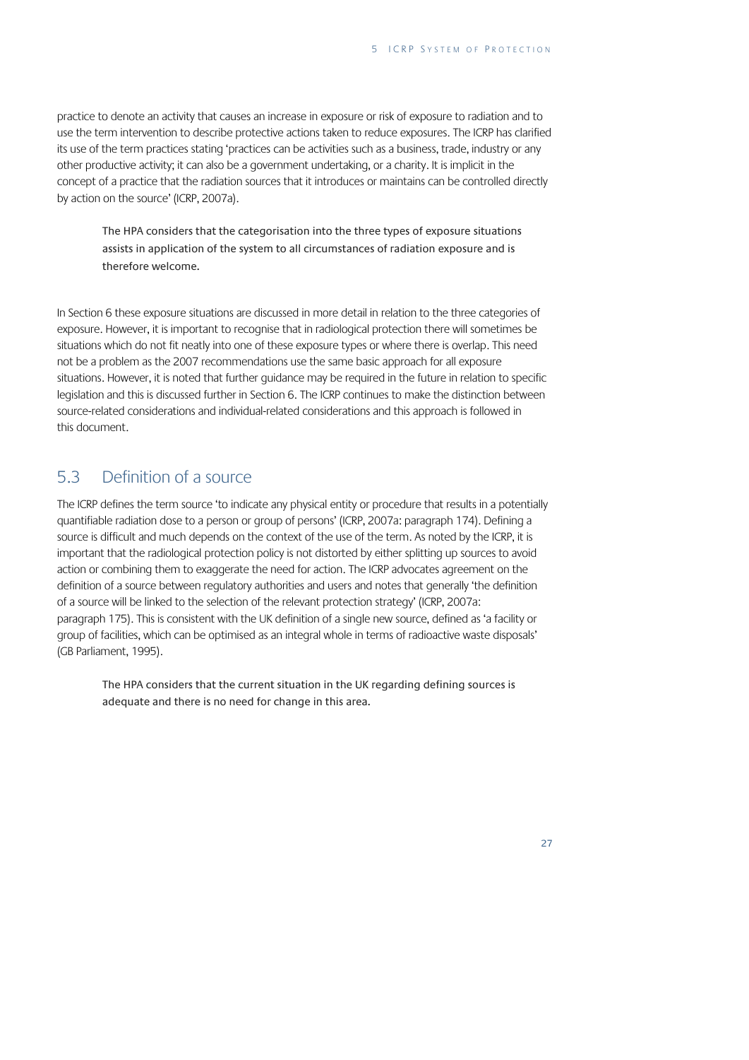practice to denote an activity that causes an increase in exposure or risk of exposure to radiation and to use the term intervention to describe protective actions taken to reduce exposures. The ICRP has clarified its use of the term practices stating 'practices can be activities such as a business, trade, industry or any other productive activity; it can also be a government undertaking, or a charity. It is implicit in the concept of a practice that the radiation sources that it introduces or maintains can be controlled directly by action on the source' (ICRP, 2007a).

> The HPA considers that the categorisation into the three types of exposure situations assists in application of the system to all circumstances of radiation exposure and is therefore welcome.

In Section 6 these exposure situations are discussed in more detail in relation to the three categories of exposure. However, it is important to recognise that in radiological protection there will sometimes be situations which do not fit neatly into one of these exposure types or where there is overlap. This need not be a problem as the 2007 recommendations use the same basic approach for all exposure situations. However, it is noted that further guidance may be required in the future in relation to specific legislation and this is discussed further in Section 6. The ICRP continues to make the distinction between source-related considerations and individual-related considerations and this approach is followed in this document.

## 5.3 Definition of a source

The ICRP defines the term source 'to indicate any physical entity or procedure that results in a potentially quantifiable radiation dose to a person or group of persons' (ICRP, 2007a: paragraph 174). Defining a source is difficult and much depends on the context of the use of the term. As noted by the ICRP, it is important that the radiological protection policy is not distorted by either splitting up sources to avoid action or combining them to exaggerate the need for action. The ICRP advocates agreement on the definition of a source between regulatory authorities and users and notes that generally 'the definition of a source will be linked to the selection of the relevant protection strategy' (ICRP, 2007a: paragraph 175). This is consistent with the UK definition of a single new source, defined as 'a facility or group of facilities, which can be optimised as an integral whole in terms of radioactive waste disposals' (GB Parliament, 1995).

> The HPA considers that the current situation in the UK regarding defining sources is adequate and there is no need for change in this area.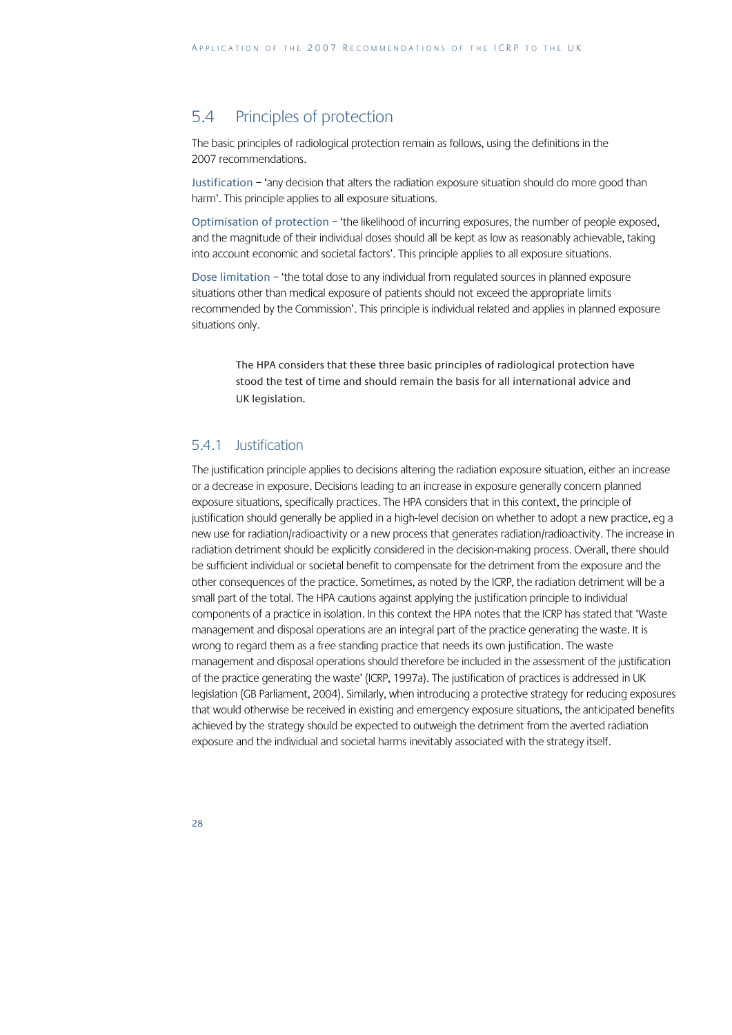## 5.4 Principles of protection

The basic principles of radiological protection remain as follows, using the definitions in the 2007 recommendations.

Justification – 'any decision that alters the radiation exposure situation should do more good than harm'. This principle applies to all exposure situations.

Optimisation of protection – 'the likelihood of incurring exposures, the number of people exposed, and the magnitude of their individual doses should all be kept as low as reasonably achievable, taking into account economic and societal factors'. This principle applies to all exposure situations.

Dose limitation – 'the total dose to any individual from regulated sources in planned exposure situations other than medical exposure of patients should not exceed the appropriate limits recommended by the Commission'. This principle is individual related and applies in planned exposure situations only.

> The HPA considers that these three basic principles of radiological protection have stood the test of time and should remain the basis for all international advice and UK legislation.

### 5.4.1 Justification

The justification principle applies to decisions altering the radiation exposure situation, either an increase or a decrease in exposure. Decisions leading to an increase in exposure generally concern planned exposure situations, specifically practices. The HPA considers that in this context, the principle of justification should generally be applied in a high-level decision on whether to adopt a new practice, eg a new use for radiation/radioactivity or a new process that generates radiation/radioactivity. The increase in radiation detriment should be explicitly considered in the decision-making process. Overall, there should be sufficient individual or societal benefit to compensate for the detriment from the exposure and the other consequences of the practice. Sometimes, as noted by the ICRP, the radiation detriment will be a small part of the total. The HPA cautions against applying the justification principle to individual components of a practice in isolation. In this context the HPA notes that the ICRP has stated that 'Waste management and disposal operations are an integral part of the practice generating the waste. It is wrong to regard them as a free standing practice that needs its own justification. The waste management and disposal operations should therefore be included in the assessment of the justification of the practice generating the waste' (ICRP, 1997a). The justification of practices is addressed in UK legislation (GB Parliament, 2004). Similarly, when introducing a protective strategy for reducing exposures that would otherwise be received in existing and emergency exposure situations, the anticipated benefits achieved by the strategy should be expected to outweigh the detriment from the averted radiation exposure and the individual and societal harms inevitably associated with the strategy itself.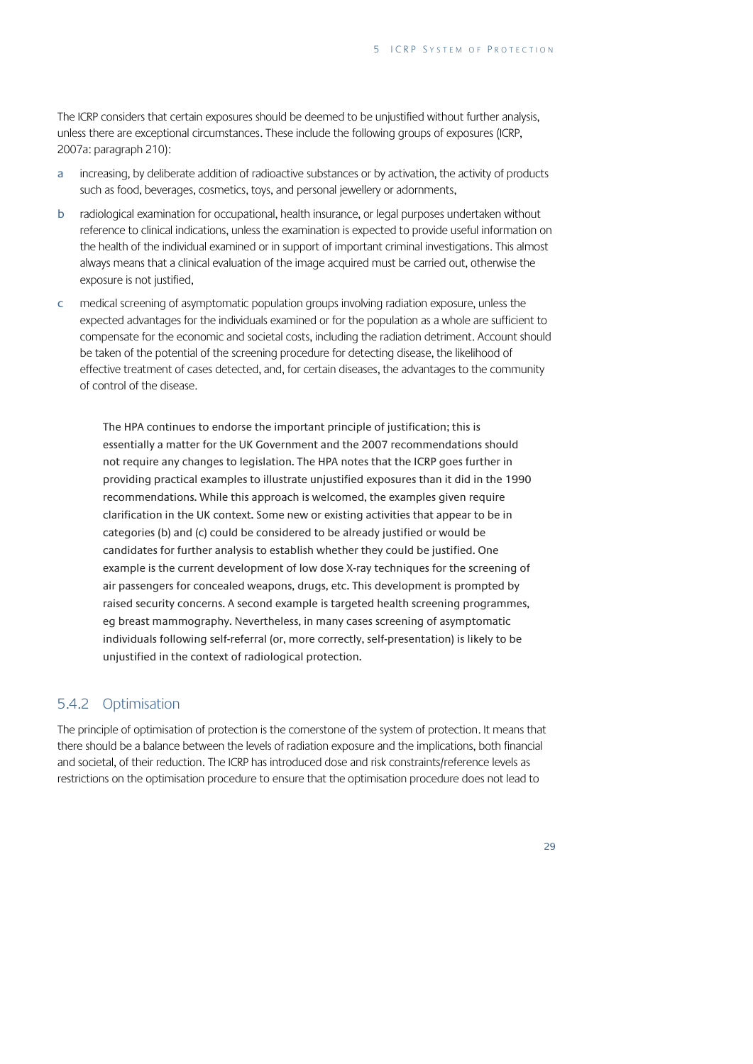The ICRP considers that certain exposures should be deemed to be unjustified without further analysis, unless there are exceptional circumstances. These include the following groups of exposures (ICRP, 2007a: paragraph 210):

a increasing, by deliberate addition of radioactive substances or by activation, the activity of products such as food, beverages, cosmetics, toys, and personal jewellery or adornments,

b radiological examination for occupational, health insurance, or legal purposes undertaken without reference to clinical indications, unless the examination is expected to provide useful information on the health of the individual examined or in support of important criminal investigations. This almost always means that a clinical evaluation of the image acquired must be carried out, otherwise the exposure is not justified,

c medical screening of asymptomatic population groups involving radiation exposure, unless the expected advantages for the individuals examined or for the population as a whole are sufficient to compensate for the economic and societal costs, including the radiation detriment. Account should be taken of the potential of the screening procedure for detecting disease, the likelihood of effective treatment of cases detected, and, for certain diseases, the advantages to the community of control of the disease.

> The HPA continues to endorse the important principle of justification; this is essentially a matter for the UK Government and the 2007 recommendations should not require any changes to legislation. The HPA notes that the ICRP goes further in providing practical examples to illustrate unjustified exposures than it did in the 1990 recommendations. While this approach is welcomed, the examples given require clarification in the UK context. Some new or existing activities that appear to be in categories (b) and (c) could be considered to be already justified or would be candidates for further analysis to establish whether they could be justified. One example is the current development of low dose X-ray techniques for the screening of air passengers for concealed weapons, drugs, etc. This development is prompted by raised security concerns. A second example is targeted health screening programmes, eg breast mammography. Nevertheless, in many cases screening of asymptomatic individuals following self-referral (or, more correctly, self-presentation) is likely to be unjustified in the context of radiological protection.

### 5.4.2 Optimisation

The principle of optimisation of protection is the cornerstone of the system of protection. It means that there should be a balance between the levels of radiation exposure and the implications, both financial and societal, of their reduction. The ICRP has introduced dose and risk constraints/reference levels as restrictions on the optimisation procedure to ensure that the optimisation procedure does not lead to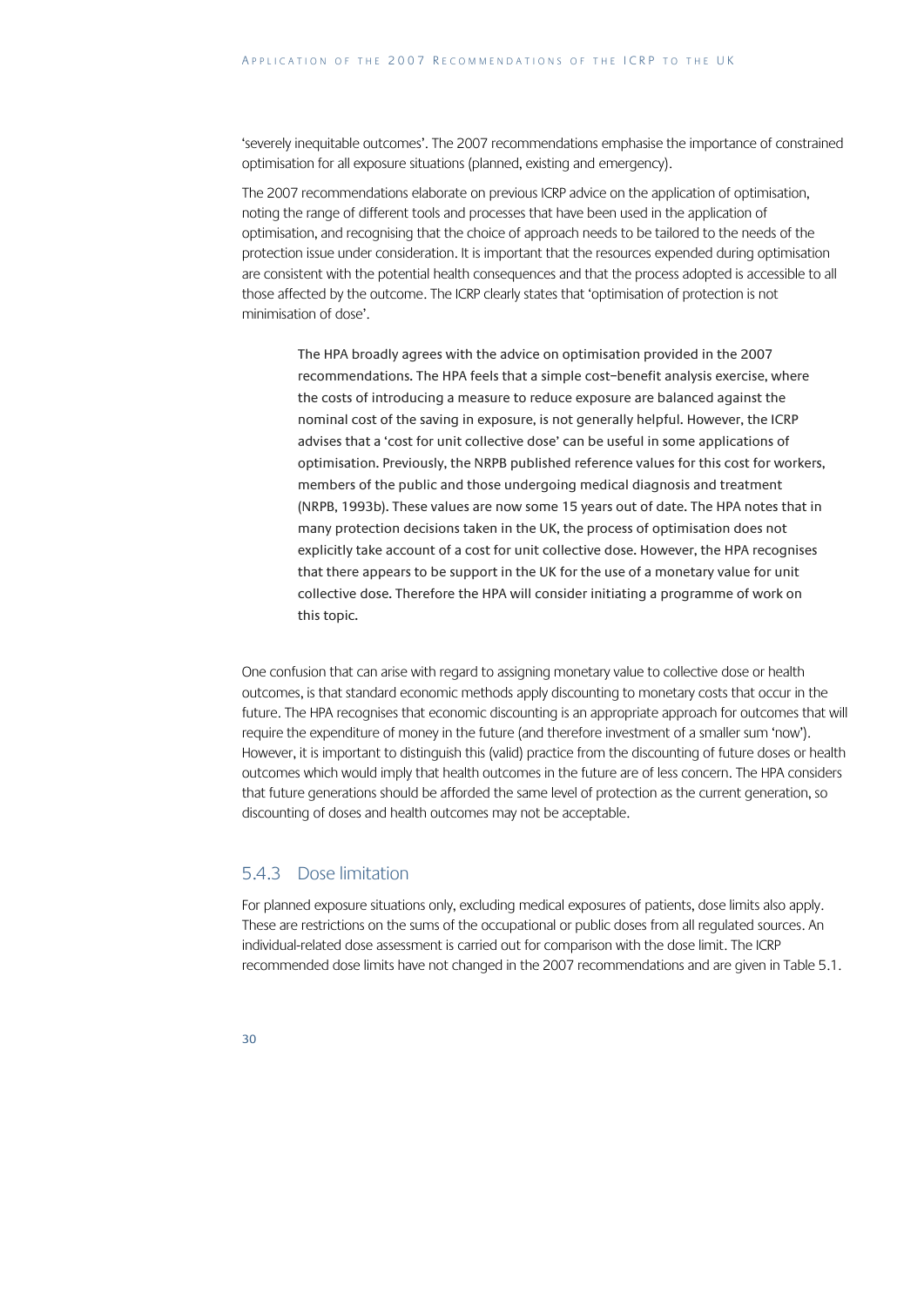'severely inequitable outcomes'. The 2007 recommendations emphasise the importance of constrained optimisation for all exposure situations (planned, existing and emergency).

The 2007 recommendations elaborate on previous ICRP advice on the application of optimisation, noting the range of different tools and processes that have been used in the application of optimisation, and recognising that the choice of approach needs to be tailored to the needs of the protection issue under consideration. It is important that the resources expended during optimisation are consistent with the potential health consequences and that the process adopted is accessible to all those affected by the outcome. The ICRP clearly states that 'optimisation of protection is not minimisation of dose'.

> The HPA broadly agrees with the advice on optimisation provided in the 2007 recommendations. The HPA feels that a simple cost–benefit analysis exercise, where the costs of introducing a measure to reduce exposure are balanced against the nominal cost of the saving in exposure, is not generally helpful. However, the ICRP advises that a 'cost for unit collective dose' can be useful in some applications of optimisation. Previously, the NRPB published reference values for this cost for workers, members of the public and those undergoing medical diagnosis and treatment (NRPB, 1993b). These values are now some 15 years out of date. The HPA notes that in many protection decisions taken in the UK, the process of optimisation does not explicitly take account of a cost for unit collective dose. However, the HPA recognises that there appears to be support in the UK for the use of a monetary value for unit collective dose. Therefore the HPA will consider initiating a programme of work on this topic.

One confusion that can arise with regard to assigning monetary value to collective dose or health outcomes, is that standard economic methods apply discounting to monetary costs that occur in the future. The HPA recognises that economic discounting is an appropriate approach for outcomes that will require the expenditure of money in the future (and therefore investment of a smaller sum 'now'). However, it is important to distinguish this (valid) practice from the discounting of future doses or health outcomes which would imply that health outcomes in the future are of less concern. The HPA considers that future generations should be afforded the same level of protection as the current generation, so discounting of doses and health outcomes may not be acceptable.

### 5.4.3 Dose limitation

For planned exposure situations only, excluding medical exposures of patients, dose limits also apply. These are restrictions on the sums of the occupational or public doses from all regulated sources. An individual-related dose assessment is carried out for comparison with the dose limit. The ICRP recommended dose limits have not changed in the 2007 recommendations and are given in Table 5.1.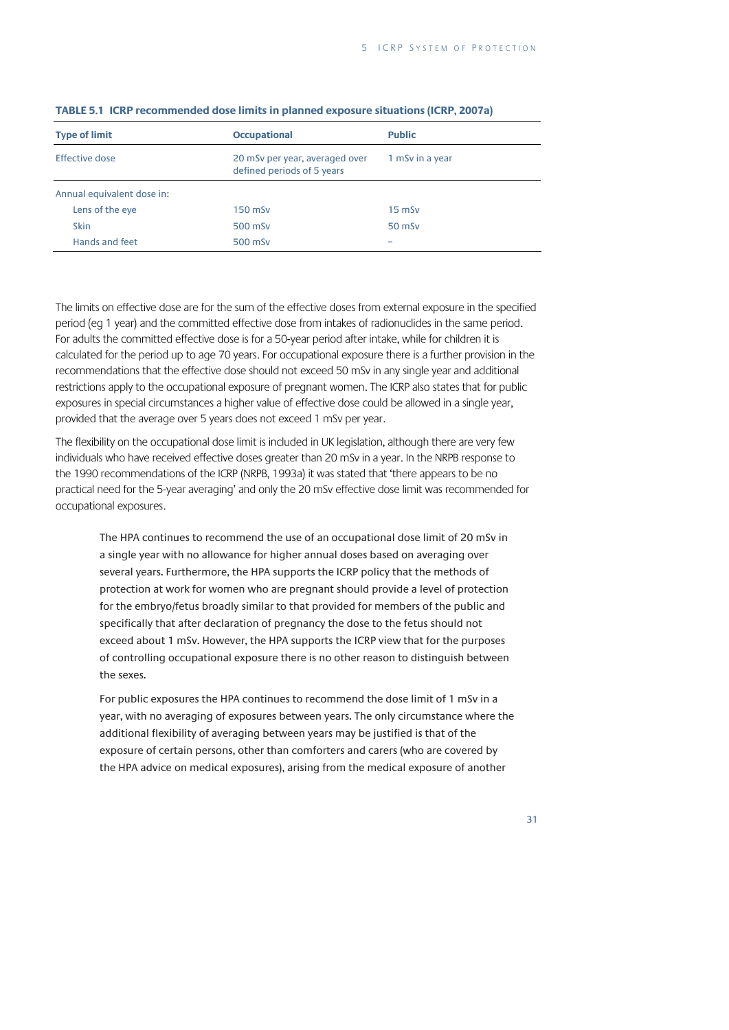**TABLE 5.1 ICRP recommended dose limits in planned exposure situations (ICRP, 2007a)**

| Type of limit | Occupational | Public |
| --- | --- | --- |
| Effective dose | 20 mSv per year, averaged over defined periods of 5 years | 1 mSv in a year |
| Annual equivalent dose in: | | |
| Lens of the eye | 150 mSv | 15 mSv |
| Skin | 500 mSv | 50 mSv |
| Hands and feet | 500 mSv | – |

The limits on effective dose are for the sum of the effective doses from external exposure in the specified period (eg 1 year) and the committed effective dose from intakes of radionuclides in the same period. For adults the committed effective dose is for a 50-year period after intake, while for children it is calculated for the period up to age 70 years. For occupational exposure there is a further provision in the recommendations that the effective dose should not exceed 50 mSv in any single year and additional restrictions apply to the occupational exposure of pregnant women. The ICRP also states that for public exposures in special circumstances a higher value of effective dose could be allowed in a single year, provided that the average over 5 years does not exceed 1 mSv per year.

The flexibility on the occupational dose limit is included in UK legislation, although there are very few individuals who have received effective doses greater than 20 mSv in a year. In the NRPB response to the 1990 recommendations of the ICRP (NRPB, 1993a) it was stated that 'there appears to be no practical need for the 5-year averaging' and only the 20 mSv effective dose limit was recommended for occupational exposures.

> The HPA continues to recommend the use of an occupational dose limit of 20 mSv in a single year with no allowance for higher annual doses based on averaging over several years. Furthermore, the HPA supports the ICRP policy that the methods of protection at work for women who are pregnant should provide a level of protection for the embryo/fetus broadly similar to that provided for members of the public and specifically that after declaration of pregnancy the dose to the fetus should not exceed about 1 mSv. However, the HPA supports the ICRP view that for the purposes of controlling occupational exposure there is no other reason to distinguish between the sexes.
>
> For public exposures the HPA continues to recommend the dose limit of 1 mSv in a year, with no averaging of exposures between years. The only circumstance where the additional flexibility of averaging between years may be justified is that of the exposure of certain persons, other than comforters and carers (who are covered by the HPA advice on medical exposures), arising from the medical exposure of another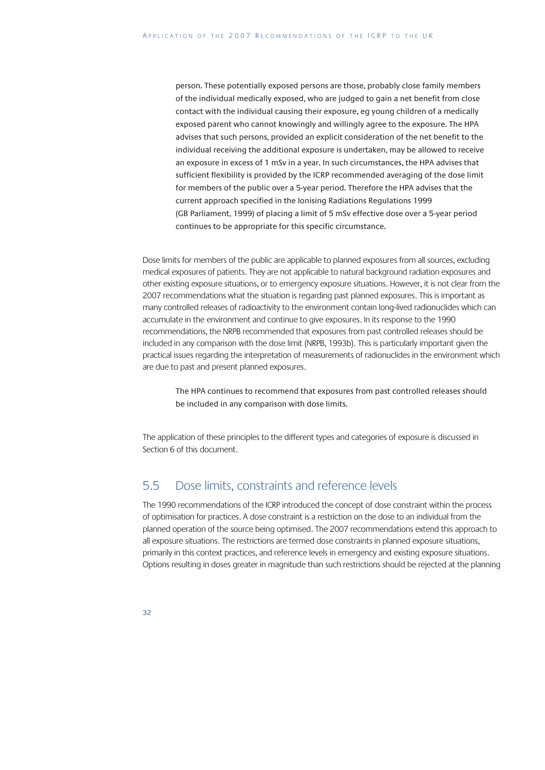person. These potentially exposed persons are those, probably close family members of the individual medically exposed, who are judged to gain a net benefit from close contact with the individual causing their exposure, eg young children of a medically exposed parent who cannot knowingly and willingly agree to the exposure. The HPA advises that such persons, provided an explicit consideration of the net benefit to the individual receiving the additional exposure is undertaken, may be allowed to receive an exposure in excess of 1 mSv in a year. In such circumstances, the HPA advises that sufficient flexibility is provided by the ICRP recommended averaging of the dose limit for members of the public over a 5-year period. Therefore the HPA advises that the current approach specified in the Ionising Radiations Regulations 1999 (GB Parliament, 1999) of placing a limit of 5 mSv effective dose over a 5-year period continues to be appropriate for this specific circumstance.

Dose limits for members of the public are applicable to planned exposures from all sources, excluding medical exposures of patients. They are not applicable to natural background radiation exposures and other existing exposure situations, or to emergency exposure situations. However, it is not clear from the 2007 recommendations what the situation is regarding past planned exposures. This is important as many controlled releases of radioactivity to the environment contain long-lived radionuclides which can accumulate in the environment and continue to give exposures. In its response to the 1990 recommendations, the NRPB recommended that exposures from past controlled releases should be included in any comparison with the dose limit (NRPB, 1993b). This is particularly important given the practical issues regarding the interpretation of measurements of radionuclides in the environment which are due to past and present planned exposures.

The HPA continues to recommend that exposures from past controlled releases should be included in any comparison with dose limits.

The application of these principles to the different types and categories of exposure is discussed in Section 6 of this document.

## 5.5 Dose limits, constraints and reference levels

The 1990 recommendations of the ICRP introduced the concept of dose constraint within the process of optimisation for practices. A dose constraint is a restriction on the dose to an individual from the planned operation of the source being optimised. The 2007 recommendations extend this approach to all exposure situations. The restrictions are termed dose constraints in planned exposure situations, primarily in this context practices, and reference levels in emergency and existing exposure situations. Options resulting in doses greater in magnitude than such restrictions should be rejected at the planning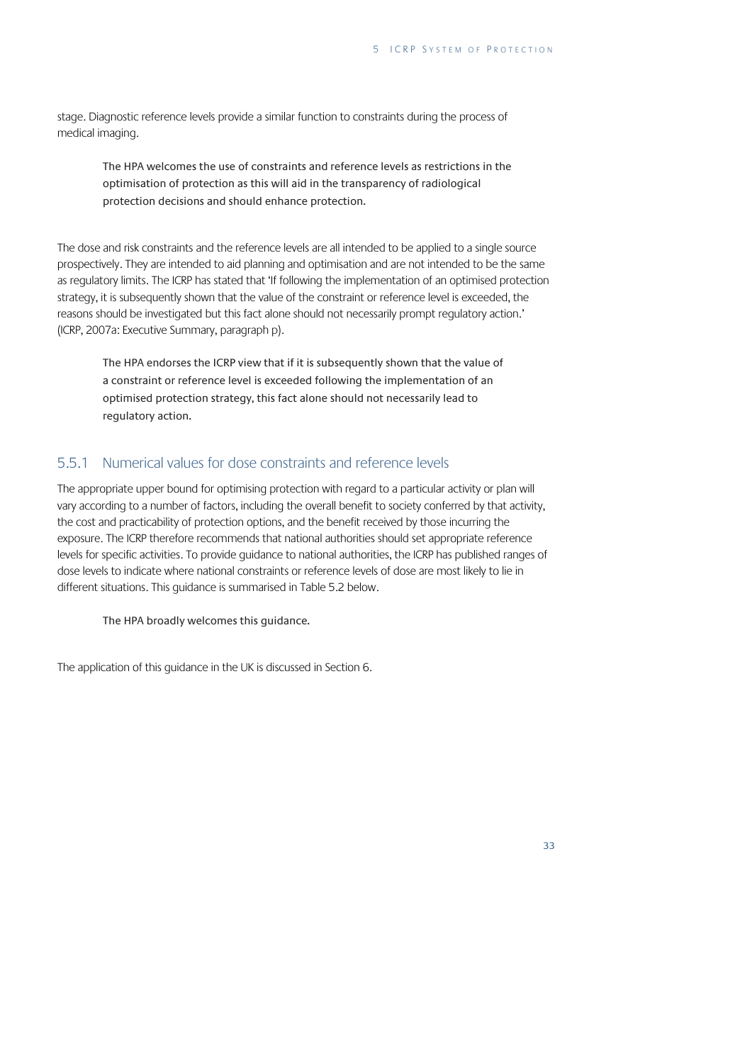stage. Diagnostic reference levels provide a similar function to constraints during the process of medical imaging.

> The HPA welcomes the use of constraints and reference levels as restrictions in the optimisation of protection as this will aid in the transparency of radiological protection decisions and should enhance protection.

The dose and risk constraints and the reference levels are all intended to be applied to a single source prospectively. They are intended to aid planning and optimisation and are not intended to be the same as regulatory limits. The ICRP has stated that 'If following the implementation of an optimised protection strategy, it is subsequently shown that the value of the constraint or reference level is exceeded, the reasons should be investigated but this fact alone should not necessarily prompt regulatory action.' (ICRP, 2007a: Executive Summary, paragraph p).

> The HPA endorses the ICRP view that if it is subsequently shown that the value of a constraint or reference level is exceeded following the implementation of an optimised protection strategy, this fact alone should not necessarily lead to regulatory action.

### 5.5.1 Numerical values for dose constraints and reference levels

The appropriate upper bound for optimising protection with regard to a particular activity or plan will vary according to a number of factors, including the overall benefit to society conferred by that activity, the cost and practicability of protection options, and the benefit received by those incurring the exposure. The ICRP therefore recommends that national authorities should set appropriate reference levels for specific activities. To provide guidance to national authorities, the ICRP has published ranges of dose levels to indicate where national constraints or reference levels of dose are most likely to lie in different situations. This guidance is summarised in Table 5.2 below.

> The HPA broadly welcomes this guidance.

The application of this guidance in the UK is discussed in Section 6.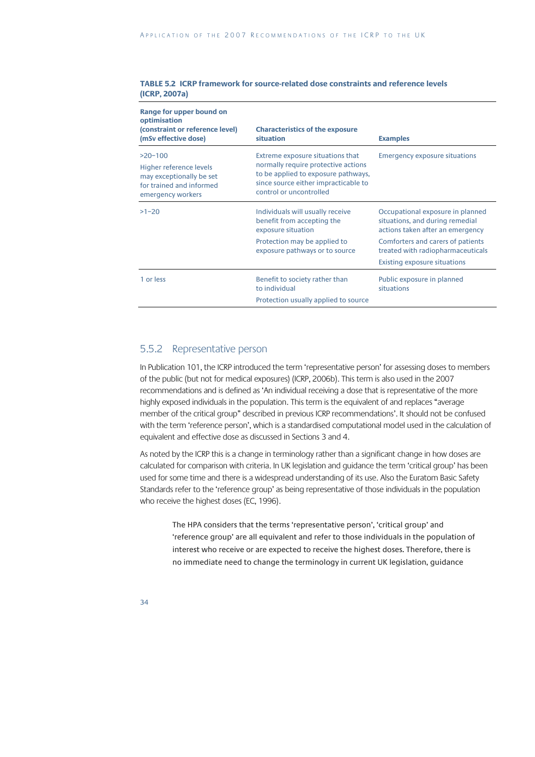**TABLE 5.2 ICRP framework for source-related dose constraints and reference levels (ICRP, 2007a)**

| Range for upper bound on optimisation (constraint or reference level) (mSv effective dose) | Characteristics of the exposure situation | Examples |
|---|---|---|
| >20–100<br>Higher reference levels may exceptionally be set for trained and informed emergency workers | Extreme exposure situations that normally require protective actions to be applied to exposure pathways, since source either impracticable to control or uncontrolled | Emergency exposure situations |
| >1–20 | Individuals will usually receive benefit from accepting the exposure situation<br>Protection may be applied to exposure pathways or to source | Occupational exposure in planned situations, and during remedial actions taken after an emergency<br>Comforters and carers of patients treated with radiopharmaceuticals<br>Existing exposure situations |
| 1 or less | Benefit to society rather than to individual<br>Protection usually applied to source | Public exposure in planned situations |

### 5.5.2 Representative person

In Publication 101, the ICRP introduced the term 'representative person' for assessing doses to members of the public (but not for medical exposures) (ICRP, 2006b). This term is also used in the 2007 recommendations and is defined as 'An individual receiving a dose that is representative of the more highly exposed individuals in the population. This term is the equivalent of and replaces "average member of the critical group" described in previous ICRP recommendations'. It should not be confused with the term 'reference person', which is a standardised computational model used in the calculation of equivalent and effective dose as discussed in Sections 3 and 4.

As noted by the ICRP this is a change in terminology rather than a significant change in how doses are calculated for comparison with criteria. In UK legislation and guidance the term 'critical group' has been used for some time and there is a widespread understanding of its use. Also the Euratom Basic Safety Standards refer to the 'reference group' as being representative of those individuals in the population who receive the highest doses (EC, 1996).

> The HPA considers that the terms 'representative person', 'critical group' and 'reference group' are all equivalent and refer to those individuals in the population of interest who receive or are expected to receive the highest doses. Therefore, there is no immediate need to change the terminology in current UK legislation, guidance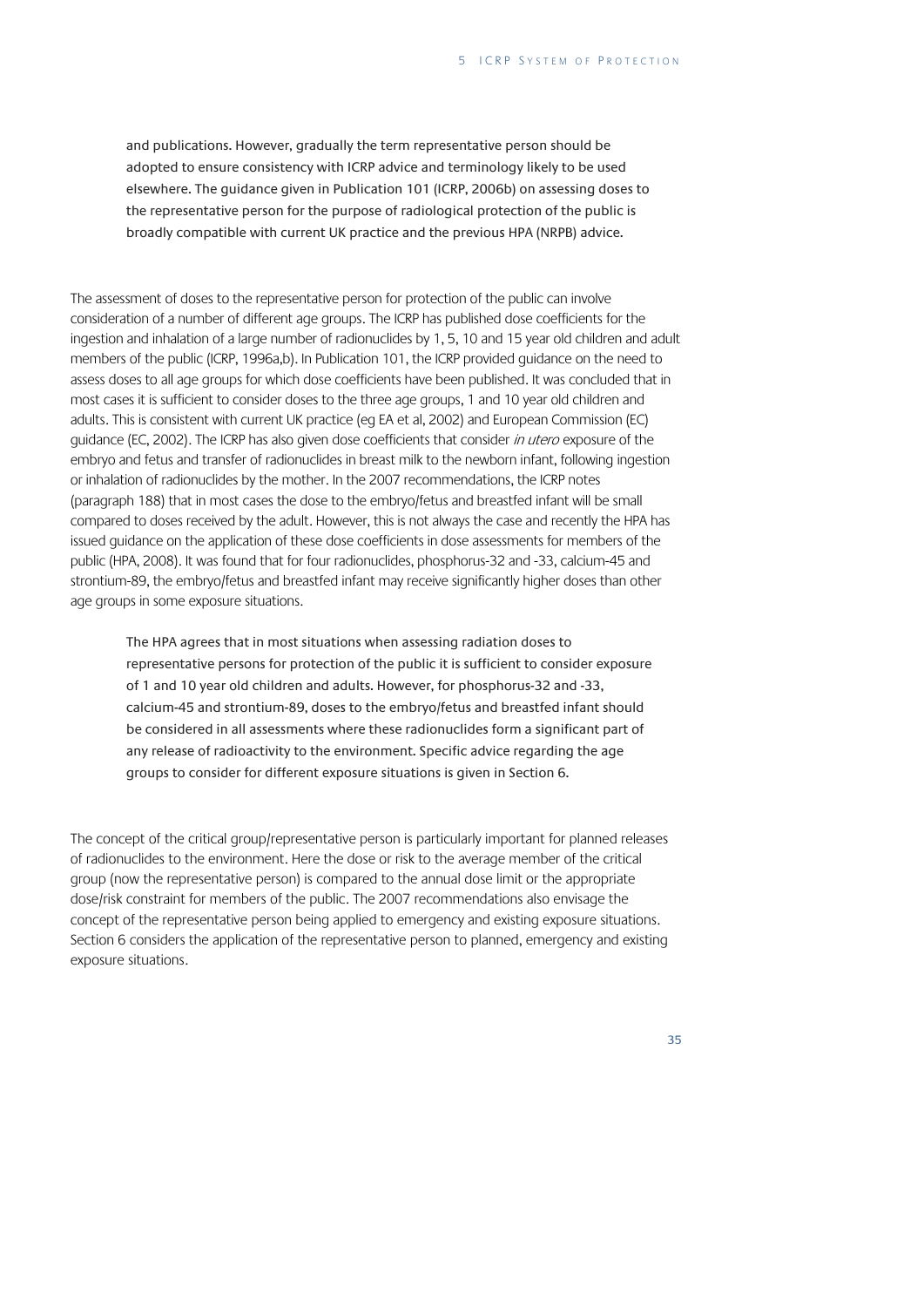and publications. However, gradually the term representative person should be adopted to ensure consistency with ICRP advice and terminology likely to be used elsewhere. The guidance given in Publication 101 (ICRP, 2006b) on assessing doses to the representative person for the purpose of radiological protection of the public is broadly compatible with current UK practice and the previous HPA (NRPB) advice.

The assessment of doses to the representative person for protection of the public can involve consideration of a number of different age groups. The ICRP has published dose coefficients for the ingestion and inhalation of a large number of radionuclides by 1, 5, 10 and 15 year old children and adult members of the public (ICRP, 1996a,b). In Publication 101, the ICRP provided guidance on the need to assess doses to all age groups for which dose coefficients have been published. It was concluded that in most cases it is sufficient to consider doses to the three age groups, 1 and 10 year old children and adults. This is consistent with current UK practice (eg EA et al, 2002) and European Commission (EC) guidance (EC, 2002). The ICRP has also given dose coefficients that consider *in utero* exposure of the embryo and fetus and transfer of radionuclides in breast milk to the newborn infant, following ingestion or inhalation of radionuclides by the mother. In the 2007 recommendations, the ICRP notes (paragraph 188) that in most cases the dose to the embryo/fetus and breastfed infant will be small compared to doses received by the adult. However, this is not always the case and recently the HPA has issued guidance on the application of these dose coefficients in dose assessments for members of the public (HPA, 2008). It was found that for four radionuclides, phosphorus-32 and -33, calcium-45 and strontium-89, the embryo/fetus and breastfed infant may receive significantly higher doses than other age groups in some exposure situations.

The HPA agrees that in most situations when assessing radiation doses to representative persons for protection of the public it is sufficient to consider exposure of 1 and 10 year old children and adults. However, for phosphorus-32 and -33, calcium-45 and strontium-89, doses to the embryo/fetus and breastfed infant should be considered in all assessments where these radionuclides form a significant part of any release of radioactivity to the environment. Specific advice regarding the age groups to consider for different exposure situations is given in Section 6.

The concept of the critical group/representative person is particularly important for planned releases of radionuclides to the environment. Here the dose or risk to the average member of the critical group (now the representative person) is compared to the annual dose limit or the appropriate dose/risk constraint for members of the public. The 2007 recommendations also envisage the concept of the representative person being applied to emergency and existing exposure situations. Section 6 considers the application of the representative person to planned, emergency and existing exposure situations.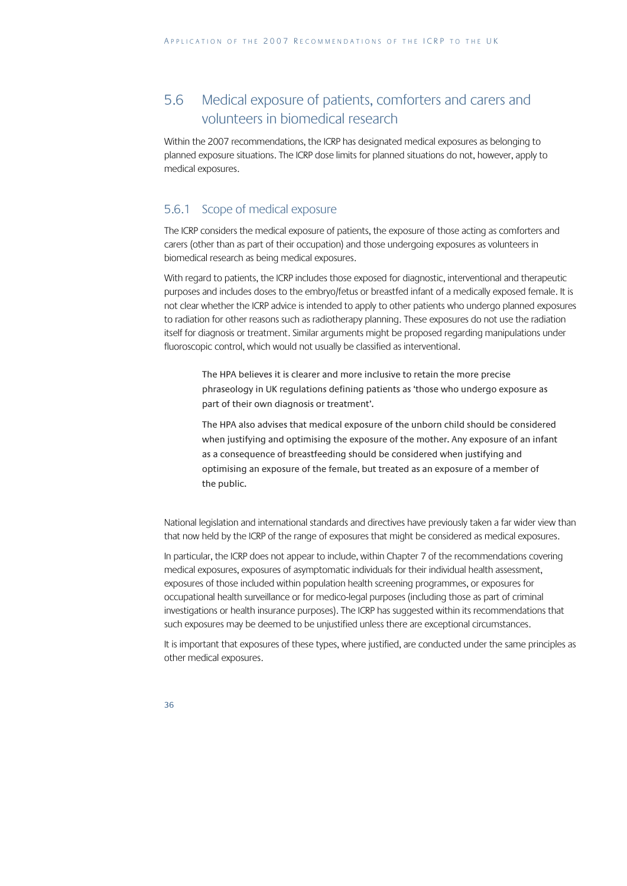## 5.6 Medical exposure of patients, comforters and carers and volunteers in biomedical research

Within the 2007 recommendations, the ICRP has designated medical exposures as belonging to planned exposure situations. The ICRP dose limits for planned situations do not, however, apply to medical exposures.

### 5.6.1 Scope of medical exposure

The ICRP considers the medical exposure of patients, the exposure of those acting as comforters and carers (other than as part of their occupation) and those undergoing exposures as volunteers in biomedical research as being medical exposures.

With regard to patients, the ICRP includes those exposed for diagnostic, interventional and therapeutic purposes and includes doses to the embryo/fetus or breastfed infant of a medically exposed female. It is not clear whether the ICRP advice is intended to apply to other patients who undergo planned exposures to radiation for other reasons such as radiotherapy planning. These exposures do not use the radiation itself for diagnosis or treatment. Similar arguments might be proposed regarding manipulations under fluoroscopic control, which would not usually be classified as interventional.

> The HPA believes it is clearer and more inclusive to retain the more precise phraseology in UK regulations defining patients as 'those who undergo exposure as part of their own diagnosis or treatment'.
>
> The HPA also advises that medical exposure of the unborn child should be considered when justifying and optimising the exposure of the mother. Any exposure of an infant as a consequence of breastfeeding should be considered when justifying and optimising an exposure of the female, but treated as an exposure of a member of the public.

National legislation and international standards and directives have previously taken a far wider view than that now held by the ICRP of the range of exposures that might be considered as medical exposures.

In particular, the ICRP does not appear to include, within Chapter 7 of the recommendations covering medical exposures, exposures of asymptomatic individuals for their individual health assessment, exposures of those included within population health screening programmes, or exposures for occupational health surveillance or for medico-legal purposes (including those as part of criminal investigations or health insurance purposes). The ICRP has suggested within its recommendations that such exposures may be deemed to be unjustified unless there are exceptional circumstances.

It is important that exposures of these types, where justified, are conducted under the same principles as other medical exposures.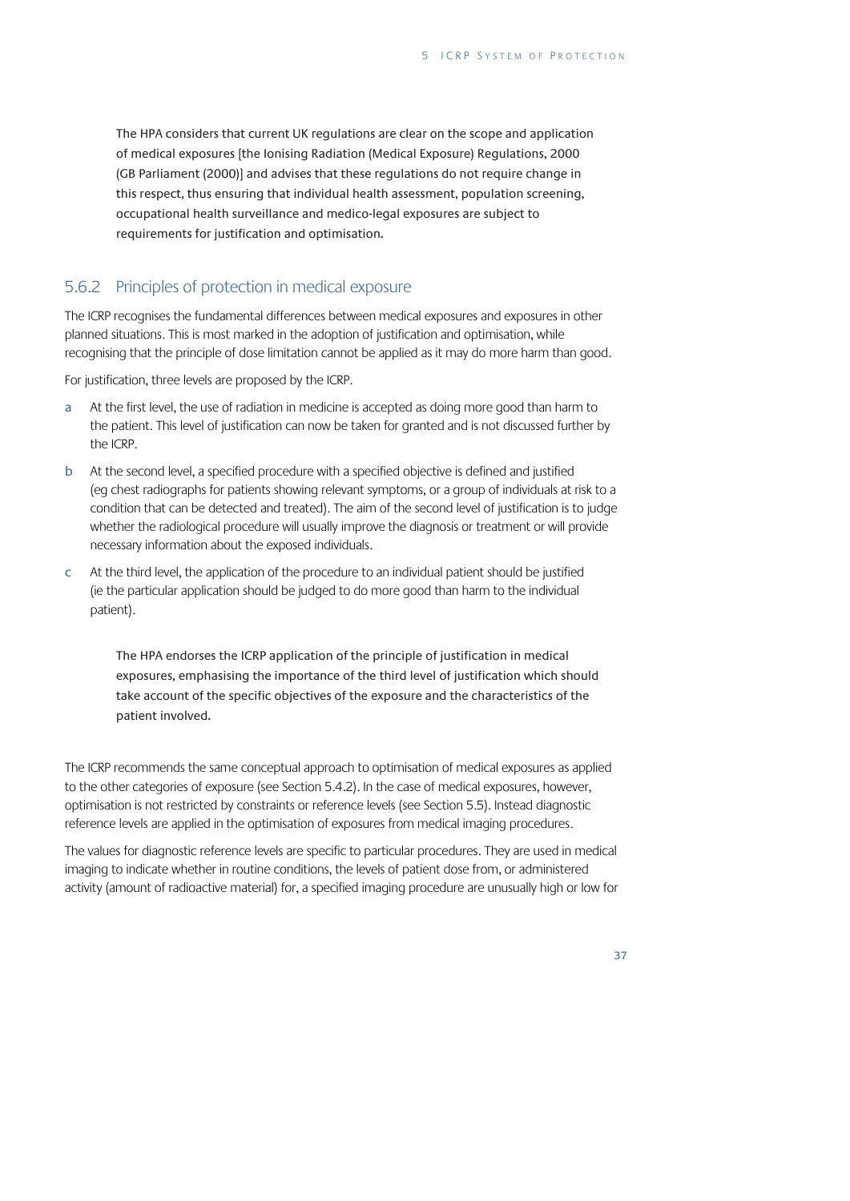**The HPA considers that current UK regulations are clear on the scope and application of medical exposures [the Ionising Radiation (Medical Exposure) Regulations, 2000 (GB Parliament (2000)] and advises that these regulations do not require change in this respect, thus ensuring that individual health assessment, population screening, occupational health surveillance and medico-legal exposures are subject to requirements for justification and optimisation.**

### 5.6.2 Principles of protection in medical exposure

The ICRP recognises the fundamental differences between medical exposures and exposures in other planned situations. This is most marked in the adoption of justification and optimisation, while recognising that the principle of dose limitation cannot be applied as it may do more harm than good.

For justification, three levels are proposed by the ICRP.

a. At the first level, the use of radiation in medicine is accepted as doing more good than harm to the patient. This level of justification can now be taken for granted and is not discussed further by the ICRP.

b. At the second level, a specified procedure with a specified objective is defined and justified (eg chest radiographs for patients showing relevant symptoms, or a group of individuals at risk to a condition that can be detected and treated). The aim of the second level of justification is to judge whether the radiological procedure will usually improve the diagnosis or treatment or will provide necessary information about the exposed individuals.

c. At the third level, the application of the procedure to an individual patient should be justified (ie the particular application should be judged to do more good than harm to the individual patient).

**The HPA endorses the ICRP application of the principle of justification in medical exposures, emphasising the importance of the third level of justification which should take account of the specific objectives of the exposure and the characteristics of the patient involved.**

The ICRP recommends the same conceptual approach to optimisation of medical exposures as applied to the other categories of exposure (see Section 5.4.2). In the case of medical exposures, however, optimisation is not restricted by constraints or reference levels (see Section 5.5). Instead diagnostic reference levels are applied in the optimisation of exposures from medical imaging procedures.

The values for diagnostic reference levels are specific to particular procedures. They are used in medical imaging to indicate whether in routine conditions, the levels of patient dose from, or administered activity (amount of radioactive material) for, a specified imaging procedure are unusually high or low for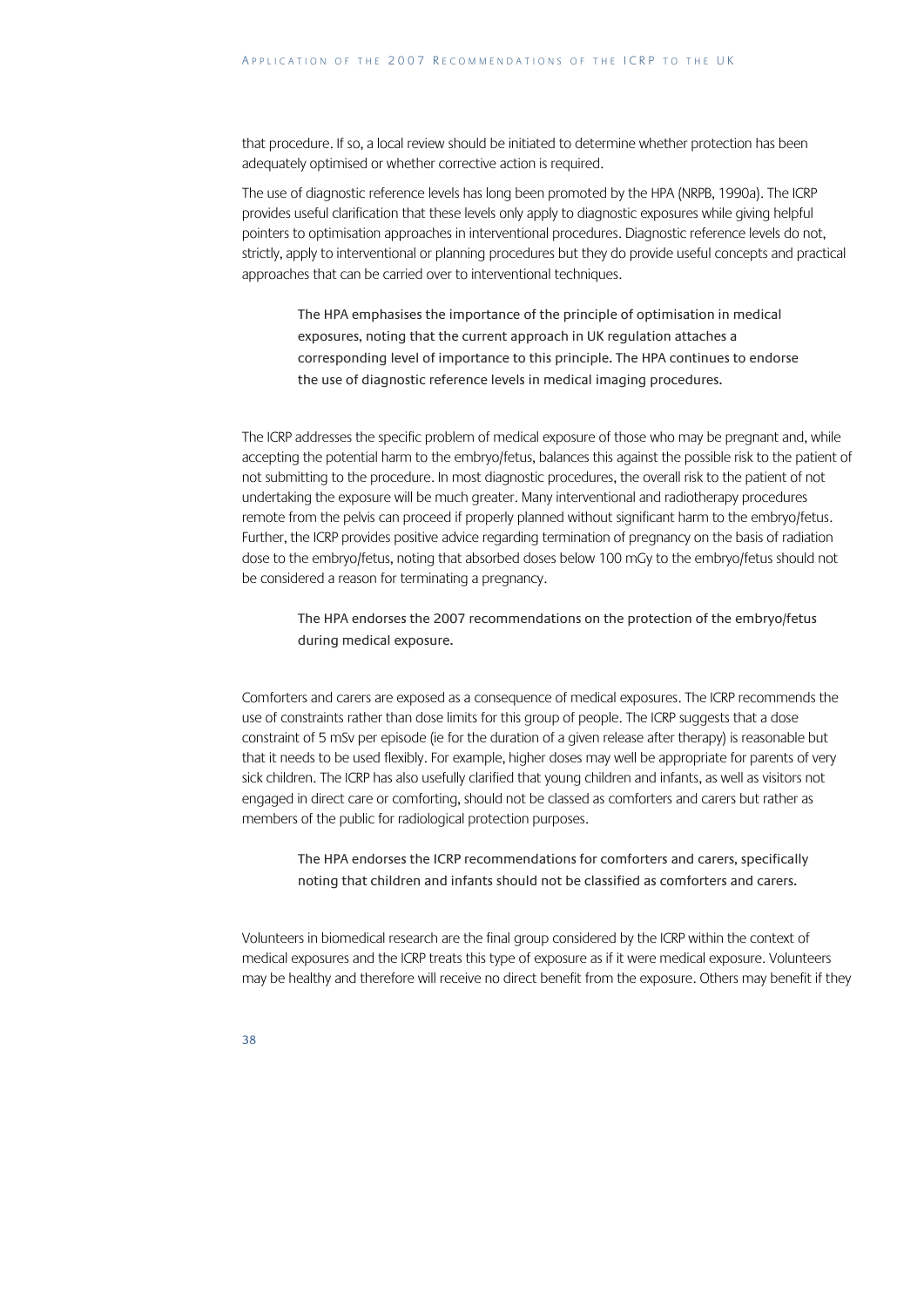that procedure. If so, a local review should be initiated to determine whether protection has been adequately optimised or whether corrective action is required.

The use of diagnostic reference levels has long been promoted by the HPA (NRPB, 1990a). The ICRP provides useful clarification that these levels only apply to diagnostic exposures while giving helpful pointers to optimisation approaches in interventional procedures. Diagnostic reference levels do not, strictly, apply to interventional or planning procedures but they do provide useful concepts and practical approaches that can be carried over to interventional techniques.

> The HPA emphasises the importance of the principle of optimisation in medical exposures, noting that the current approach in UK regulation attaches a corresponding level of importance to this principle. The HPA continues to endorse the use of diagnostic reference levels in medical imaging procedures.

The ICRP addresses the specific problem of medical exposure of those who may be pregnant and, while accepting the potential harm to the embryo/fetus, balances this against the possible risk to the patient of not submitting to the procedure. In most diagnostic procedures, the overall risk to the patient of not undertaking the exposure will be much greater. Many interventional and radiotherapy procedures remote from the pelvis can proceed if properly planned without significant harm to the embryo/fetus. Further, the ICRP provides positive advice regarding termination of pregnancy on the basis of radiation dose to the embryo/fetus, noting that absorbed doses below 100 mGy to the embryo/fetus should not be considered a reason for terminating a pregnancy.

> The HPA endorses the 2007 recommendations on the protection of the embryo/fetus during medical exposure.

Comforters and carers are exposed as a consequence of medical exposures. The ICRP recommends the use of constraints rather than dose limits for this group of people. The ICRP suggests that a dose constraint of 5 mSv per episode (ie for the duration of a given release after therapy) is reasonable but that it needs to be used flexibly. For example, higher doses may well be appropriate for parents of very sick children. The ICRP has also usefully clarified that young children and infants, as well as visitors not engaged in direct care or comforting, should not be classed as comforters and carers but rather as members of the public for radiological protection purposes.

> The HPA endorses the ICRP recommendations for comforters and carers, specifically noting that children and infants should not be classified as comforters and carers.

Volunteers in biomedical research are the final group considered by the ICRP within the context of medical exposures and the ICRP treats this type of exposure as if it were medical exposure. Volunteers may be healthy and therefore will receive no direct benefit from the exposure. Others may benefit if they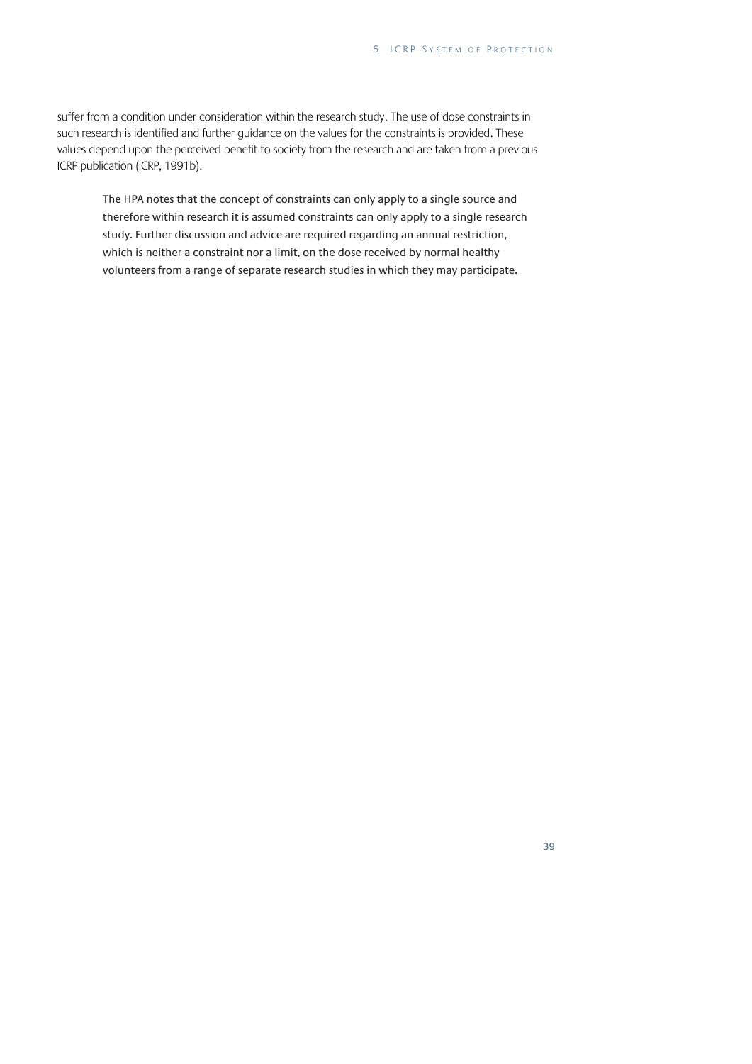suffer from a condition under consideration within the research study. The use of dose constraints in such research is identified and further guidance on the values for the constraints is provided. These values depend upon the perceived benefit to society from the research and are taken from a previous ICRP publication (ICRP, 1991b).

> The HPA notes that the concept of constraints can only apply to a single source and therefore within research it is assumed constraints can only apply to a single research study. Further discussion and advice are required regarding an annual restriction, which is neither a constraint nor a limit, on the dose received by normal healthy volunteers from a range of separate research studies in which they may participate.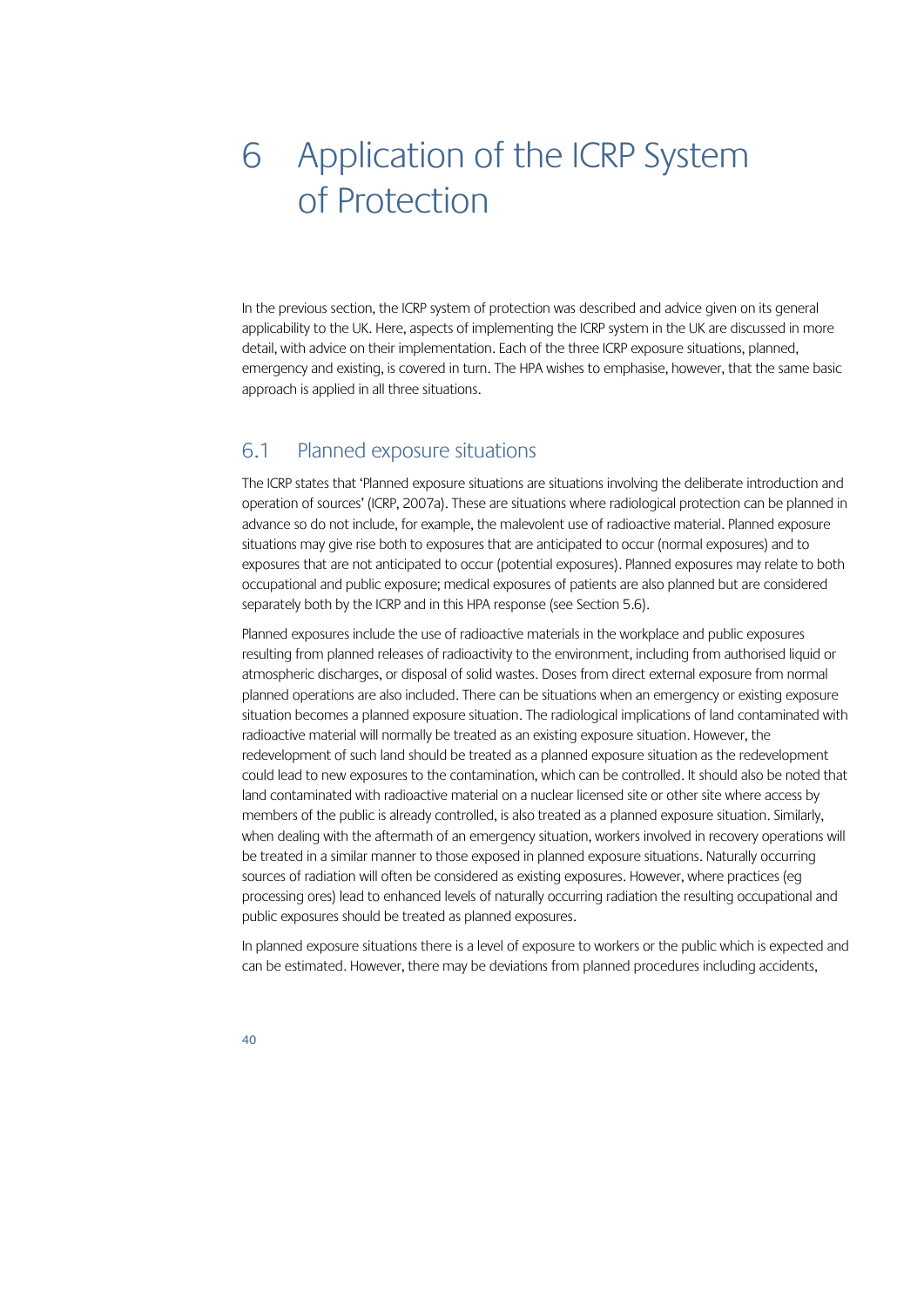# 6 Application of the ICRP System of Protection

In the previous section, the ICRP system of protection was described and advice given on its general applicability to the UK. Here, aspects of implementing the ICRP system in the UK are discussed in more detail, with advice on their implementation. Each of the three ICRP exposure situations, planned, emergency and existing, is covered in turn. The HPA wishes to emphasise, however, that the same basic approach is applied in all three situations.

## 6.1 Planned exposure situations

The ICRP states that 'Planned exposure situations are situations involving the deliberate introduction and operation of sources' (ICRP, 2007a). These are situations where radiological protection can be planned in advance so do not include, for example, the malevolent use of radioactive material. Planned exposure situations may give rise both to exposures that are anticipated to occur (normal exposures) and to exposures that are not anticipated to occur (potential exposures). Planned exposures may relate to both occupational and public exposure; medical exposures of patients are also planned but are considered separately both by the ICRP and in this HPA response (see Section 5.6).

Planned exposures include the use of radioactive materials in the workplace and public exposures resulting from planned releases of radioactivity to the environment, including from authorised liquid or atmospheric discharges, or disposal of solid wastes. Doses from direct external exposure from normal planned operations are also included. There can be situations when an emergency or existing exposure situation becomes a planned exposure situation. The radiological implications of land contaminated with radioactive material will normally be treated as an existing exposure situation. However, the redevelopment of such land should be treated as a planned exposure situation as the redevelopment could lead to new exposures to the contamination, which can be controlled. It should also be noted that land contaminated with radioactive material on a nuclear licensed site or other site where access by members of the public is already controlled, is also treated as a planned exposure situation. Similarly, when dealing with the aftermath of an emergency situation, workers involved in recovery operations will be treated in a similar manner to those exposed in planned exposure situations. Naturally occurring sources of radiation will often be considered as existing exposures. However, where practices (eg processing ores) lead to enhanced levels of naturally occurring radiation the resulting occupational and public exposures should be treated as planned exposures.

In planned exposure situations there is a level of exposure to workers or the public which is expected and can be estimated. However, there may be deviations from planned procedures including accidents,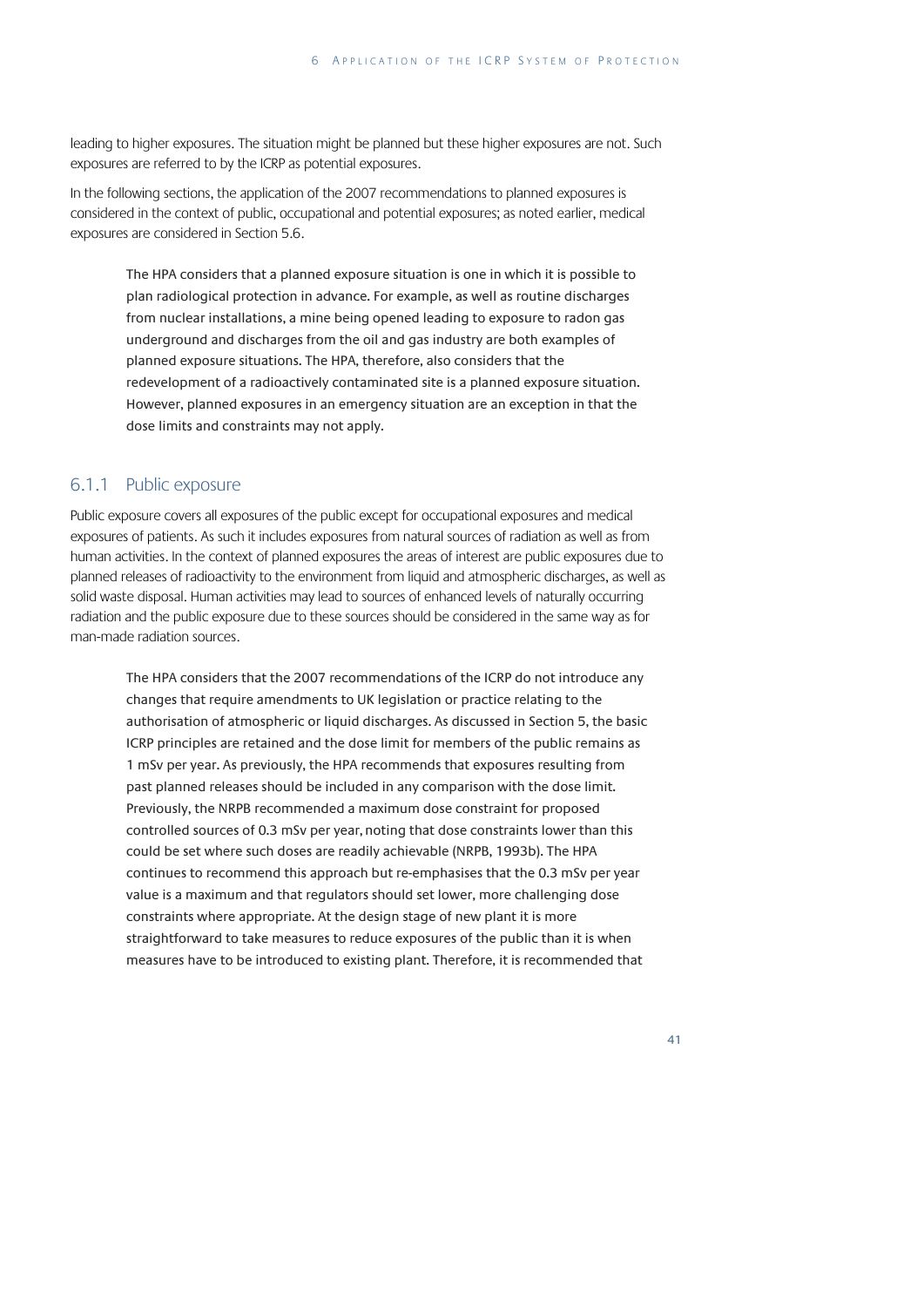leading to higher exposures. The situation might be planned but these higher exposures are not. Such exposures are referred to by the ICRP as potential exposures.

In the following sections, the application of the 2007 recommendations to planned exposures is considered in the context of public, occupational and potential exposures; as noted earlier, medical exposures are considered in Section 5.6.

> The HPA considers that a planned exposure situation is one in which it is possible to plan radiological protection in advance. For example, as well as routine discharges from nuclear installations, a mine being opened leading to exposure to radon gas underground and discharges from the oil and gas industry are both examples of planned exposure situations. The HPA, therefore, also considers that the redevelopment of a radioactively contaminated site is a planned exposure situation. However, planned exposures in an emergency situation are an exception in that the dose limits and constraints may not apply.

### 6.1.1 Public exposure

Public exposure covers all exposures of the public except for occupational exposures and medical exposures of patients. As such it includes exposures from natural sources of radiation as well as from human activities. In the context of planned exposures the areas of interest are public exposures due to planned releases of radioactivity to the environment from liquid and atmospheric discharges, as well as solid waste disposal. Human activities may lead to sources of enhanced levels of naturally occurring radiation and the public exposure due to these sources should be considered in the same way as for man-made radiation sources.

> The HPA considers that the 2007 recommendations of the ICRP do not introduce any changes that require amendments to UK legislation or practice relating to the authorisation of atmospheric or liquid discharges. As discussed in Section 5, the basic ICRP principles are retained and the dose limit for members of the public remains as 1 mSv per year. As previously, the HPA recommends that exposures resulting from past planned releases should be included in any comparison with the dose limit. Previously, the NRPB recommended a maximum dose constraint for proposed controlled sources of 0.3 mSv per year, noting that dose constraints lower than this could be set where such doses are readily achievable (NRPB, 1993b). The HPA continues to recommend this approach but re-emphasises that the 0.3 mSv per year value is a maximum and that regulators should set lower, more challenging dose constraints where appropriate. At the design stage of new plant it is more straightforward to take measures to reduce exposures of the public than it is when measures have to be introduced to existing plant. Therefore, it is recommended that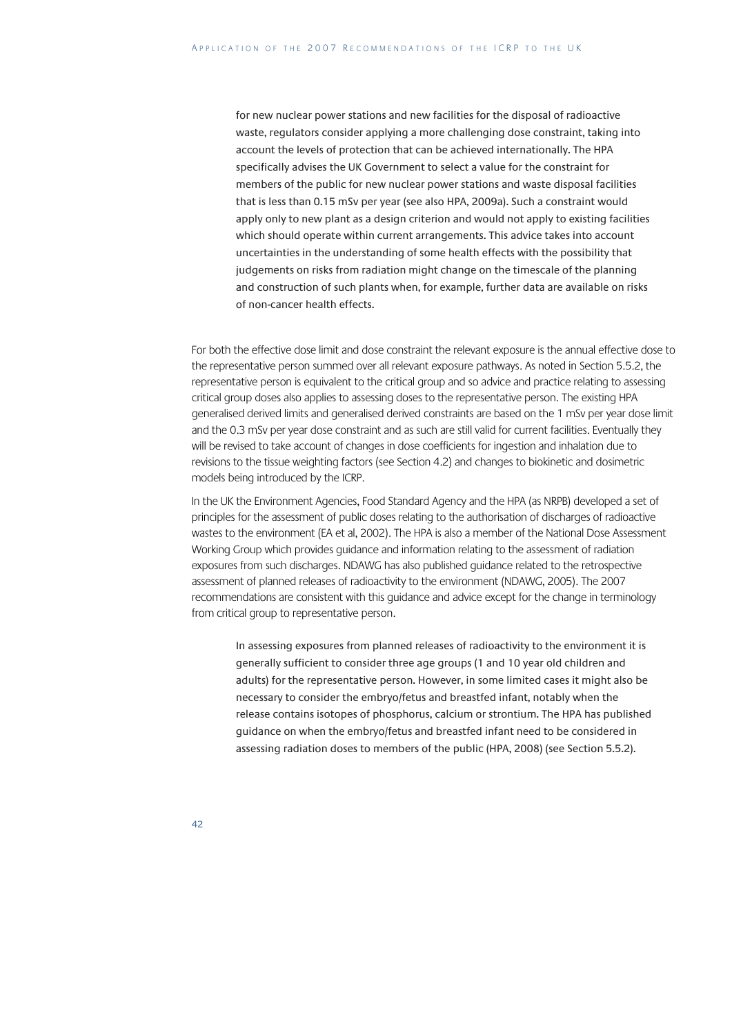> for new nuclear power stations and new facilities for the disposal of radioactive waste, regulators consider applying a more challenging dose constraint, taking into account the levels of protection that can be achieved internationally. The HPA specifically advises the UK Government to select a value for the constraint for members of the public for new nuclear power stations and waste disposal facilities that is less than 0.15 mSv per year (see also HPA, 2009a). Such a constraint would apply only to new plant as a design criterion and would not apply to existing facilities which should operate within current arrangements. This advice takes into account uncertainties in the understanding of some health effects with the possibility that judgements on risks from radiation might change on the timescale of the planning and construction of such plants when, for example, further data are available on risks of non-cancer health effects.

For both the effective dose limit and dose constraint the relevant exposure is the annual effective dose to the representative person summed over all relevant exposure pathways. As noted in Section 5.5.2, the representative person is equivalent to the critical group and so advice and practice relating to assessing critical group doses also applies to assessing doses to the representative person. The existing HPA generalised derived limits and generalised derived constraints are based on the 1 mSv per year dose limit and the 0.3 mSv per year dose constraint and as such are still valid for current facilities. Eventually they will be revised to take account of changes in dose coefficients for ingestion and inhalation due to revisions to the tissue weighting factors (see Section 4.2) and changes to biokinetic and dosimetric models being introduced by the ICRP.

In the UK the Environment Agencies, Food Standard Agency and the HPA (as NRPB) developed a set of principles for the assessment of public doses relating to the authorisation of discharges of radioactive wastes to the environment (EA et al, 2002). The HPA is also a member of the National Dose Assessment Working Group which provides guidance and information relating to the assessment of radiation exposures from such discharges. NDAWG has also published guidance related to the retrospective assessment of planned releases of radioactivity to the environment (NDAWG, 2005). The 2007 recommendations are consistent with this guidance and advice except for the change in terminology from critical group to representative person.

> In assessing exposures from planned releases of radioactivity to the environment it is generally sufficient to consider three age groups (1 and 10 year old children and adults) for the representative person. However, in some limited cases it might also be necessary to consider the embryo/fetus and breastfed infant, notably when the release contains isotopes of phosphorus, calcium or strontium. The HPA has published guidance on when the embryo/fetus and breastfed infant need to be considered in assessing radiation doses to members of the public (HPA, 2008) (see Section 5.5.2).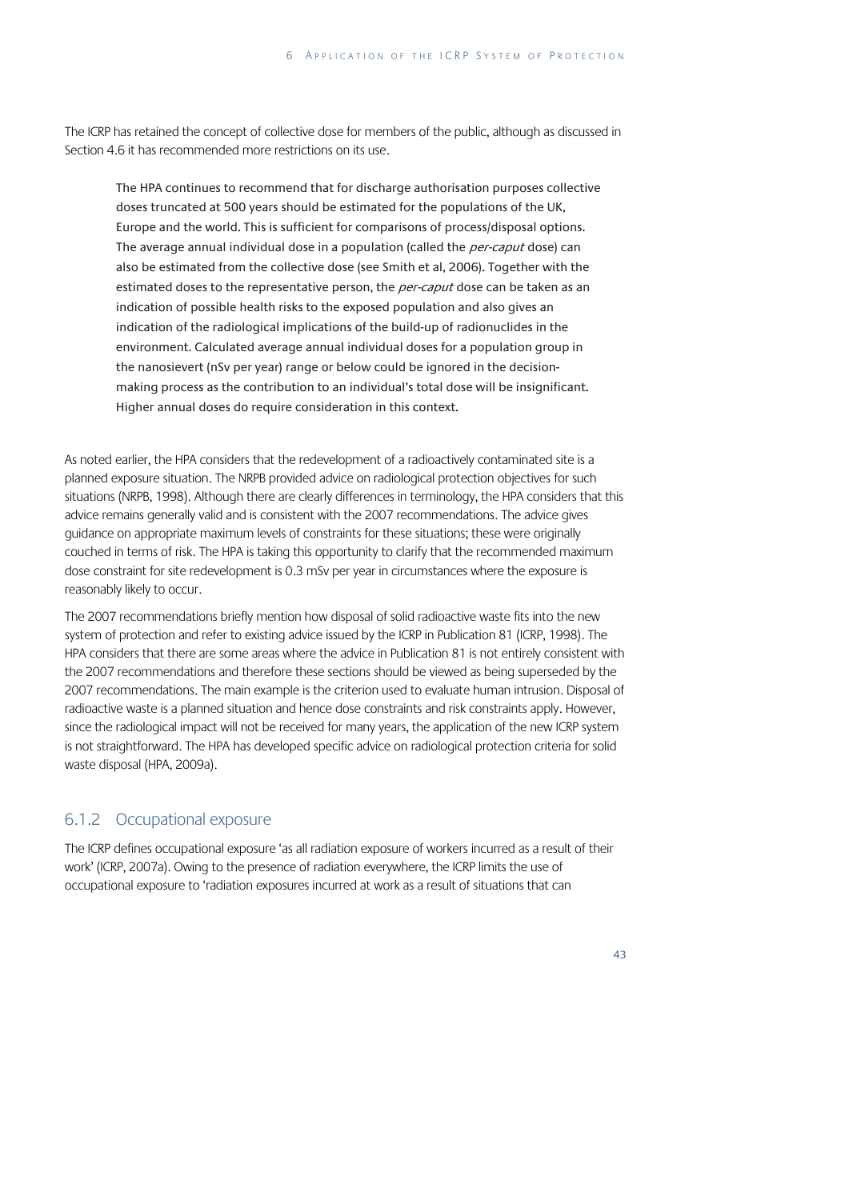The ICRP has retained the concept of collective dose for members of the public, although as discussed in Section 4.6 it has recommended more restrictions on its use.

> The HPA continues to recommend that for discharge authorisation purposes collective doses truncated at 500 years should be estimated for the populations of the UK, Europe and the world. This is sufficient for comparisons of process/disposal options. The average annual individual dose in a population (called the *per-caput* dose) can also be estimated from the collective dose (see Smith et al, 2006). Together with the estimated doses to the representative person, the *per-caput* dose can be taken as an indication of possible health risks to the exposed population and also gives an indication of the radiological implications of the build-up of radionuclides in the environment. Calculated average annual individual doses for a population group in the nanosievert (nSv per year) range or below could be ignored in the decision-making process as the contribution to an individual's total dose will be insignificant. Higher annual doses do require consideration in this context.

As noted earlier, the HPA considers that the redevelopment of a radioactively contaminated site is a planned exposure situation. The NRPB provided advice on radiological protection objectives for such situations (NRPB, 1998). Although there are clearly differences in terminology, the HPA considers that this advice remains generally valid and is consistent with the 2007 recommendations. The advice gives guidance on appropriate maximum levels of constraints for these situations; these were originally couched in terms of risk. The HPA is taking this opportunity to clarify that the recommended maximum dose constraint for site redevelopment is 0.3 mSv per year in circumstances where the exposure is reasonably likely to occur.

The 2007 recommendations briefly mention how disposal of solid radioactive waste fits into the new system of protection and refer to existing advice issued by the ICRP in Publication 81 (ICRP, 1998). The HPA considers that there are some areas where the advice in Publication 81 is not entirely consistent with the 2007 recommendations and therefore these sections should be viewed as being superseded by the 2007 recommendations. The main example is the criterion used to evaluate human intrusion. Disposal of radioactive waste is a planned situation and hence dose constraints and risk constraints apply. However, since the radiological impact will not be received for many years, the application of the new ICRP system is not straightforward. The HPA has developed specific advice on radiological protection criteria for solid waste disposal (HPA, 2009a).

### 6.1.2 Occupational exposure

The ICRP defines occupational exposure 'as all radiation exposure of workers incurred as a result of their work' (ICRP, 2007a). Owing to the presence of radiation everywhere, the ICRP limits the use of occupational exposure to 'radiation exposures incurred at work as a result of situations that can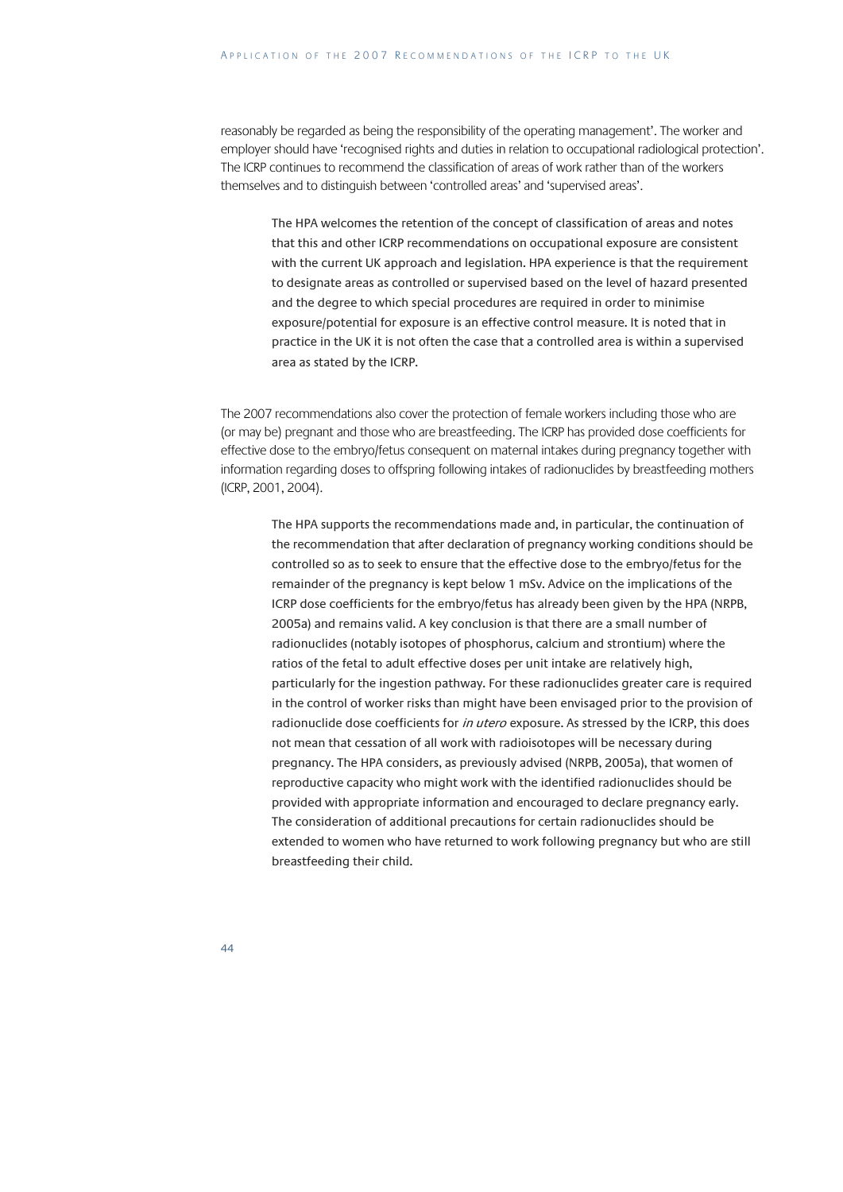reasonably be regarded as being the responsibility of the operating management'. The worker and employer should have 'recognised rights and duties in relation to occupational radiological protection'. The ICRP continues to recommend the classification of areas of work rather than of the workers themselves and to distinguish between 'controlled areas' and 'supervised areas'.

> The HPA welcomes the retention of the concept of classification of areas and notes that this and other ICRP recommendations on occupational exposure are consistent with the current UK approach and legislation. HPA experience is that the requirement to designate areas as controlled or supervised based on the level of hazard presented and the degree to which special procedures are required in order to minimise exposure/potential for exposure is an effective control measure. It is noted that in practice in the UK it is not often the case that a controlled area is within a supervised area as stated by the ICRP.

The 2007 recommendations also cover the protection of female workers including those who are (or may be) pregnant and those who are breastfeeding. The ICRP has provided dose coefficients for effective dose to the embryo/fetus consequent on maternal intakes during pregnancy together with information regarding doses to offspring following intakes of radionuclides by breastfeeding mothers (ICRP, 2001, 2004).

> The HPA supports the recommendations made and, in particular, the continuation of the recommendation that after declaration of pregnancy working conditions should be controlled so as to seek to ensure that the effective dose to the embryo/fetus for the remainder of the pregnancy is kept below 1 mSv. Advice on the implications of the ICRP dose coefficients for the embryo/fetus has already been given by the HPA (NRPB, 2005a) and remains valid. A key conclusion is that there are a small number of radionuclides (notably isotopes of phosphorus, calcium and strontium) where the ratios of the fetal to adult effective doses per unit intake are relatively high, particularly for the ingestion pathway. For these radionuclides greater care is required in the control of worker risks than might have been envisaged prior to the provision of radionuclide dose coefficients for *in utero* exposure. As stressed by the ICRP, this does not mean that cessation of all work with radioisotopes will be necessary during pregnancy. The HPA considers, as previously advised (NRPB, 2005a), that women of reproductive capacity who might work with the identified radionuclides should be provided with appropriate information and encouraged to declare pregnancy early. The consideration of additional precautions for certain radionuclides should be extended to women who have returned to work following pregnancy but who are still breastfeeding their child.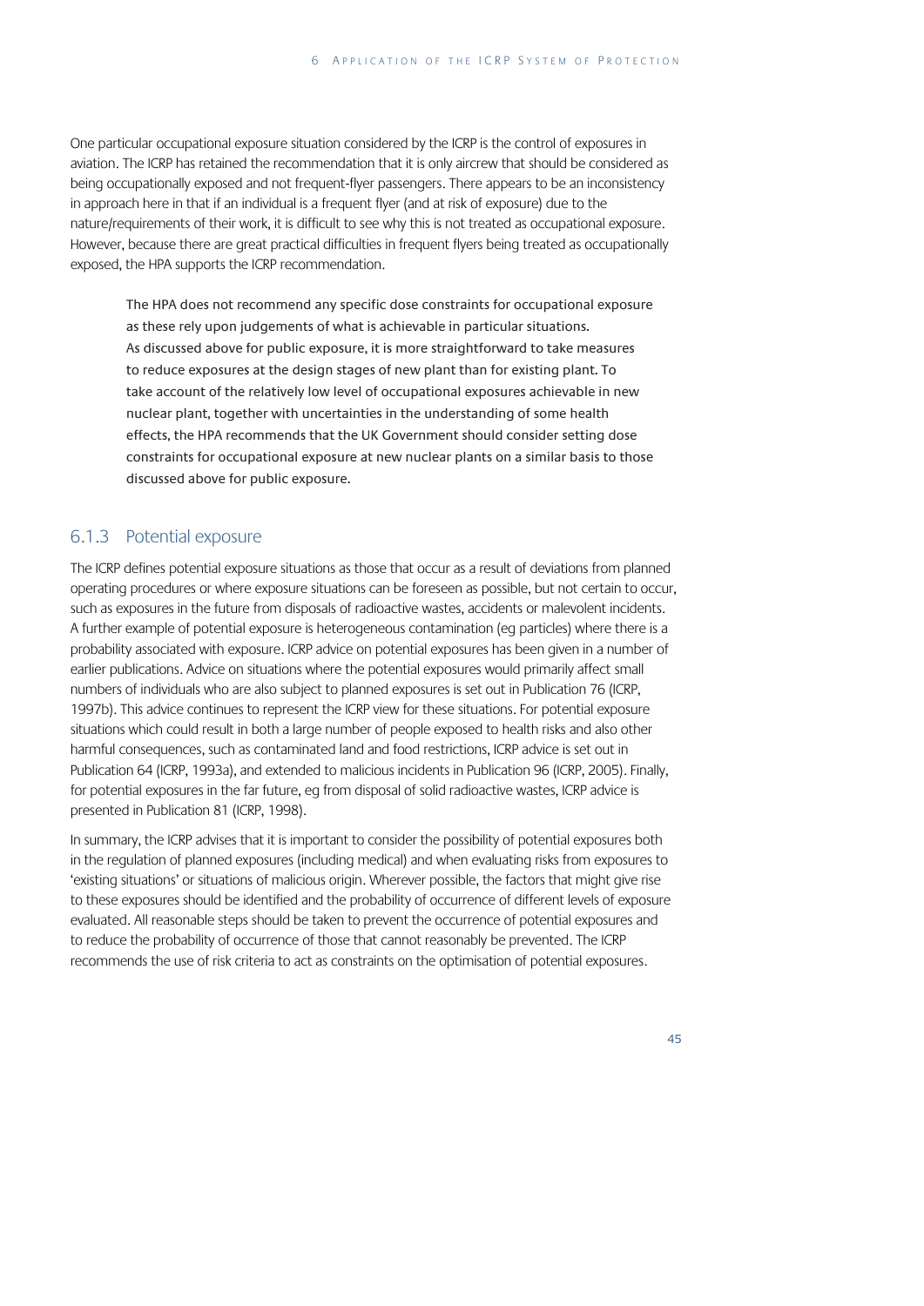One particular occupational exposure situation considered by the ICRP is the control of exposures in aviation. The ICRP has retained the recommendation that it is only aircrew that should be considered as being occupationally exposed and not frequent-flyer passengers. There appears to be an inconsistency in approach here in that if an individual is a frequent flyer (and at risk of exposure) due to the nature/requirements of their work, it is difficult to see why this is not treated as occupational exposure. However, because there are great practical difficulties in frequent flyers being treated as occupationally exposed, the HPA supports the ICRP recommendation.

> The HPA does not recommend any specific dose constraints for occupational exposure as these rely upon judgements of what is achievable in particular situations. As discussed above for public exposure, it is more straightforward to take measures to reduce exposures at the design stages of new plant than for existing plant. To take account of the relatively low level of occupational exposures achievable in new nuclear plant, together with uncertainties in the understanding of some health effects, the HPA recommends that the UK Government should consider setting dose constraints for occupational exposure at new nuclear plants on a similar basis to those discussed above for public exposure.

### 6.1.3 Potential exposure

The ICRP defines potential exposure situations as those that occur as a result of deviations from planned operating procedures or where exposure situations can be foreseen as possible, but not certain to occur, such as exposures in the future from disposals of radioactive wastes, accidents or malevolent incidents. A further example of potential exposure is heterogeneous contamination (eg particles) where there is a probability associated with exposure. ICRP advice on potential exposures has been given in a number of earlier publications. Advice on situations where the potential exposures would primarily affect small numbers of individuals who are also subject to planned exposures is set out in Publication 76 (ICRP, 1997b). This advice continues to represent the ICRP view for these situations. For potential exposure situations which could result in both a large number of people exposed to health risks and also other harmful consequences, such as contaminated land and food restrictions, ICRP advice is set out in Publication 64 (ICRP, 1993a), and extended to malicious incidents in Publication 96 (ICRP, 2005). Finally, for potential exposures in the far future, eg from disposal of solid radioactive wastes, ICRP advice is presented in Publication 81 (ICRP, 1998).

In summary, the ICRP advises that it is important to consider the possibility of potential exposures both in the regulation of planned exposures (including medical) and when evaluating risks from exposures to 'existing situations' or situations of malicious origin. Wherever possible, the factors that might give rise to these exposures should be identified and the probability of occurrence of different levels of exposure evaluated. All reasonable steps should be taken to prevent the occurrence of potential exposures and to reduce the probability of occurrence of those that cannot reasonably be prevented. The ICRP recommends the use of risk criteria to act as constraints on the optimisation of potential exposures.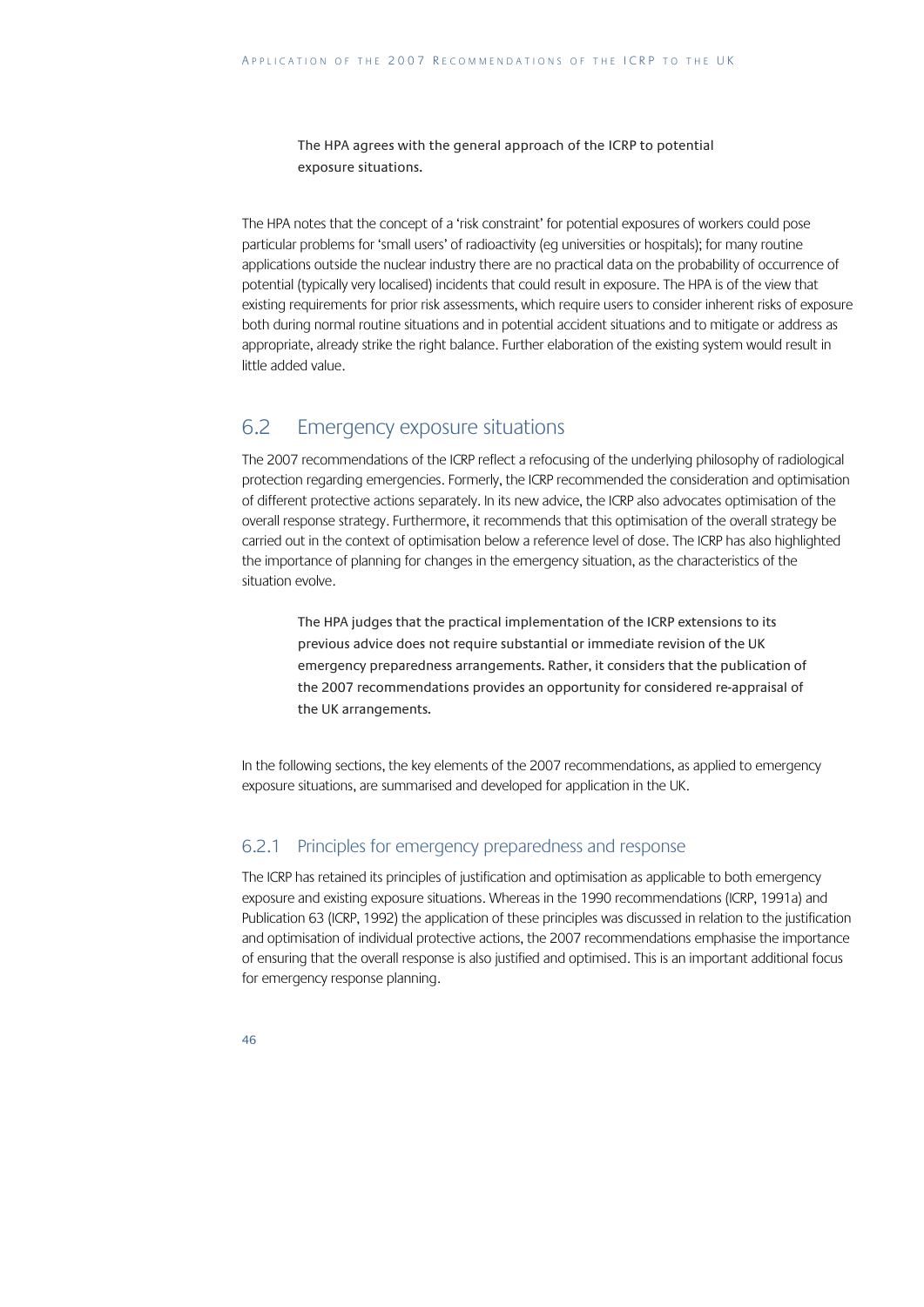> The HPA agrees with the general approach of the ICRP to potential exposure situations.

The HPA notes that the concept of a 'risk constraint' for potential exposures of workers could pose particular problems for 'small users' of radioactivity (eg universities or hospitals); for many routine applications outside the nuclear industry there are no practical data on the probability of occurrence of potential (typically very localised) incidents that could result in exposure. The HPA is of the view that existing requirements for prior risk assessments, which require users to consider inherent risks of exposure both during normal routine situations and in potential accident situations and to mitigate or address as appropriate, already strike the right balance. Further elaboration of the existing system would result in little added value.

## 6.2 Emergency exposure situations

The 2007 recommendations of the ICRP reflect a refocusing of the underlying philosophy of radiological protection regarding emergencies. Formerly, the ICRP recommended the consideration and optimisation of different protective actions separately. In its new advice, the ICRP also advocates optimisation of the overall response strategy. Furthermore, it recommends that this optimisation of the overall strategy be carried out in the context of optimisation below a reference level of dose. The ICRP has also highlighted the importance of planning for changes in the emergency situation, as the characteristics of the situation evolve.

> The HPA judges that the practical implementation of the ICRP extensions to its previous advice does not require substantial or immediate revision of the UK emergency preparedness arrangements. Rather, it considers that the publication of the 2007 recommendations provides an opportunity for considered re-appraisal of the UK arrangements.

In the following sections, the key elements of the 2007 recommendations, as applied to emergency exposure situations, are summarised and developed for application in the UK.

### 6.2.1 Principles for emergency preparedness and response

The ICRP has retained its principles of justification and optimisation as applicable to both emergency exposure and existing exposure situations. Whereas in the 1990 recommendations (ICRP, 1991a) and Publication 63 (ICRP, 1992) the application of these principles was discussed in relation to the justification and optimisation of individual protective actions, the 2007 recommendations emphasise the importance of ensuring that the overall response is also justified and optimised. This is an important additional focus for emergency response planning.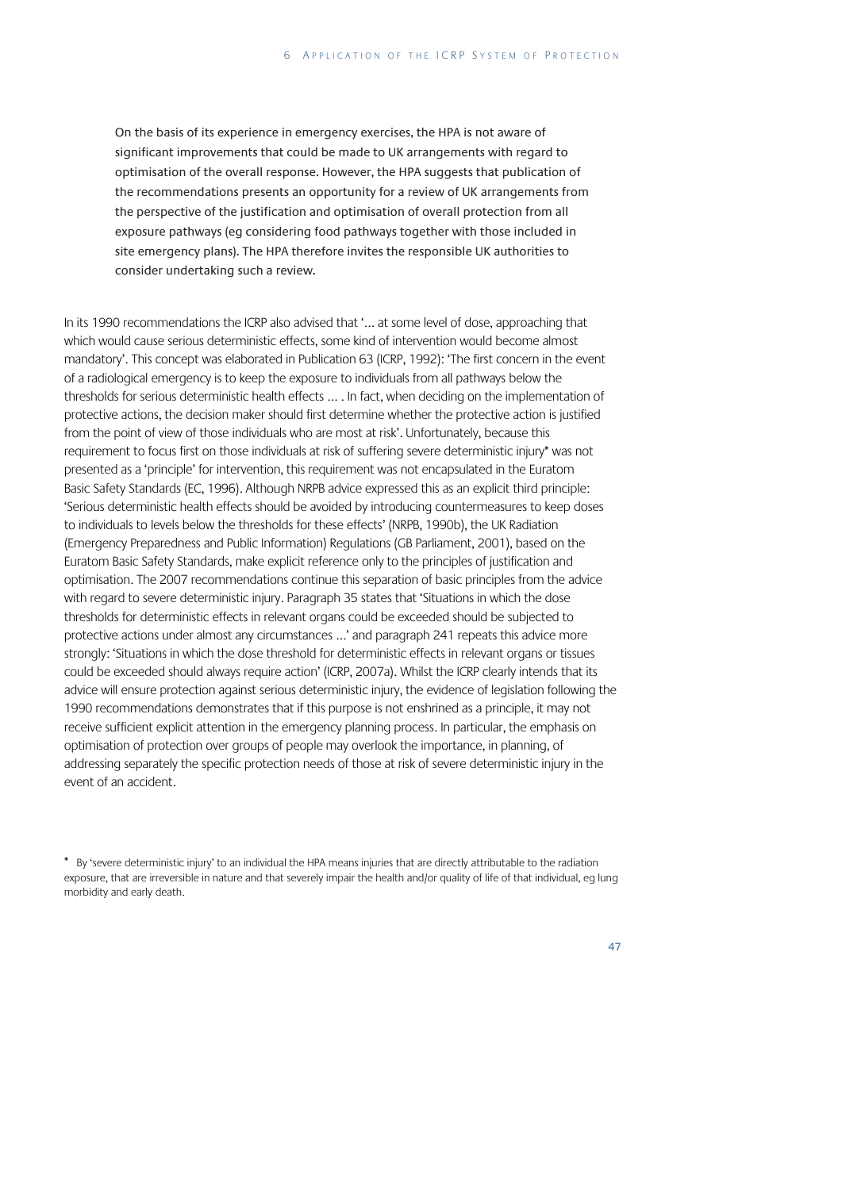> On the basis of its experience in emergency exercises, the HPA is not aware of significant improvements that could be made to UK arrangements with regard to optimisation of the overall response. However, the HPA suggests that publication of the recommendations presents an opportunity for a review of UK arrangements from the perspective of the justification and optimisation of overall protection from all exposure pathways (eg considering food pathways together with those included in site emergency plans). The HPA therefore invites the responsible UK authorities to consider undertaking such a review.

In its 1990 recommendations the ICRP also advised that '... at some level of dose, approaching that which would cause serious deterministic effects, some kind of intervention would become almost mandatory'. This concept was elaborated in Publication 63 (ICRP, 1992): 'The first concern in the event of a radiological emergency is to keep the exposure to individuals from all pathways below the thresholds for serious deterministic health effects ... . In fact, when deciding on the implementation of protective actions, the decision maker should first determine whether the protective action is justified from the point of view of those individuals who are most at risk'. Unfortunately, because this requirement to focus first on those individuals at risk of suffering severe deterministic injury* was not presented as a 'principle' for intervention, this requirement was not encapsulated in the Euratom Basic Safety Standards (EC, 1996). Although NRPB advice expressed this as an explicit third principle: 'Serious deterministic health effects should be avoided by introducing countermeasures to keep doses to individuals to levels below the thresholds for these effects' (NRPB, 1990b), the UK Radiation (Emergency Preparedness and Public Information) Regulations (GB Parliament, 2001), based on the Euratom Basic Safety Standards, make explicit reference only to the principles of justification and optimisation. The 2007 recommendations continue this separation of basic principles from the advice with regard to severe deterministic injury. Paragraph 35 states that 'Situations in which the dose thresholds for deterministic effects in relevant organs could be exceeded should be subjected to protective actions under almost any circumstances ...' and paragraph 241 repeats this advice more strongly: 'Situations in which the dose threshold for deterministic effects in relevant organs or tissues could be exceeded should always require action' (ICRP, 2007a). Whilst the ICRP clearly intends that its advice will ensure protection against serious deterministic injury, the evidence of legislation following the 1990 recommendations demonstrates that if this purpose is not enshrined as a principle, it may not receive sufficient explicit attention in the emergency planning process. In particular, the emphasis on optimisation of protection over groups of people may overlook the importance, in planning, of addressing separately the specific protection needs of those at risk of severe deterministic injury in the event of an accident.

\* By 'severe deterministic injury' to an individual the HPA means injuries that are directly attributable to the radiation exposure, that are irreversible in nature and that severely impair the health and/or quality of life of that individual, eg lung morbidity and early death.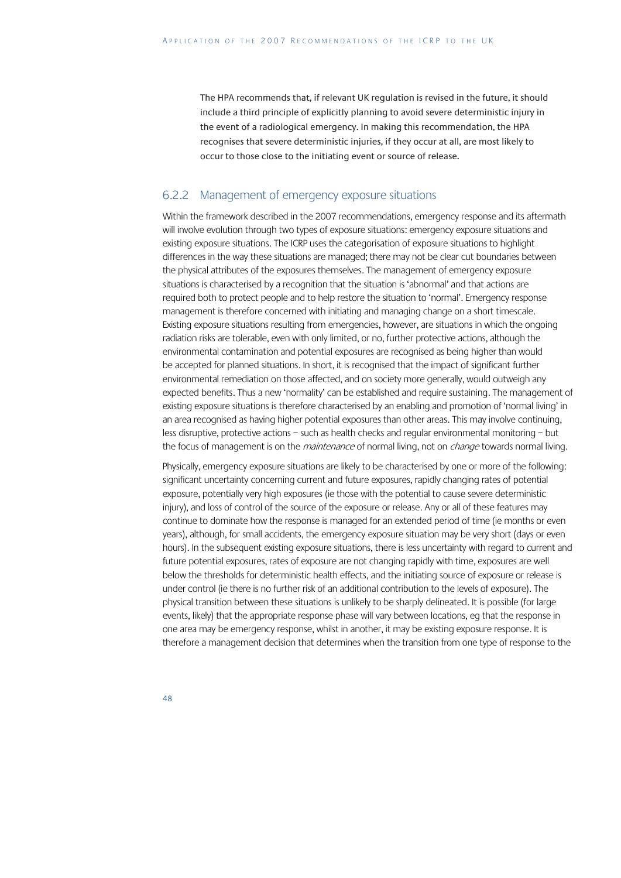The HPA recommends that, if relevant UK regulation is revised in the future, it should include a third principle of explicitly planning to avoid severe deterministic injury in the event of a radiological emergency. In making this recommendation, the HPA recognises that severe deterministic injuries, if they occur at all, are most likely to occur to those close to the initiating event or source of release.

### 6.2.2 Management of emergency exposure situations

Within the framework described in the 2007 recommendations, emergency response and its aftermath will involve evolution through two types of exposure situations: emergency exposure situations and existing exposure situations. The ICRP uses the categorisation of exposure situations to highlight differences in the way these situations are managed; there may not be clear cut boundaries between the physical attributes of the exposures themselves. The management of emergency exposure situations is characterised by a recognition that the situation is 'abnormal' and that actions are required both to protect people and to help restore the situation to 'normal'. Emergency response management is therefore concerned with initiating and managing change on a short timescale. Existing exposure situations resulting from emergencies, however, are situations in which the ongoing radiation risks are tolerable, even with only limited, or no, further protective actions, although the environmental contamination and potential exposures are recognised as being higher than would be accepted for planned situations. In short, it is recognised that the impact of significant further environmental remediation on those affected, and on society more generally, would outweigh any expected benefits. Thus a new 'normality' can be established and require sustaining. The management of existing exposure situations is therefore characterised by an enabling and promotion of 'normal living' in an area recognised as having higher potential exposures than other areas. This may involve continuing, less disruptive, protective actions – such as health checks and regular environmental monitoring – but the focus of management is on the *maintenance* of normal living, not on *change* towards normal living.

Physically, emergency exposure situations are likely to be characterised by one or more of the following: significant uncertainty concerning current and future exposures, rapidly changing rates of potential exposure, potentially very high exposures (ie those with the potential to cause severe deterministic injury), and loss of control of the source of the exposure or release. Any or all of these features may continue to dominate how the response is managed for an extended period of time (ie months or even years), although, for small accidents, the emergency exposure situation may be very short (days or even hours). In the subsequent existing exposure situations, there is less uncertainty with regard to current and future potential exposures, rates of exposure are not changing rapidly with time, exposures are well below the thresholds for deterministic health effects, and the initiating source of exposure or release is under control (ie there is no further risk of an additional contribution to the levels of exposure). The physical transition between these situations is unlikely to be sharply delineated. It is possible (for large events, likely) that the appropriate response phase will vary between locations, eg that the response in one area may be emergency response, whilst in another, it may be existing exposure response. It is therefore a management decision that determines when the transition from one type of response to the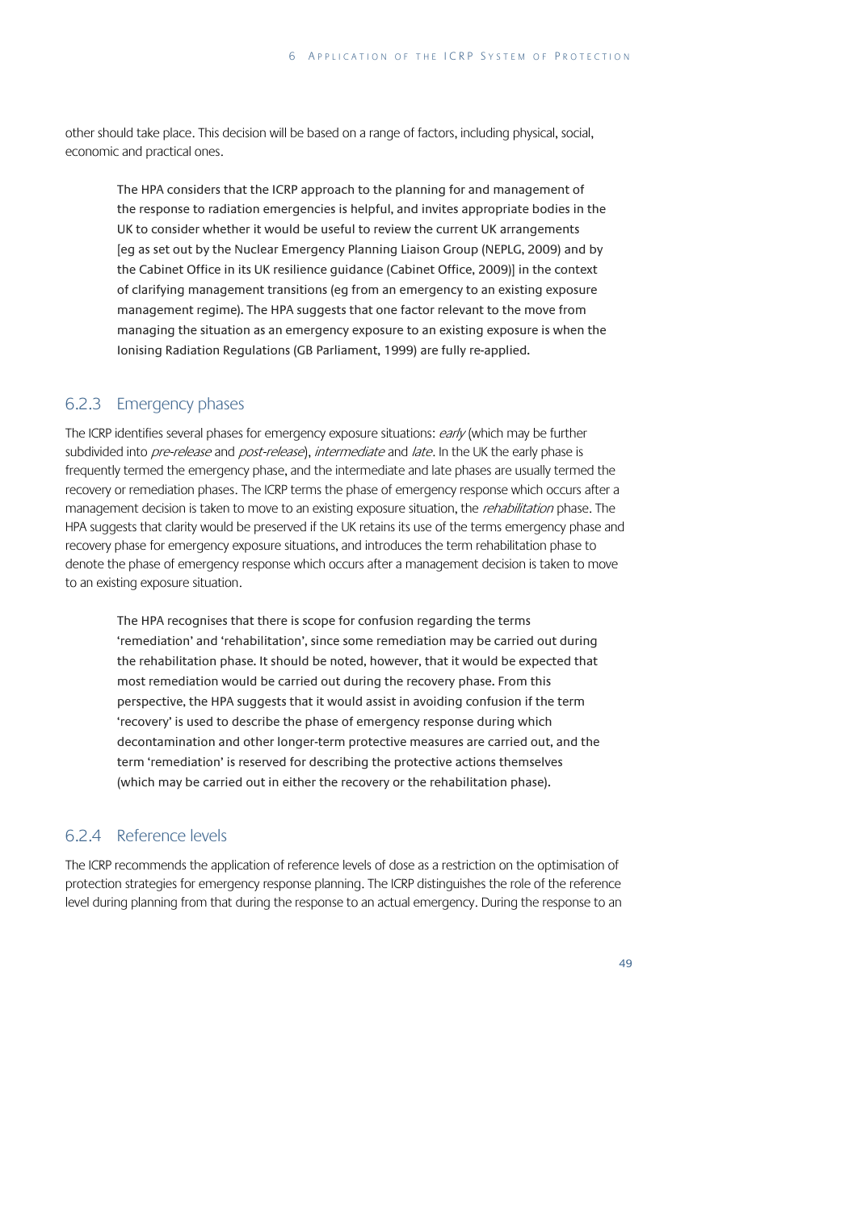other should take place. This decision will be based on a range of factors, including physical, social, economic and practical ones.

> The HPA considers that the ICRP approach to the planning for and management of the response to radiation emergencies is helpful, and invites appropriate bodies in the UK to consider whether it would be useful to review the current UK arrangements [eg as set out by the Nuclear Emergency Planning Liaison Group (NEPLG, 2009) and by the Cabinet Office in its UK resilience guidance (Cabinet Office, 2009)] in the context of clarifying management transitions (eg from an emergency to an existing exposure management regime). The HPA suggests that one factor relevant to the move from managing the situation as an emergency exposure to an existing exposure is when the Ionising Radiation Regulations (GB Parliament, 1999) are fully re-applied.

### 6.2.3 Emergency phases

The ICRP identifies several phases for emergency exposure situations: *early* (which may be further subdivided into *pre-release* and *post-release*), *intermediate* and *late*. In the UK the early phase is frequently termed the emergency phase, and the intermediate and late phases are usually termed the recovery or remediation phases. The ICRP terms the phase of emergency response which occurs after a management decision is taken to move to an existing exposure situation, the *rehabilitation* phase. The HPA suggests that clarity would be preserved if the UK retains its use of the terms emergency phase and recovery phase for emergency exposure situations, and introduces the term rehabilitation phase to denote the phase of emergency response which occurs after a management decision is taken to move to an existing exposure situation.

> The HPA recognises that there is scope for confusion regarding the terms 'remediation' and 'rehabilitation', since some remediation may be carried out during the rehabilitation phase. It should be noted, however, that it would be expected that most remediation would be carried out during the recovery phase. From this perspective, the HPA suggests that it would assist in avoiding confusion if the term 'recovery' is used to describe the phase of emergency response during which decontamination and other longer-term protective measures are carried out, and the term 'remediation' is reserved for describing the protective actions themselves (which may be carried out in either the recovery or the rehabilitation phase).

### 6.2.4 Reference levels

The ICRP recommends the application of reference levels of dose as a restriction on the optimisation of protection strategies for emergency response planning. The ICRP distinguishes the role of the reference level during planning from that during the response to an actual emergency. During the response to an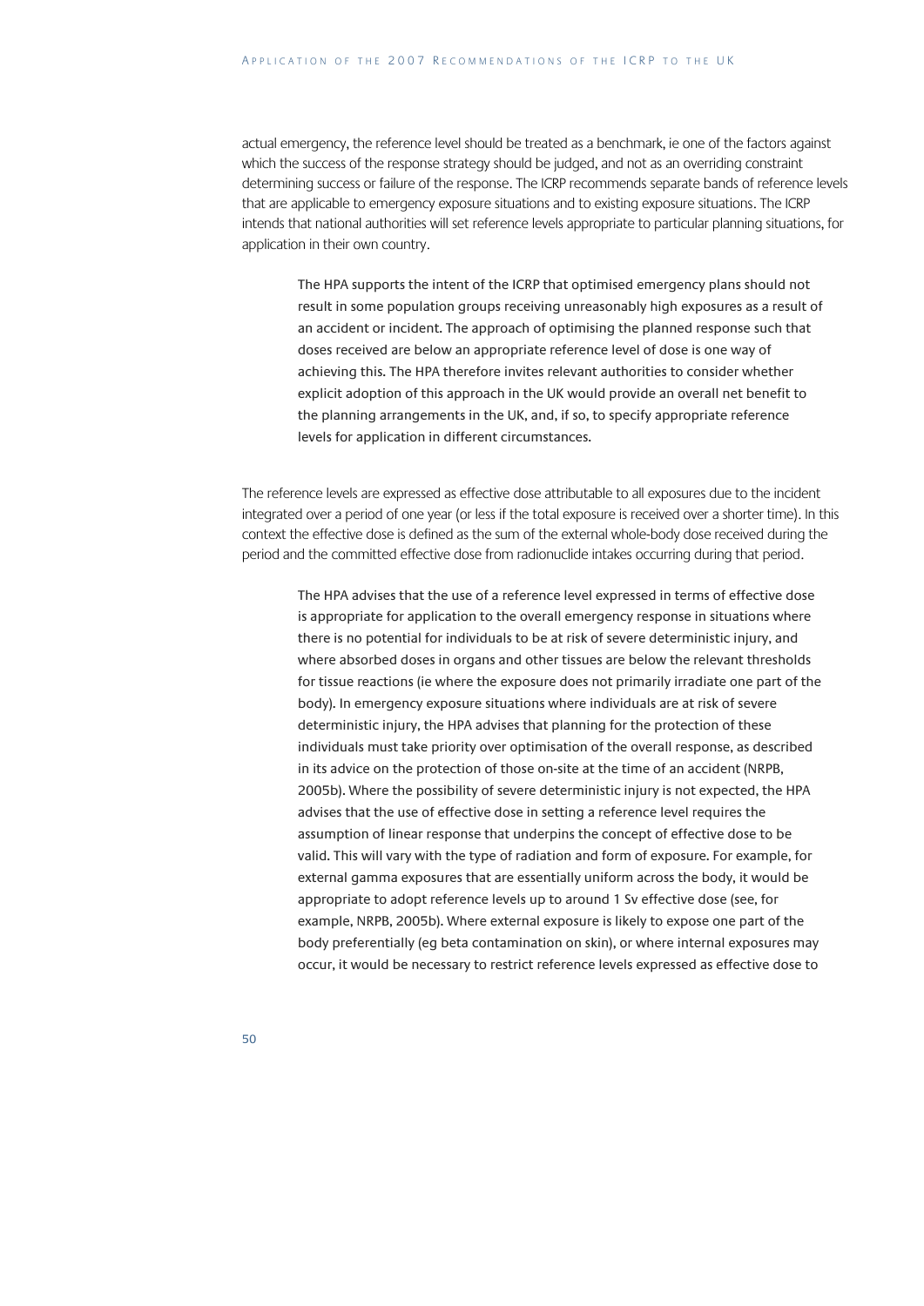actual emergency, the reference level should be treated as a benchmark, ie one of the factors against which the success of the response strategy should be judged, and not as an overriding constraint determining success or failure of the response. The ICRP recommends separate bands of reference levels that are applicable to emergency exposure situations and to existing exposure situations. The ICRP intends that national authorities will set reference levels appropriate to particular planning situations, for application in their own country.

> The HPA supports the intent of the ICRP that optimised emergency plans should not result in some population groups receiving unreasonably high exposures as a result of an accident or incident. The approach of optimising the planned response such that doses received are below an appropriate reference level of dose is one way of achieving this. The HPA therefore invites relevant authorities to consider whether explicit adoption of this approach in the UK would provide an overall net benefit to the planning arrangements in the UK, and, if so, to specify appropriate reference levels for application in different circumstances.

The reference levels are expressed as effective dose attributable to all exposures due to the incident integrated over a period of one year (or less if the total exposure is received over a shorter time). In this context the effective dose is defined as the sum of the external whole-body dose received during the period and the committed effective dose from radionuclide intakes occurring during that period.

> The HPA advises that the use of a reference level expressed in terms of effective dose is appropriate for application to the overall emergency response in situations where there is no potential for individuals to be at risk of severe deterministic injury, and where absorbed doses in organs and other tissues are below the relevant thresholds for tissue reactions (ie where the exposure does not primarily irradiate one part of the body). In emergency exposure situations where individuals are at risk of severe deterministic injury, the HPA advises that planning for the protection of these individuals must take priority over optimisation of the overall response, as described in its advice on the protection of those on-site at the time of an accident (NRPB, 2005b). Where the possibility of severe deterministic injury is not expected, the HPA advises that the use of effective dose in setting a reference level requires the assumption of linear response that underpins the concept of effective dose to be valid. This will vary with the type of radiation and form of exposure. For example, for external gamma exposures that are essentially uniform across the body, it would be appropriate to adopt reference levels up to around 1 Sv effective dose (see, for example, NRPB, 2005b). Where external exposure is likely to expose one part of the body preferentially (eg beta contamination on skin), or where internal exposures may occur, it would be necessary to restrict reference levels expressed as effective dose to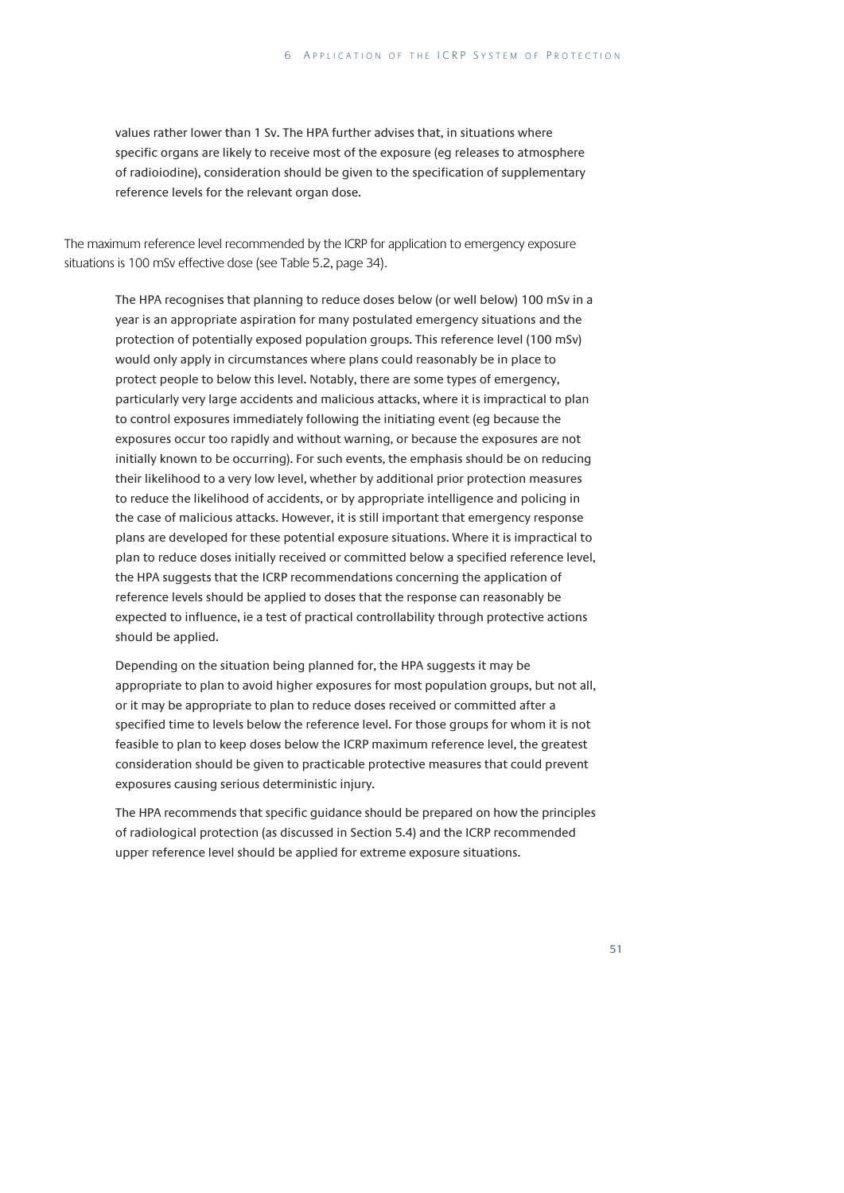values rather lower than 1 Sv. The HPA further advises that, in situations where specific organs are likely to receive most of the exposure (eg releases to atmosphere of radioiodine), consideration should be given to the specification of supplementary reference levels for the relevant organ dose.

The maximum reference level recommended by the ICRP for application to emergency exposure situations is 100 mSv effective dose (see Table 5.2, page 34).

> The HPA recognises that planning to reduce doses below (or well below) 100 mSv in a year is an appropriate aspiration for many postulated emergency situations and the protection of potentially exposed population groups. This reference level (100 mSv) would only apply in circumstances where plans could reasonably be in place to protect people to below this level. Notably, there are some types of emergency, particularly very large accidents and malicious attacks, where it is impractical to plan to control exposures immediately following the initiating event (eg because the exposures occur too rapidly and without warning, or because the exposures are not initially known to be occurring). For such events, the emphasis should be on reducing their likelihood to a very low level, whether by additional prior protection measures to reduce the likelihood of accidents, or by appropriate intelligence and policing in the case of malicious attacks. However, it is still important that emergency response plans are developed for these potential exposure situations. Where it is impractical to plan to reduce doses initially received or committed below a specified reference level, the HPA suggests that the ICRP recommendations concerning the application of reference levels should be applied to doses that the response can reasonably be expected to influence, ie a test of practical controllability through protective actions should be applied.
>
> Depending on the situation being planned for, the HPA suggests it may be appropriate to plan to avoid higher exposures for most population groups, but not all, or it may be appropriate to plan to reduce doses received or committed after a specified time to levels below the reference level. For those groups for whom it is not feasible to plan to keep doses below the ICRP maximum reference level, the greatest consideration should be given to practicable protective measures that could prevent exposures causing serious deterministic injury.
>
> The HPA recommends that specific guidance should be prepared on how the principles of radiological protection (as discussed in Section 5.4) and the ICRP recommended upper reference level should be applied for extreme exposure situations.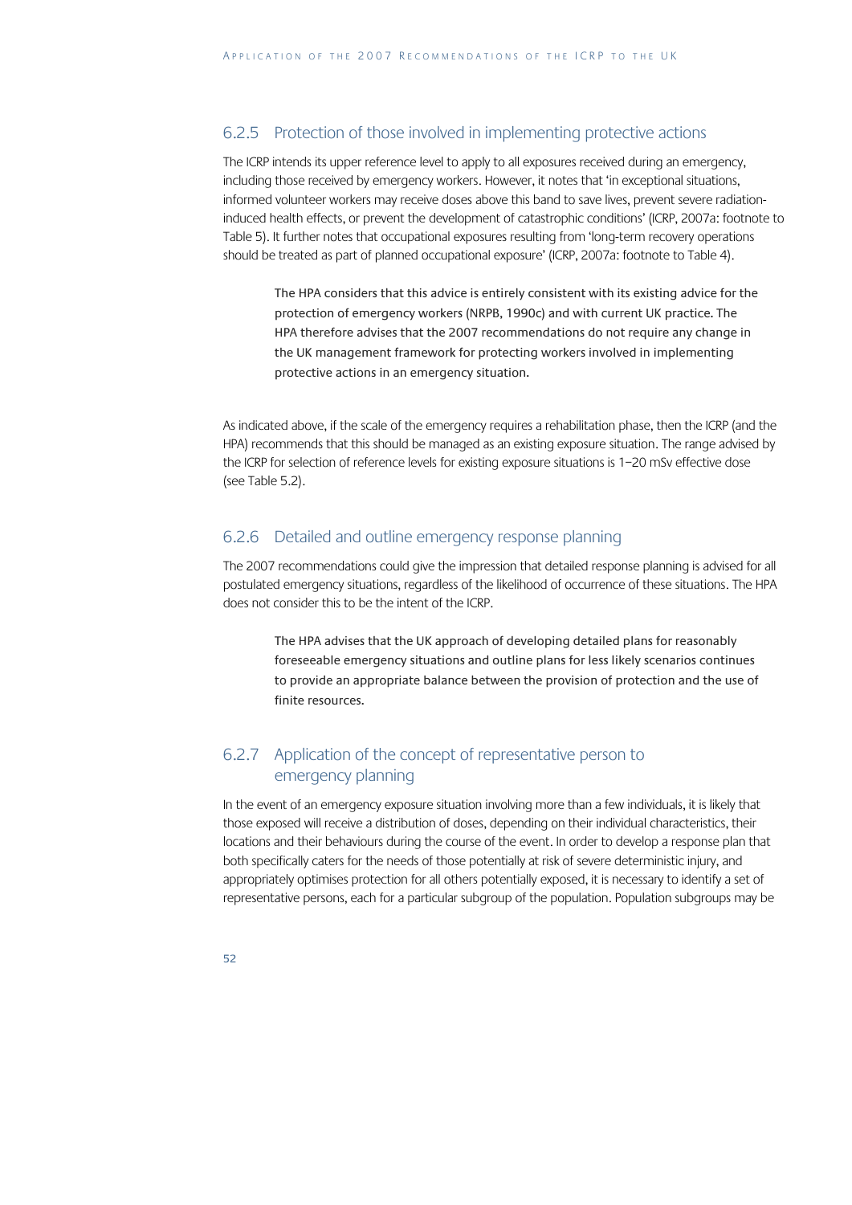### 6.2.5 Protection of those involved in implementing protective actions

The ICRP intends its upper reference level to apply to all exposures received during an emergency, including those received by emergency workers. However, it notes that 'in exceptional situations, informed volunteer workers may receive doses above this band to save lives, prevent severe radiation-induced health effects, or prevent the development of catastrophic conditions' (ICRP, 2007a: footnote to Table 5). It further notes that occupational exposures resulting from 'long-term recovery operations should be treated as part of planned occupational exposure' (ICRP, 2007a: footnote to Table 4).

> The HPA considers that this advice is entirely consistent with its existing advice for the protection of emergency workers (NRPB, 1990c) and with current UK practice. The HPA therefore advises that the 2007 recommendations do not require any change in the UK management framework for protecting workers involved in implementing protective actions in an emergency situation.

As indicated above, if the scale of the emergency requires a rehabilitation phase, then the ICRP (and the HPA) recommends that this should be managed as an existing exposure situation. The range advised by the ICRP for selection of reference levels for existing exposure situations is 1–20 mSv effective dose (see Table 5.2).

### 6.2.6 Detailed and outline emergency response planning

The 2007 recommendations could give the impression that detailed response planning is advised for all postulated emergency situations, regardless of the likelihood of occurrence of these situations. The HPA does not consider this to be the intent of the ICRP.

> The HPA advises that the UK approach of developing detailed plans for reasonably foreseeable emergency situations and outline plans for less likely scenarios continues to provide an appropriate balance between the provision of protection and the use of finite resources.

### 6.2.7 Application of the concept of representative person to emergency planning

In the event of an emergency exposure situation involving more than a few individuals, it is likely that those exposed will receive a distribution of doses, depending on their individual characteristics, their locations and their behaviours during the course of the event. In order to develop a response plan that both specifically caters for the needs of those potentially at risk of severe deterministic injury, and appropriately optimises protection for all others potentially exposed, it is necessary to identify a set of representative persons, each for a particular subgroup of the population. Population subgroups may be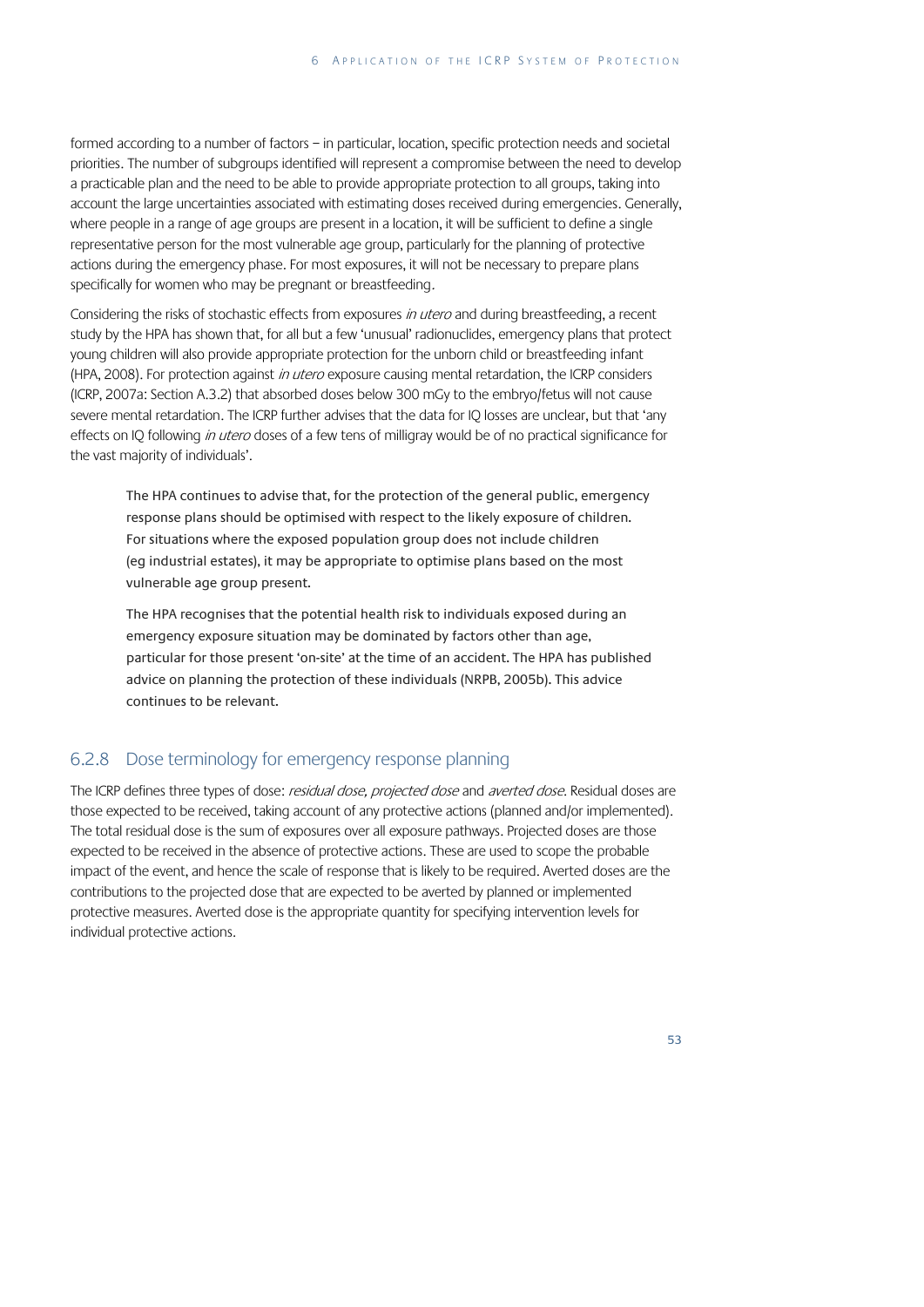formed according to a number of factors – in particular, location, specific protection needs and societal priorities. The number of subgroups identified will represent a compromise between the need to develop a practicable plan and the need to be able to provide appropriate protection to all groups, taking into account the large uncertainties associated with estimating doses received during emergencies. Generally, where people in a range of age groups are present in a location, it will be sufficient to define a single representative person for the most vulnerable age group, particularly for the planning of protective actions during the emergency phase. For most exposures, it will not be necessary to prepare plans specifically for women who may be pregnant or breastfeeding.

Considering the risks of stochastic effects from exposures *in utero* and during breastfeeding, a recent study by the HPA has shown that, for all but a few 'unusual' radionuclides, emergency plans that protect young children will also provide appropriate protection for the unborn child or breastfeeding infant (HPA, 2008). For protection against *in utero* exposure causing mental retardation, the ICRP considers (ICRP, 2007a: Section A.3.2) that absorbed doses below 300 mGy to the embryo/fetus will not cause severe mental retardation. The ICRP further advises that the data for IQ losses are unclear, but that 'any effects on IQ following *in utero* doses of a few tens of milligray would be of no practical significance for the vast majority of individuals'.

> The HPA continues to advise that, for the protection of the general public, emergency response plans should be optimised with respect to the likely exposure of children. For situations where the exposed population group does not include children (eg industrial estates), it may be appropriate to optimise plans based on the most vulnerable age group present.
>
> The HPA recognises that the potential health risk to individuals exposed during an emergency exposure situation may be dominated by factors other than age, particular for those present 'on-site' at the time of an accident. The HPA has published advice on planning the protection of these individuals (NRPB, 2005b). This advice continues to be relevant.

### 6.2.8 Dose terminology for emergency response planning

The ICRP defines three types of dose: *residual dose*, *projected dose* and *averted dose*. Residual doses are those expected to be received, taking account of any protective actions (planned and/or implemented). The total residual dose is the sum of exposures over all exposure pathways. Projected doses are those expected to be received in the absence of protective actions. These are used to scope the probable impact of the event, and hence the scale of response that is likely to be required. Averted doses are the contributions to the projected dose that are expected to be averted by planned or implemented protective measures. Averted dose is the appropriate quantity for specifying intervention levels for individual protective actions.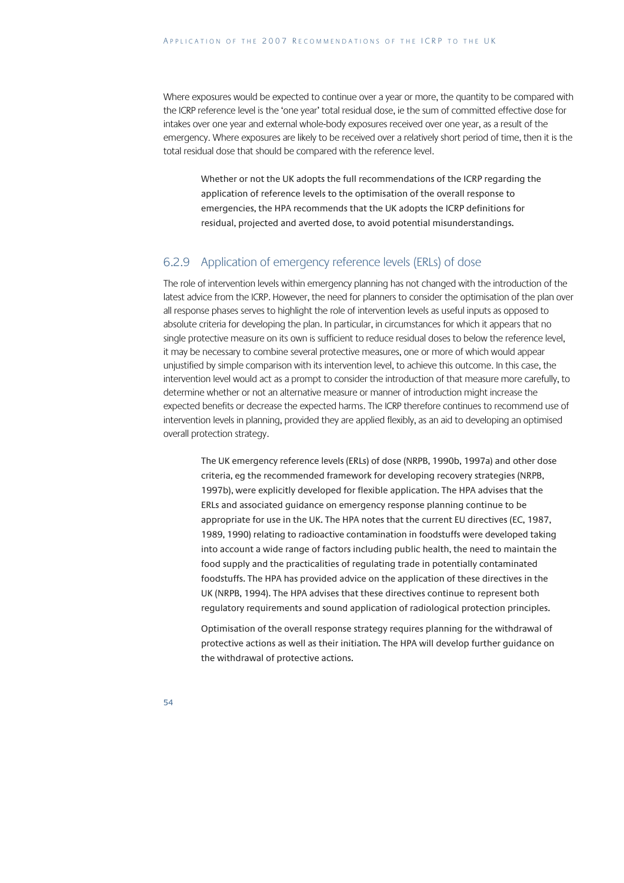Where exposures would be expected to continue over a year or more, the quantity to be compared with the ICRP reference level is the 'one year' total residual dose, ie the sum of committed effective dose for intakes over one year and external whole-body exposures received over one year, as a result of the emergency. Where exposures are likely to be received over a relatively short period of time, then it is the total residual dose that should be compared with the reference level.

> Whether or not the UK adopts the full recommendations of the ICRP regarding the application of reference levels to the optimisation of the overall response to emergencies, the HPA recommends that the UK adopts the ICRP definitions for residual, projected and averted dose, to avoid potential misunderstandings.

### 6.2.9 Application of emergency reference levels (ERLs) of dose

The role of intervention levels within emergency planning has not changed with the introduction of the latest advice from the ICRP. However, the need for planners to consider the optimisation of the plan over all response phases serves to highlight the role of intervention levels as useful inputs as opposed to absolute criteria for developing the plan. In particular, in circumstances for which it appears that no single protective measure on its own is sufficient to reduce residual doses to below the reference level, it may be necessary to combine several protective measures, one or more of which would appear unjustified by simple comparison with its intervention level, to achieve this outcome. In this case, the intervention level would act as a prompt to consider the introduction of that measure more carefully, to determine whether or not an alternative measure or manner of introduction might increase the expected benefits or decrease the expected harms. The ICRP therefore continues to recommend use of intervention levels in planning, provided they are applied flexibly, as an aid to developing an optimised overall protection strategy.

> The UK emergency reference levels (ERLs) of dose (NRPB, 1990b, 1997a) and other dose criteria, eg the recommended framework for developing recovery strategies (NRPB, 1997b), were explicitly developed for flexible application. The HPA advises that the ERLs and associated guidance on emergency response planning continue to be appropriate for use in the UK. The HPA notes that the current EU directives (EC, 1987, 1989, 1990) relating to radioactive contamination in foodstuffs were developed taking into account a wide range of factors including public health, the need to maintain the food supply and the practicalities of regulating trade in potentially contaminated foodstuffs. The HPA has provided advice on the application of these directives in the UK (NRPB, 1994). The HPA advises that these directives continue to represent both regulatory requirements and sound application of radiological protection principles.
>
> Optimisation of the overall response strategy requires planning for the withdrawal of protective actions as well as their initiation. The HPA will develop further guidance on the withdrawal of protective actions.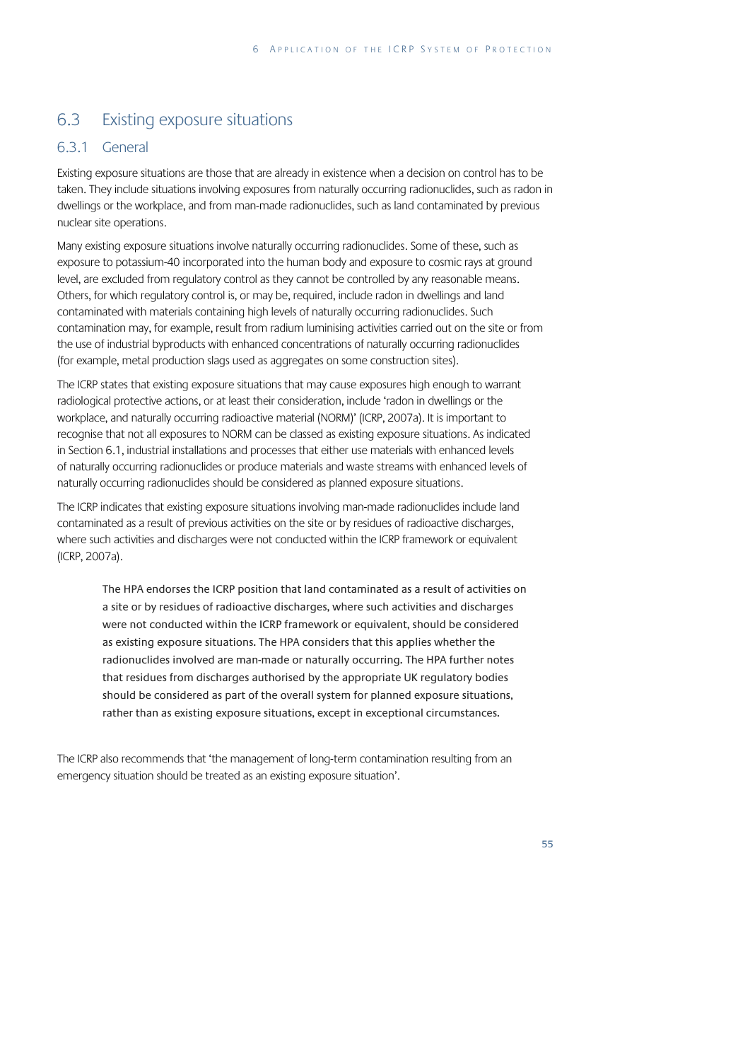## 6.3 Existing exposure situations

### 6.3.1 General

Existing exposure situations are those that are already in existence when a decision on control has to be taken. They include situations involving exposures from naturally occurring radionuclides, such as radon in dwellings or the workplace, and from man-made radionuclides, such as land contaminated by previous nuclear site operations.

Many existing exposure situations involve naturally occurring radionuclides. Some of these, such as exposure to potassium-40 incorporated into the human body and exposure to cosmic rays at ground level, are excluded from regulatory control as they cannot be controlled by any reasonable means. Others, for which regulatory control is, or may be, required, include radon in dwellings and land contaminated with materials containing high levels of naturally occurring radionuclides. Such contamination may, for example, result from radium luminising activities carried out on the site or from the use of industrial byproducts with enhanced concentrations of naturally occurring radionuclides (for example, metal production slags used as aggregates on some construction sites).

The ICRP states that existing exposure situations that may cause exposures high enough to warrant radiological protective actions, or at least their consideration, include 'radon in dwellings or the workplace, and naturally occurring radioactive material (NORM)' (ICRP, 2007a). It is important to recognise that not all exposures to NORM can be classed as existing exposure situations. As indicated in Section 6.1, industrial installations and processes that either use materials with enhanced levels of naturally occurring radionuclides or produce materials and waste streams with enhanced levels of naturally occurring radionuclides should be considered as planned exposure situations.

The ICRP indicates that existing exposure situations involving man-made radionuclides include land contaminated as a result of previous activities on the site or by residues of radioactive discharges, where such activities and discharges were not conducted within the ICRP framework or equivalent (ICRP, 2007a).

> The HPA endorses the ICRP position that land contaminated as a result of activities on a site or by residues of radioactive discharges, where such activities and discharges were not conducted within the ICRP framework or equivalent, should be considered as existing exposure situations. The HPA considers that this applies whether the radionuclides involved are man-made or naturally occurring. The HPA further notes that residues from discharges authorised by the appropriate UK regulatory bodies should be considered as part of the overall system for planned exposure situations, rather than as existing exposure situations, except in exceptional circumstances.

The ICRP also recommends that 'the management of long-term contamination resulting from an emergency situation should be treated as an existing exposure situation'.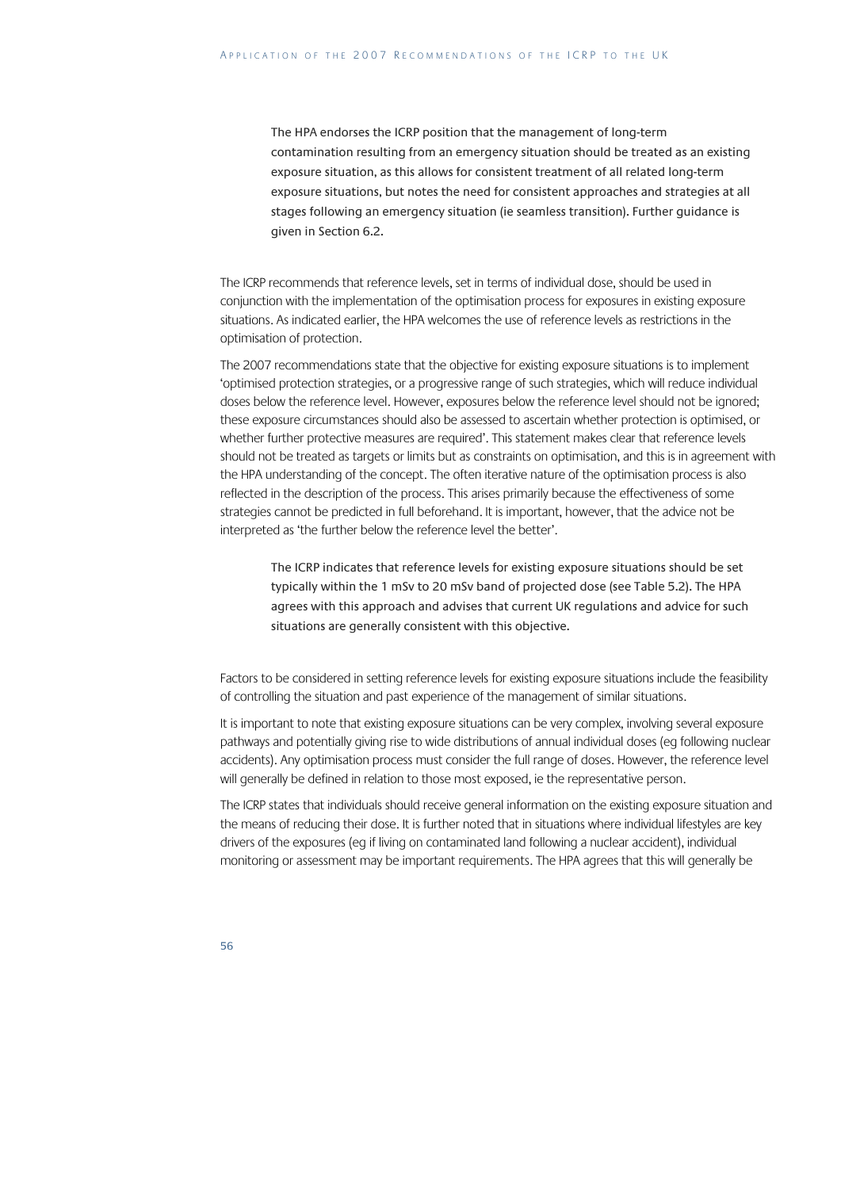**The HPA endorses the ICRP position that the management of long-term contamination resulting from an emergency situation should be treated as an existing exposure situation, as this allows for consistent treatment of all related long-term exposure situations, but notes the need for consistent approaches and strategies at all stages following an emergency situation (ie seamless transition). Further guidance is given in Section 6.2.**

The ICRP recommends that reference levels, set in terms of individual dose, should be used in conjunction with the implementation of the optimisation process for exposures in existing exposure situations. As indicated earlier, the HPA welcomes the use of reference levels as restrictions in the optimisation of protection.

The 2007 recommendations state that the objective for existing exposure situations is to implement 'optimised protection strategies, or a progressive range of such strategies, which will reduce individual doses below the reference level. However, exposures below the reference level should not be ignored; these exposure circumstances should also be assessed to ascertain whether protection is optimised, or whether further protective measures are required'. This statement makes clear that reference levels should not be treated as targets or limits but as constraints on optimisation, and this is in agreement with the HPA understanding of the concept. The often iterative nature of the optimisation process is also reflected in the description of the process. This arises primarily because the effectiveness of some strategies cannot be predicted in full beforehand. It is important, however, that the advice not be interpreted as 'the further below the reference level the better'.

**The ICRP indicates that reference levels for existing exposure situations should be set typically within the 1 mSv to 20 mSv band of projected dose (see Table 5.2). The HPA agrees with this approach and advises that current UK regulations and advice for such situations are generally consistent with this objective.**

Factors to be considered in setting reference levels for existing exposure situations include the feasibility of controlling the situation and past experience of the management of similar situations.

It is important to note that existing exposure situations can be very complex, involving several exposure pathways and potentially giving rise to wide distributions of annual individual doses (eg following nuclear accidents). Any optimisation process must consider the full range of doses. However, the reference level will generally be defined in relation to those most exposed, ie the representative person.

The ICRP states that individuals should receive general information on the existing exposure situation and the means of reducing their dose. It is further noted that in situations where individual lifestyles are key drivers of the exposures (eg if living on contaminated land following a nuclear accident), individual monitoring or assessment may be important requirements. The HPA agrees that this will generally be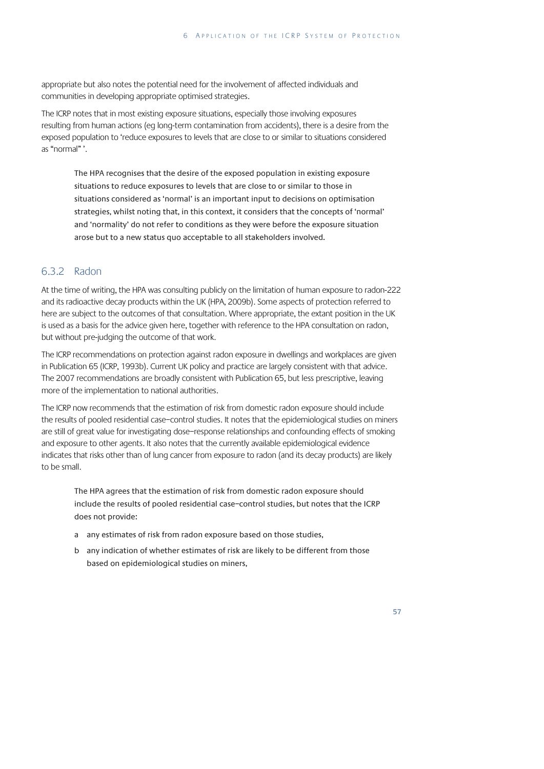appropriate but also notes the potential need for the involvement of affected individuals and communities in developing appropriate optimised strategies.

The ICRP notes that in most existing exposure situations, especially those involving exposures resulting from human actions (eg long-term contamination from accidents), there is a desire from the exposed population to 'reduce exposures to levels that are close to or similar to situations considered as "normal" '.

> The HPA recognises that the desire of the exposed population in existing exposure situations to reduce exposures to levels that are close to or similar to those in situations considered as 'normal' is an important input to decisions on optimisation strategies, whilst noting that, in this context, it considers that the concepts of 'normal' and 'normality' do not refer to conditions as they were before the exposure situation arose but to a new status quo acceptable to all stakeholders involved.

### 6.3.2 Radon

At the time of writing, the HPA was consulting publicly on the limitation of human exposure to radon-222 and its radioactive decay products within the UK (HPA, 2009b). Some aspects of protection referred to here are subject to the outcomes of that consultation. Where appropriate, the extant position in the UK is used as a basis for the advice given here, together with reference to the HPA consultation on radon, but without pre-judging the outcome of that work.

The ICRP recommendations on protection against radon exposure in dwellings and workplaces are given in Publication 65 (ICRP, 1993b). Current UK policy and practice are largely consistent with that advice. The 2007 recommendations are broadly consistent with Publication 65, but less prescriptive, leaving more of the implementation to national authorities.

The ICRP now recommends that the estimation of risk from domestic radon exposure should include the results of pooled residential case–control studies. It notes that the epidemiological studies on miners are still of great value for investigating dose–response relationships and confounding effects of smoking and exposure to other agents. It also notes that the currently available epidemiological evidence indicates that risks other than of lung cancer from exposure to radon (and its decay products) are likely to be small.

> The HPA agrees that the estimation of risk from domestic radon exposure should include the results of pooled residential case–control studies, but notes that the ICRP does not provide:
>
> a any estimates of risk from radon exposure based on those studies,
>
> b any indication of whether estimates of risk are likely to be different from those based on epidemiological studies on miners,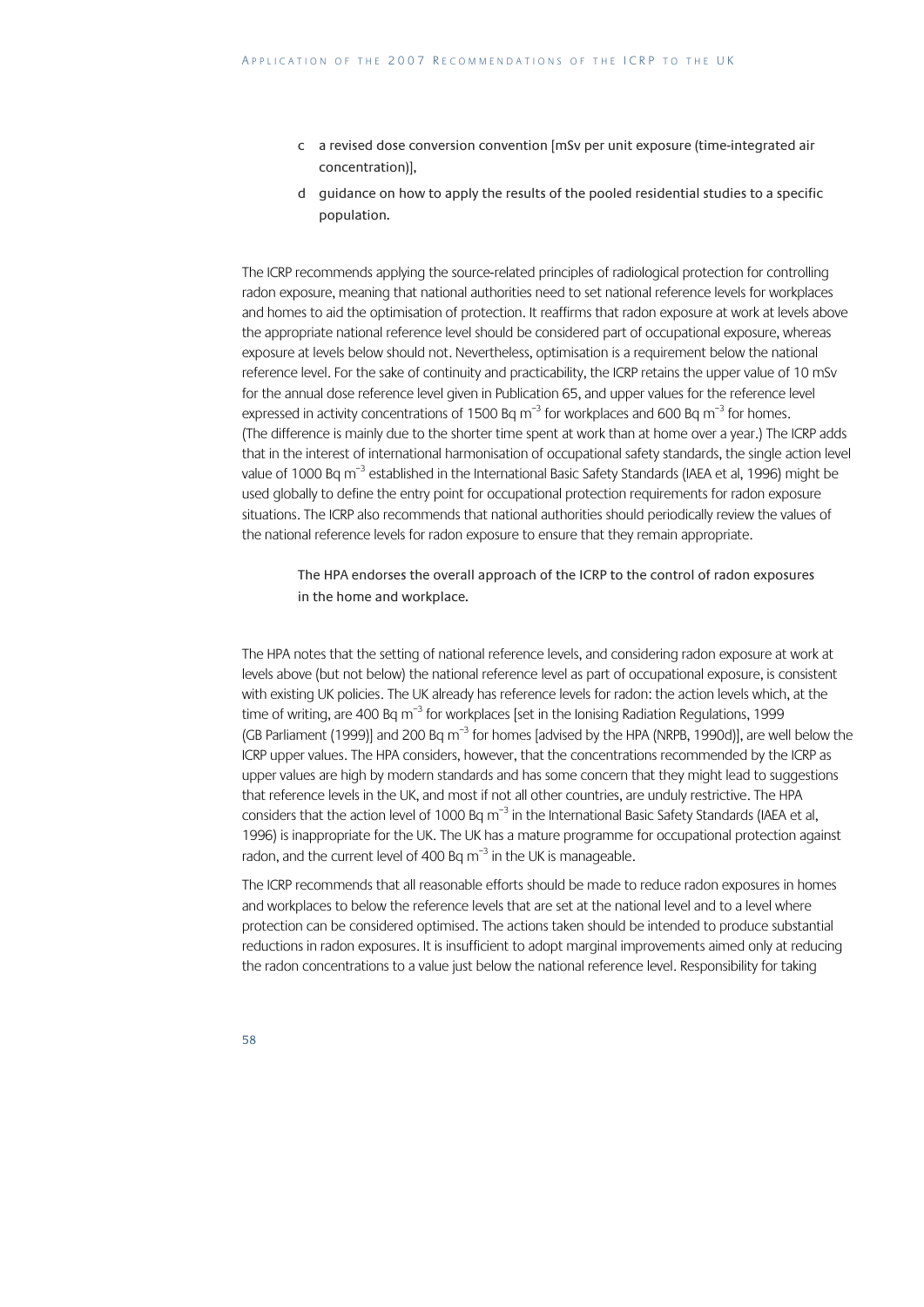c a revised dose conversion convention [mSv per unit exposure (time-integrated air concentration)],

d guidance on how to apply the results of the pooled residential studies to a specific population.

The ICRP recommends applying the source-related principles of radiological protection for controlling radon exposure, meaning that national authorities need to set national reference levels for workplaces and homes to aid the optimisation of protection. It reaffirms that radon exposure at work at levels above the appropriate national reference level should be considered part of occupational exposure, whereas exposure at levels below should not. Nevertheless, optimisation is a requirement below the national reference level. For the sake of continuity and practicability, the ICRP retains the upper value of 10 mSv for the annual dose reference level given in Publication 65, and upper values for the reference level expressed in activity concentrations of 1500 Bq $m^{-3}$ for workplaces and 600 Bq $m^{-3}$ for homes. (The difference is mainly due to the shorter time spent at work than at home over a year.) The ICRP adds that in the interest of international harmonisation of occupational safety standards, the single action level value of 1000 Bq $m^{-3}$ established in the International Basic Safety Standards (IAEA et al, 1996) might be used globally to define the entry point for occupational protection requirements for radon exposure situations. The ICRP also recommends that national authorities should periodically review the values of the national reference levels for radon exposure to ensure that they remain appropriate.

> The HPA endorses the overall approach of the ICRP to the control of radon exposures in the home and workplace.

The HPA notes that the setting of national reference levels, and considering radon exposure at work at levels above (but not below) the national reference level as part of occupational exposure, is consistent with existing UK policies. The UK already has reference levels for radon: the action levels which, at the time of writing, are 400 Bq $m^{-3}$ for workplaces [set in the Ionising Radiation Regulations, 1999 (GB Parliament (1999)] and 200 Bq $m^{-3}$ for homes [advised by the HPA (NRPB, 1990d)], are well below the ICRP upper values. The HPA considers, however, that the concentrations recommended by the ICRP as upper values are high by modern standards and has some concern that they might lead to suggestions that reference levels in the UK, and most if not all other countries, are unduly restrictive. The HPA considers that the action level of 1000 Bq $m^{-3}$ in the International Basic Safety Standards (IAEA et al, 1996) is inappropriate for the UK. The UK has a mature programme for occupational protection against radon, and the current level of 400 Bq $m^{-3}$ in the UK is manageable.

The ICRP recommends that all reasonable efforts should be made to reduce radon exposures in homes and workplaces to below the reference levels that are set at the national level and to a level where protection can be considered optimised. The actions taken should be intended to produce substantial reductions in radon exposures. It is insufficient to adopt marginal improvements aimed only at reducing the radon concentrations to a value just below the national reference level. Responsibility for taking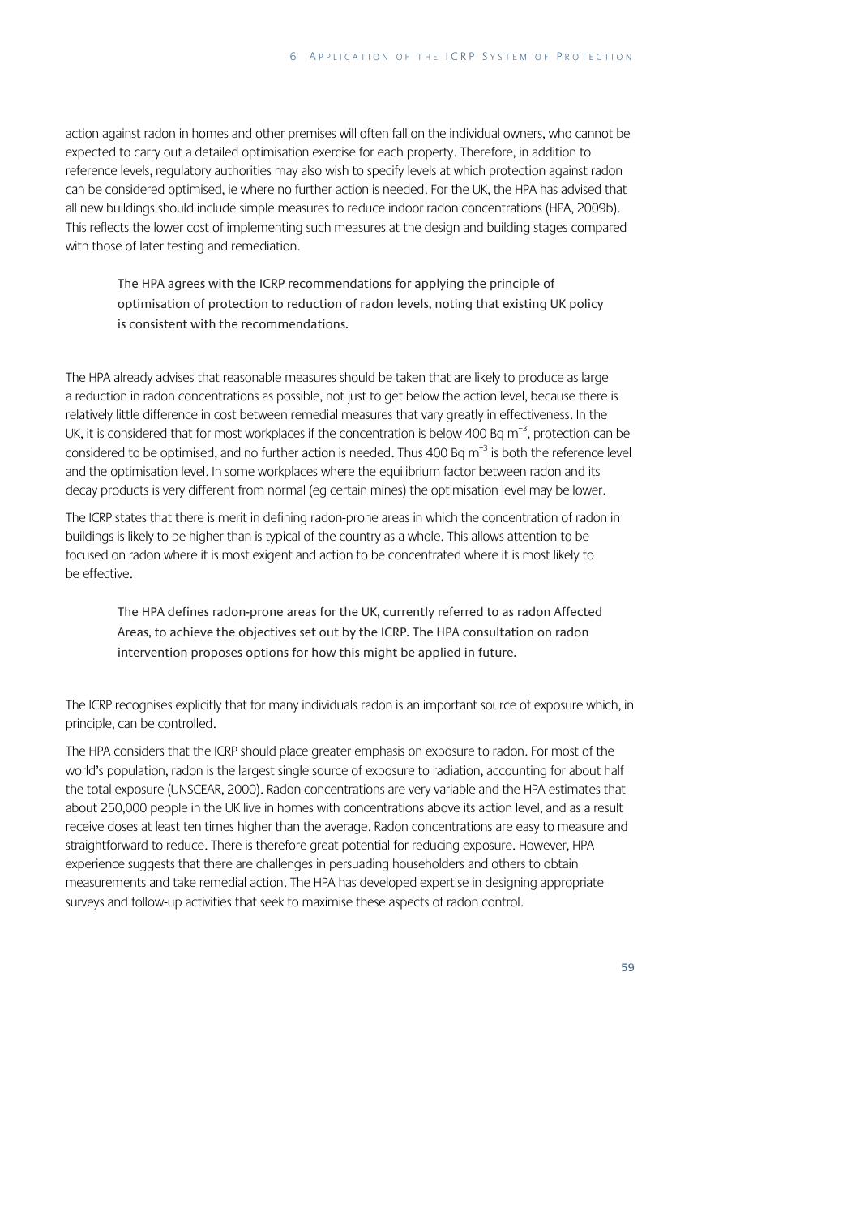action against radon in homes and other premises will often fall on the individual owners, who cannot be expected to carry out a detailed optimisation exercise for each property. Therefore, in addition to reference levels, regulatory authorities may also wish to specify levels at which protection against radon can be considered optimised, ie where no further action is needed. For the UK, the HPA has advised that all new buildings should include simple measures to reduce indoor radon concentrations (HPA, 2009b). This reflects the lower cost of implementing such measures at the design and building stages compared with those of later testing and remediation.

> The HPA agrees with the ICRP recommendations for applying the principle of optimisation of protection to reduction of radon levels, noting that existing UK policy is consistent with the recommendations.

The HPA already advises that reasonable measures should be taken that are likely to produce as large a reduction in radon concentrations as possible, not just to get below the action level, because there is relatively little difference in cost between remedial measures that vary greatly in effectiveness. In the UK, it is considered that for most workplaces if the concentration is below 400 Bq $m^{-3}$, protection can be considered to be optimised, and no further action is needed. Thus 400 Bq $m^{-3}$ is both the reference level and the optimisation level. In some workplaces where the equilibrium factor between radon and its decay products is very different from normal (eg certain mines) the optimisation level may be lower.

The ICRP states that there is merit in defining radon-prone areas in which the concentration of radon in buildings is likely to be higher than is typical of the country as a whole. This allows attention to be focused on radon where it is most exigent and action to be concentrated where it is most likely to be effective.

> The HPA defines radon-prone areas for the UK, currently referred to as radon Affected Areas, to achieve the objectives set out by the ICRP. The HPA consultation on radon intervention proposes options for how this might be applied in future.

The ICRP recognises explicitly that for many individuals radon is an important source of exposure which, in principle, can be controlled.

The HPA considers that the ICRP should place greater emphasis on exposure to radon. For most of the world's population, radon is the largest single source of exposure to radiation, accounting for about half the total exposure (UNSCEAR, 2000). Radon concentrations are very variable and the HPA estimates that about 250,000 people in the UK live in homes with concentrations above its action level, and as a result receive doses at least ten times higher than the average. Radon concentrations are easy to measure and straightforward to reduce. There is therefore great potential for reducing exposure. However, HPA experience suggests that there are challenges in persuading householders and others to obtain measurements and take remedial action. The HPA has developed expertise in designing appropriate surveys and follow-up activities that seek to maximise these aspects of radon control.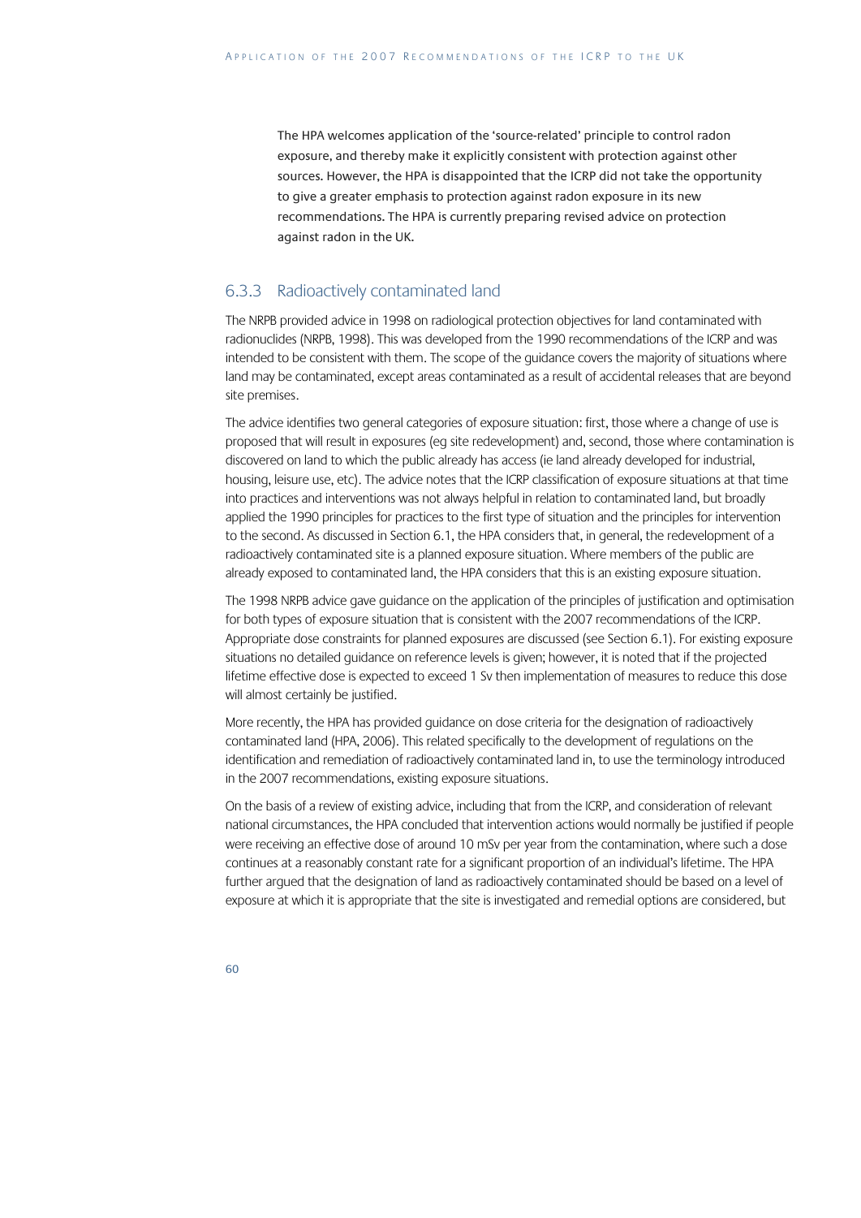The HPA welcomes application of the 'source-related' principle to control radon exposure, and thereby make it explicitly consistent with protection against other sources. However, the HPA is disappointed that the ICRP did not take the opportunity to give a greater emphasis to protection against radon exposure in its new recommendations. The HPA is currently preparing revised advice on protection against radon in the UK.

### 6.3.3 Radioactively contaminated land

The NRPB provided advice in 1998 on radiological protection objectives for land contaminated with radionuclides (NRPB, 1998). This was developed from the 1990 recommendations of the ICRP and was intended to be consistent with them. The scope of the guidance covers the majority of situations where land may be contaminated, except areas contaminated as a result of accidental releases that are beyond site premises.

The advice identifies two general categories of exposure situation: first, those where a change of use is proposed that will result in exposures (eg site redevelopment) and, second, those where contamination is discovered on land to which the public already has access (ie land already developed for industrial, housing, leisure use, etc). The advice notes that the ICRP classification of exposure situations at that time into practices and interventions was not always helpful in relation to contaminated land, but broadly applied the 1990 principles for practices to the first type of situation and the principles for intervention to the second. As discussed in Section 6.1, the HPA considers that, in general, the redevelopment of a radioactively contaminated site is a planned exposure situation. Where members of the public are already exposed to contaminated land, the HPA considers that this is an existing exposure situation.

The 1998 NRPB advice gave guidance on the application of the principles of justification and optimisation for both types of exposure situation that is consistent with the 2007 recommendations of the ICRP. Appropriate dose constraints for planned exposures are discussed (see Section 6.1). For existing exposure situations no detailed guidance on reference levels is given; however, it is noted that if the projected lifetime effective dose is expected to exceed 1 Sv then implementation of measures to reduce this dose will almost certainly be justified.

More recently, the HPA has provided guidance on dose criteria for the designation of radioactively contaminated land (HPA, 2006). This related specifically to the development of regulations on the identification and remediation of radioactively contaminated land in, to use the terminology introduced in the 2007 recommendations, existing exposure situations.

On the basis of a review of existing advice, including that from the ICRP, and consideration of relevant national circumstances, the HPA concluded that intervention actions would normally be justified if people were receiving an effective dose of around 10 mSv per year from the contamination, where such a dose continues at a reasonably constant rate for a significant proportion of an individual's lifetime. The HPA further argued that the designation of land as radioactively contaminated should be based on a level of exposure at which it is appropriate that the site is investigated and remedial options are considered, but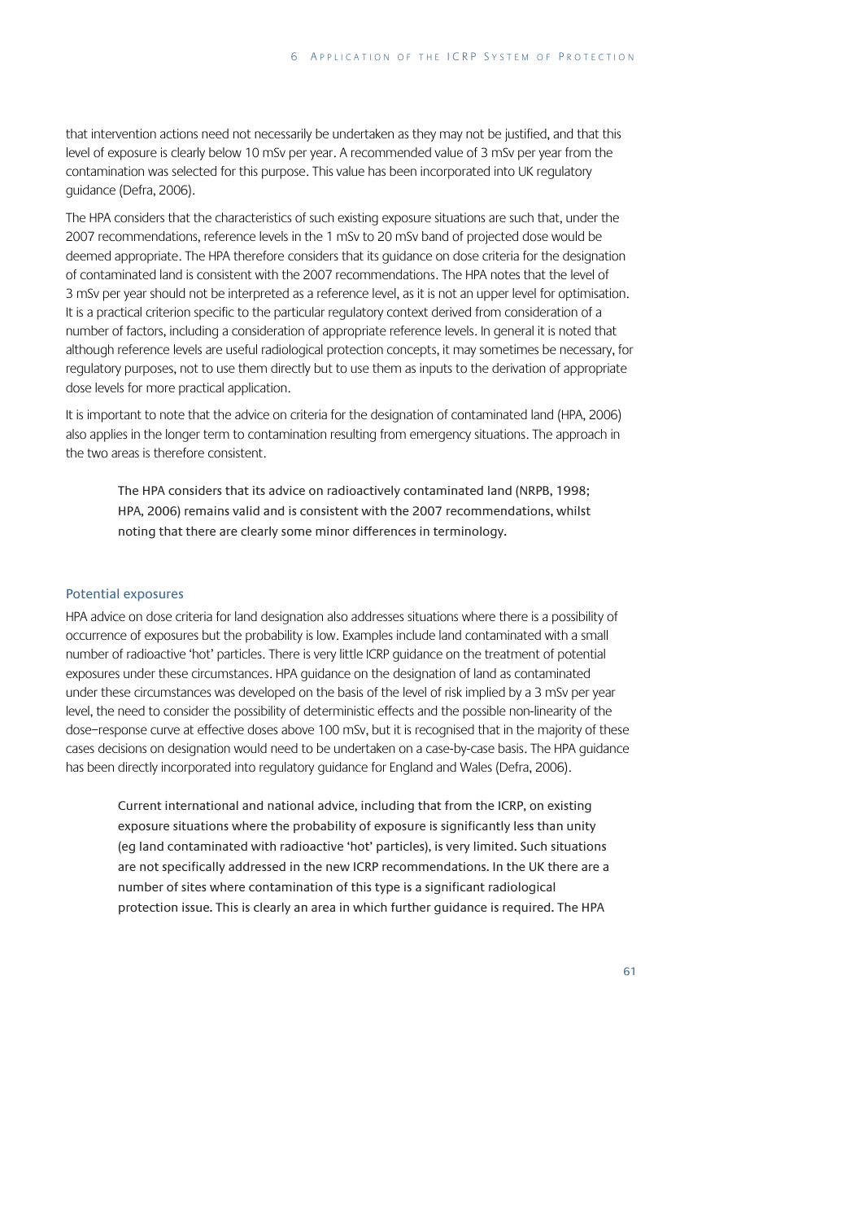that intervention actions need not necessarily be undertaken as they may not be justified, and that this level of exposure is clearly below 10 mSv per year. A recommended value of 3 mSv per year from the contamination was selected for this purpose. This value has been incorporated into UK regulatory guidance (Defra, 2006).

The HPA considers that the characteristics of such existing exposure situations are such that, under the 2007 recommendations, reference levels in the 1 mSv to 20 mSv band of projected dose would be deemed appropriate. The HPA therefore considers that its guidance on dose criteria for the designation of contaminated land is consistent with the 2007 recommendations. The HPA notes that the level of 3 mSv per year should not be interpreted as a reference level, as it is not an upper level for optimisation. It is a practical criterion specific to the particular regulatory context derived from consideration of a number of factors, including a consideration of appropriate reference levels. In general it is noted that although reference levels are useful radiological protection concepts, it may sometimes be necessary, for regulatory purposes, not to use them directly but to use them as inputs to the derivation of appropriate dose levels for more practical application.

It is important to note that the advice on criteria for the designation of contaminated land (HPA, 2006) also applies in the longer term to contamination resulting from emergency situations. The approach in the two areas is therefore consistent.

> The HPA considers that its advice on radioactively contaminated land (NRPB, 1998; HPA, 2006) remains valid and is consistent with the 2007 recommendations, whilst noting that there are clearly some minor differences in terminology.

### Potential exposures

HPA advice on dose criteria for land designation also addresses situations where there is a possibility of occurrence of exposures but the probability is low. Examples include land contaminated with a small number of radioactive 'hot' particles. There is very little ICRP guidance on the treatment of potential exposures under these circumstances. HPA guidance on the designation of land as contaminated under these circumstances was developed on the basis of the level of risk implied by a 3 mSv per year level, the need to consider the possibility of deterministic effects and the possible non-linearity of the dose–response curve at effective doses above 100 mSv, but it is recognised that in the majority of these cases decisions on designation would need to be undertaken on a case-by-case basis. The HPA guidance has been directly incorporated into regulatory guidance for England and Wales (Defra, 2006).

> Current international and national advice, including that from the ICRP, on existing exposure situations where the probability of exposure is significantly less than unity (eg land contaminated with radioactive 'hot' particles), is very limited. Such situations are not specifically addressed in the new ICRP recommendations. In the UK there are a number of sites where contamination of this type is a significant radiological protection issue. This is clearly an area in which further guidance is required. The HPA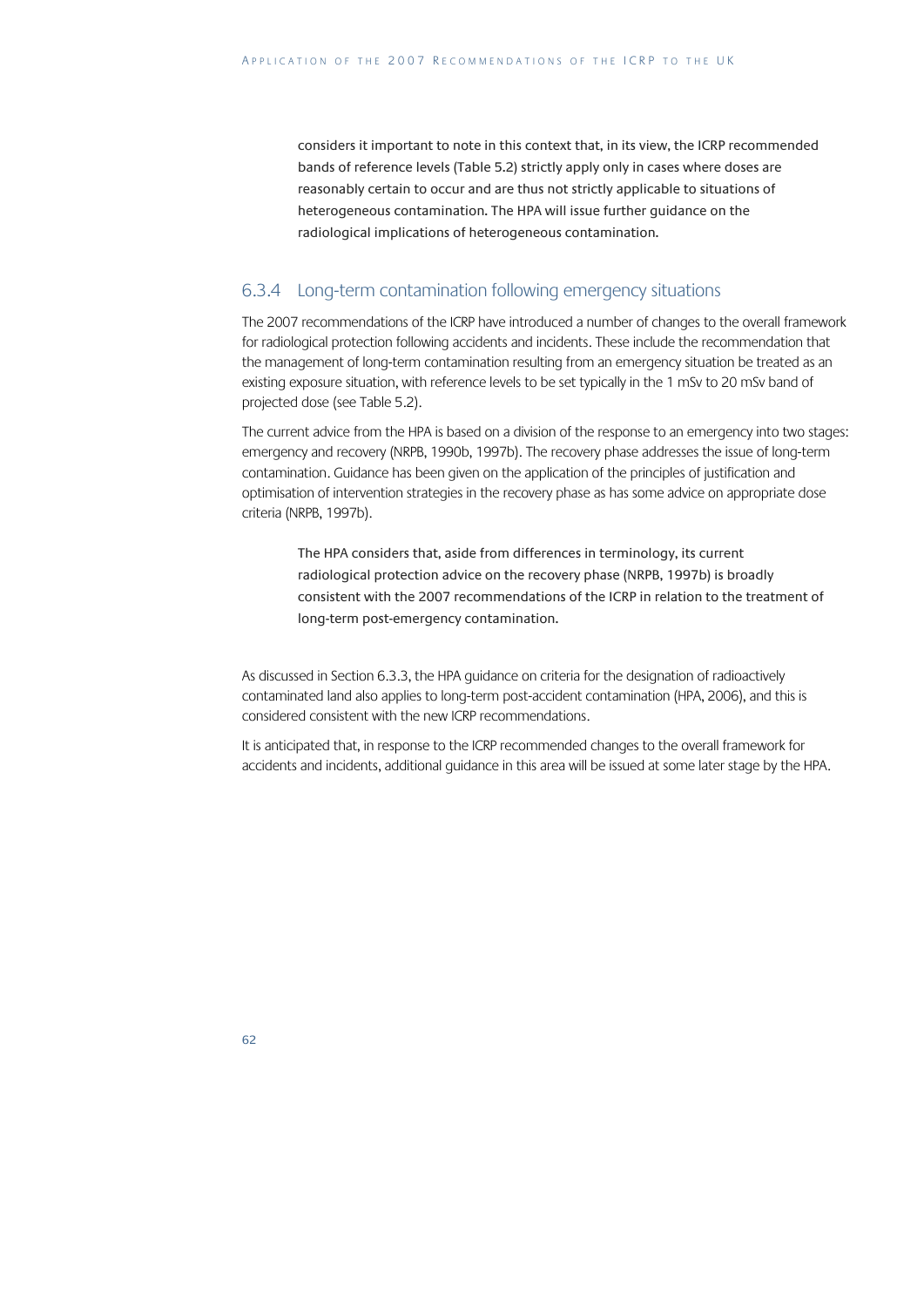considers it important to note in this context that, in its view, the ICRP recommended bands of reference levels (Table 5.2) strictly apply only in cases where doses are reasonably certain to occur and are thus not strictly applicable to situations of heterogeneous contamination. The HPA will issue further guidance on the radiological implications of heterogeneous contamination.

### 6.3.4 Long-term contamination following emergency situations

The 2007 recommendations of the ICRP have introduced a number of changes to the overall framework for radiological protection following accidents and incidents. These include the recommendation that the management of long-term contamination resulting from an emergency situation be treated as an existing exposure situation, with reference levels to be set typically in the 1 mSv to 20 mSv band of projected dose (see Table 5.2).

The current advice from the HPA is based on a division of the response to an emergency into two stages: emergency and recovery (NRPB, 1990b, 1997b). The recovery phase addresses the issue of long-term contamination. Guidance has been given on the application of the principles of justification and optimisation of intervention strategies in the recovery phase as has some advice on appropriate dose criteria (NRPB, 1997b).

> The HPA considers that, aside from differences in terminology, its current radiological protection advice on the recovery phase (NRPB, 1997b) is broadly consistent with the 2007 recommendations of the ICRP in relation to the treatment of long-term post-emergency contamination.

As discussed in Section 6.3.3, the HPA guidance on criteria for the designation of radioactively contaminated land also applies to long-term post-accident contamination (HPA, 2006), and this is considered consistent with the new ICRP recommendations.

It is anticipated that, in response to the ICRP recommended changes to the overall framework for accidents and incidents, additional guidance in this area will be issued at some later stage by the HPA.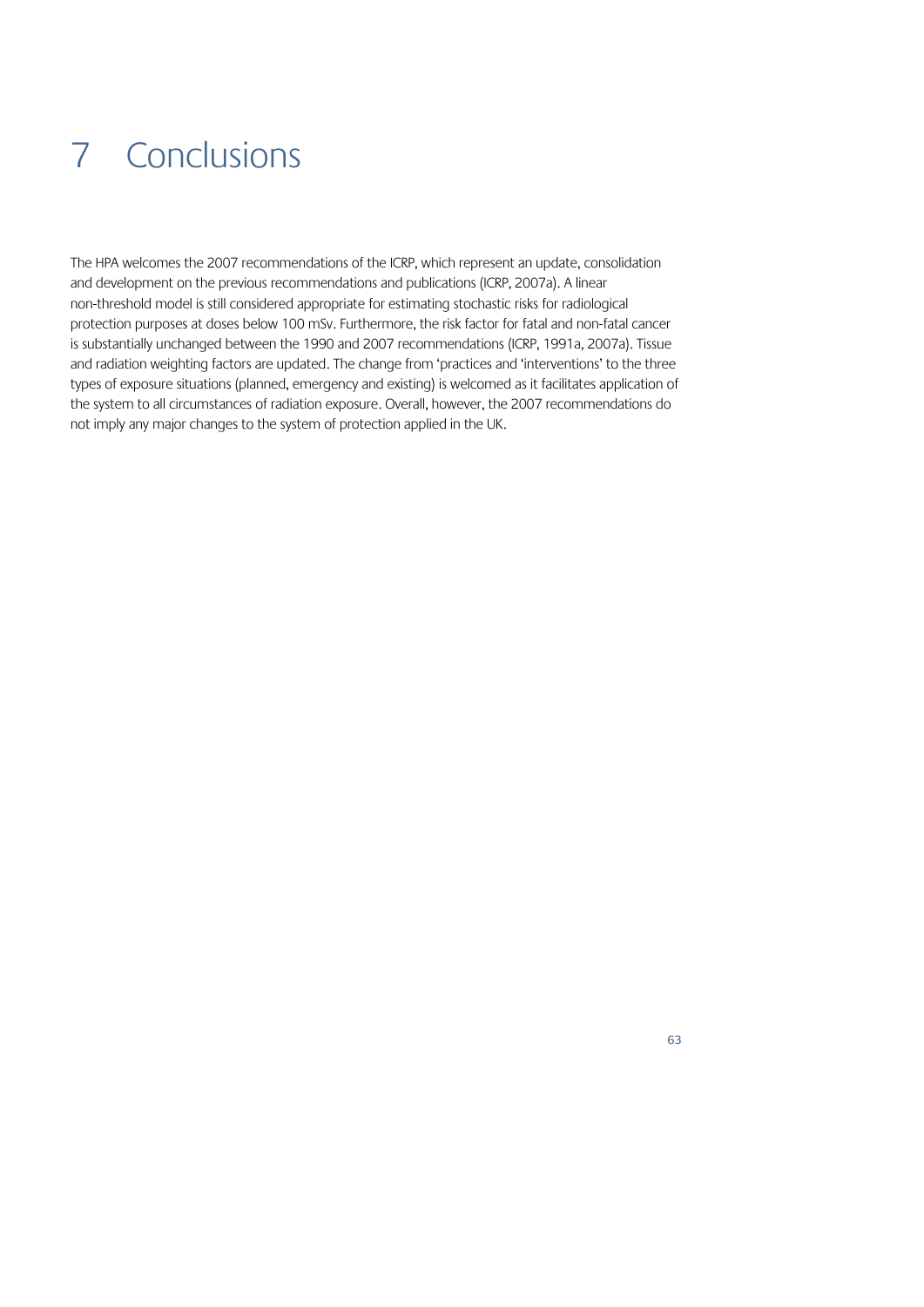# 7 Conclusions

The HPA welcomes the 2007 recommendations of the ICRP, which represent an update, consolidation and development on the previous recommendations and publications (ICRP, 2007a). A linear non-threshold model is still considered appropriate for estimating stochastic risks for radiological protection purposes at doses below 100 mSv. Furthermore, the risk factor for fatal and non-fatal cancer is substantially unchanged between the 1990 and 2007 recommendations (ICRP, 1991a, 2007a). Tissue and radiation weighting factors are updated. The change from 'practices and 'interventions' to the three types of exposure situations (planned, emergency and existing) is welcomed as it facilitates application of the system to all circumstances of radiation exposure. Overall, however, the 2007 recommendations do not imply any major changes to the system of protection applied in the UK.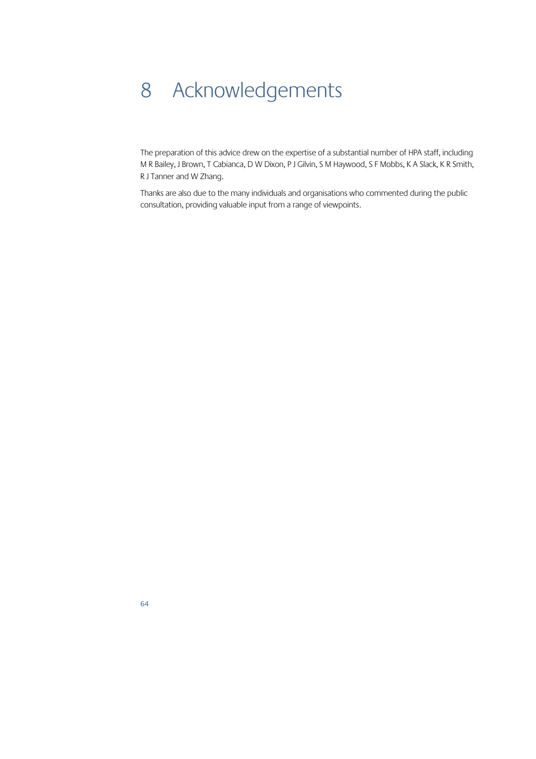# 8 Acknowledgements

The preparation of this advice drew on the expertise of a substantial number of HPA staff, including M R Bailey, J Brown, T Cabianca, D W Dixon, P J Gilvin, S M Haywood, S F Mobbs, K A Slack, K R Smith, R J Tanner and W Zhang.

Thanks are also due to the many individuals and organisations who commented during the public consultation, providing valuable input from a range of viewpoints.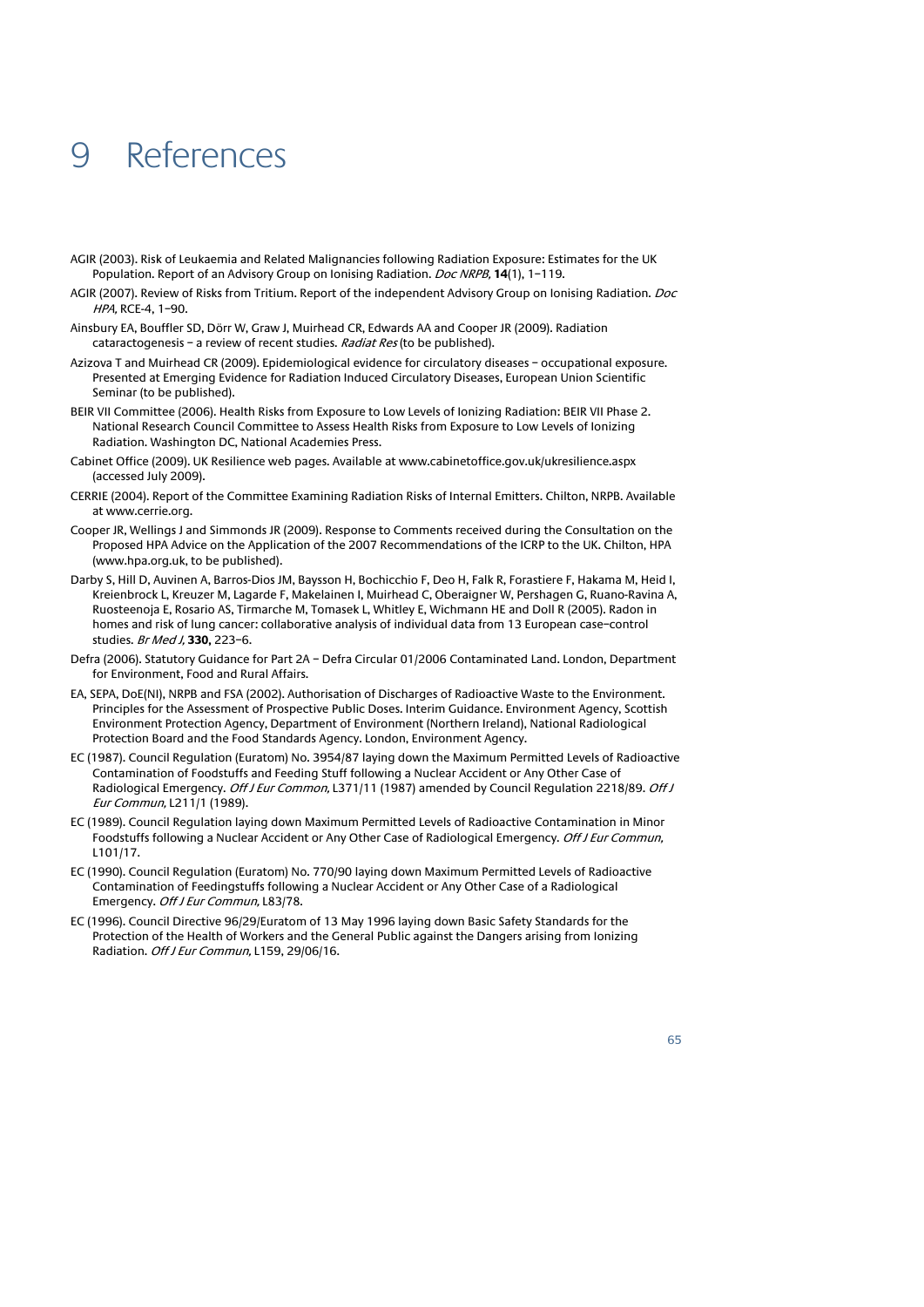# 9 References

AGIR (2003). Risk of Leukaemia and Related Malignancies following Radiation Exposure: Estimates for the UK Population. Report of an Advisory Group on Ionising Radiation. *Doc NRPB*, **14**(1), 1–119.

AGIR (2007). Review of Risks from Tritium. Report of the independent Advisory Group on Ionising Radiation. *Doc HPA*, RCE-4, 1–90.

Ainsbury EA, Bouffler SD, Dörr W, Graw J, Muirhead CR, Edwards AA and Cooper JR (2009). Radiation cataractogenesis – a review of recent studies. *Radiat Res* (to be published).

Azizova T and Muirhead CR (2009). Epidemiological evidence for circulatory diseases – occupational exposure. Presented at Emerging Evidence for Radiation Induced Circulatory Diseases, European Union Scientific Seminar (to be published).

BEIR VII Committee (2006). Health Risks from Exposure to Low Levels of Ionizing Radiation: BEIR VII Phase 2. National Research Council Committee to Assess Health Risks from Exposure to Low Levels of Ionizing Radiation. Washington DC, National Academies Press.

Cabinet Office (2009). UK Resilience web pages. Available at www.cabinetoffice.gov.uk/ukresilience.aspx (accessed July 2009).

CERRIE (2004). Report of the Committee Examining Radiation Risks of Internal Emitters. Chilton, NRPB. Available at www.cerrie.org.

Cooper JR, Wellings J and Simmonds JR (2009). Response to Comments received during the Consultation on the Proposed HPA Advice on the Application of the 2007 Recommendations of the ICRP to the UK. Chilton, HPA (www.hpa.org.uk, to be published).

Darby S, Hill D, Auvinen A, Barros-Dios JM, Baysson H, Bochicchio F, Deo H, Falk R, Forastiere F, Hakama M, Heid I, Kreienbrock L, Kreuzer M, Lagarde F, Makelainen I, Muirhead C, Oberaigner W, Pershagen G, Ruano-Ravina A, Ruosteenoja E, Rosario AS, Tirmarche M, Tomasek L, Whitley E, Wichmann HE and Doll R (2005). Radon in homes and risk of lung cancer: collaborative analysis of individual data from 13 European case–control studies. *Br Med J*, **330,** 223–6.

Defra (2006). Statutory Guidance for Part 2A – Defra Circular 01/2006 Contaminated Land. London, Department for Environment, Food and Rural Affairs.

EA, SEPA, DoE(NI), NRPB and FSA (2002). Authorisation of Discharges of Radioactive Waste to the Environment. Principles for the Assessment of Prospective Public Doses. Interim Guidance. Environment Agency, Scottish Environment Protection Agency, Department of Environment (Northern Ireland), National Radiological Protection Board and the Food Standards Agency. London, Environment Agency.

EC (1987). Council Regulation (Euratom) No. 3954/87 laying down the Maximum Permitted Levels of Radioactive Contamination of Foodstuffs and Feeding Stuff following a Nuclear Accident or Any Other Case of Radiological Emergency. *Off J Eur Common,* L371/11 (1987) amended by Council Regulation 2218/89. *Off J Eur Commun,* L211/1 (1989).

EC (1989). Council Regulation laying down Maximum Permitted Levels of Radioactive Contamination in Minor Foodstuffs following a Nuclear Accident or Any Other Case of Radiological Emergency. *Off J Eur Commun,* L101/17.

EC (1990). Council Regulation (Euratom) No. 770/90 laying down Maximum Permitted Levels of Radioactive Contamination of Feedingstuffs following a Nuclear Accident or Any Other Case of a Radiological Emergency. *Off J Eur Commun,* L83/78.

EC (1996). Council Directive 96/29/Euratom of 13 May 1996 laying down Basic Safety Standards for the Protection of the Health of Workers and the General Public against the Dangers arising from Ionizing Radiation. *Off J Eur Commun,* L159, 29/06/16.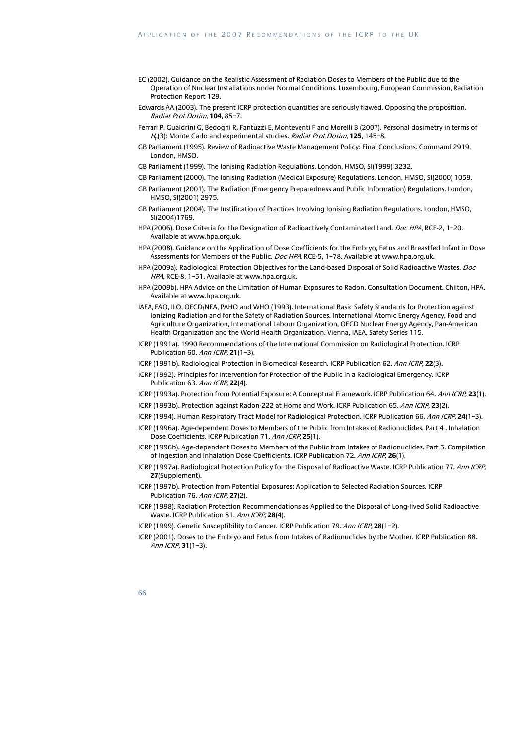EC (2002). Guidance on the Realistic Assessment of Radiation Doses to Members of the Public due to the Operation of Nuclear Installations under Normal Conditions. Luxembourg, European Commission, Radiation Protection Report 129.

Edwards AA (2003). The present ICRP protection quantities are seriously flawed. Opposing the proposition. *Radiat Prot Dosim*, **104,** 85–7.

Ferrari P, Gualdrini G, Bedogni R, Fantuzzi E, Monteventi F and Morelli B (2007). Personal dosimetry in terms of $H_p(3)$: Monte Carlo and experimental studies. *Radiat Prot Dosim*, **125,** 145–8.

GB Parliament (1995). Review of Radioactive Waste Management Policy: Final Conclusions. Command 2919, London, HMSO.

GB Parliament (1999). The Ionising Radiation Regulations. London, HMSO, SI(1999) 3232.

GB Parliament (2000). The Ionising Radiation (Medical Exposure) Regulations. London, HMSO, SI(2000) 1059.

GB Parliament (2001). The Radiation (Emergency Preparedness and Public Information) Regulations. London, HMSO, SI(2001) 2975.

GB Parliament (2004). The Justification of Practices Involving Ionising Radiation Regulations. London, HMSO, SI(2004)1769.

HPA (2006). Dose Criteria for the Designation of Radioactively Contaminated Land. *Doc HPA*, RCE-2, 1–20. Available at www.hpa.org.uk.

HPA (2008). Guidance on the Application of Dose Coefficients for the Embryo, Fetus and Breastfed Infant in Dose Assessments for Members of the Public. *Doc HPA*, RCE-5, 1–78. Available at www.hpa.org.uk.

HPA (2009a). Radiological Protection Objectives for the Land-based Disposal of Solid Radioactive Wastes. *Doc HPA*, RCE-8, 1–51. Available at www.hpa.org.uk.

HPA (2009b). HPA Advice on the Limitation of Human Exposures to Radon. Consultation Document. Chilton, HPA. Available at www.hpa.org.uk.

IAEA, FAO, ILO, OECD/NEA, PAHO and WHO (1993). International Basic Safety Standards for Protection against Ionizing Radiation and for the Safety of Radiation Sources. International Atomic Energy Agency, Food and Agriculture Organization, International Labour Organization, OECD Nuclear Energy Agency, Pan-American Health Organization and the World Health Organization. Vienna, IAEA, Safety Series 115.

ICRP (1991a). 1990 Recommendations of the International Commission on Radiological Protection. ICRP Publication 60. *Ann ICRP*, **21**(1–3).

ICRP (1991b). Radiological Protection in Biomedical Research. ICRP Publication 62. *Ann ICRP*, **22**(3).

ICRP (1992). Principles for Intervention for Protection of the Public in a Radiological Emergency. ICRP Publication 63. *Ann ICRP*, **22**(4).

ICRP (1993a). Protection from Potential Exposure: A Conceptual Framework. ICRP Publication 64. *Ann ICRP*, **23**(1).

ICRP (1993b). Protection against Radon-222 at Home and Work. ICRP Publication 65. *Ann ICRP*, **23**(2).

ICRP (1994). Human Respiratory Tract Model for Radiological Protection. ICRP Publication 66. *Ann ICRP*, **24**(1–3).

ICRP (1996a). Age-dependent Doses to Members of the Public from Intakes of Radionuclides. Part 4 . Inhalation Dose Coefficients. ICRP Publication 71. *Ann ICRP*, **25**(1).

ICRP (1996b). Age-dependent Doses to Members of the Public from Intakes of Radionuclides. Part 5. Compilation of Ingestion and Inhalation Dose Coefficients. ICRP Publication 72. *Ann ICRP*, **26**(1).

ICRP (1997a). Radiological Protection Policy for the Disposal of Radioactive Waste. ICRP Publication 77. *Ann ICRP*, **27**(Supplement).

ICRP (1997b). Protection from Potential Exposures: Application to Selected Radiation Sources. ICRP Publication 76. *Ann ICRP*, **27**(2).

ICRP (1998). Radiation Protection Recommendations as Applied to the Disposal of Long-lived Solid Radioactive Waste. ICRP Publication 81. *Ann ICRP*, **28**(4).

ICRP (1999). Genetic Susceptibility to Cancer. ICRP Publication 79. *Ann ICRP*, **28**(1–2).

ICRP (2001). Doses to the Embryo and Fetus from Intakes of Radionuclides by the Mother. ICRP Publication 88. *Ann ICRP*, **31**(1–3).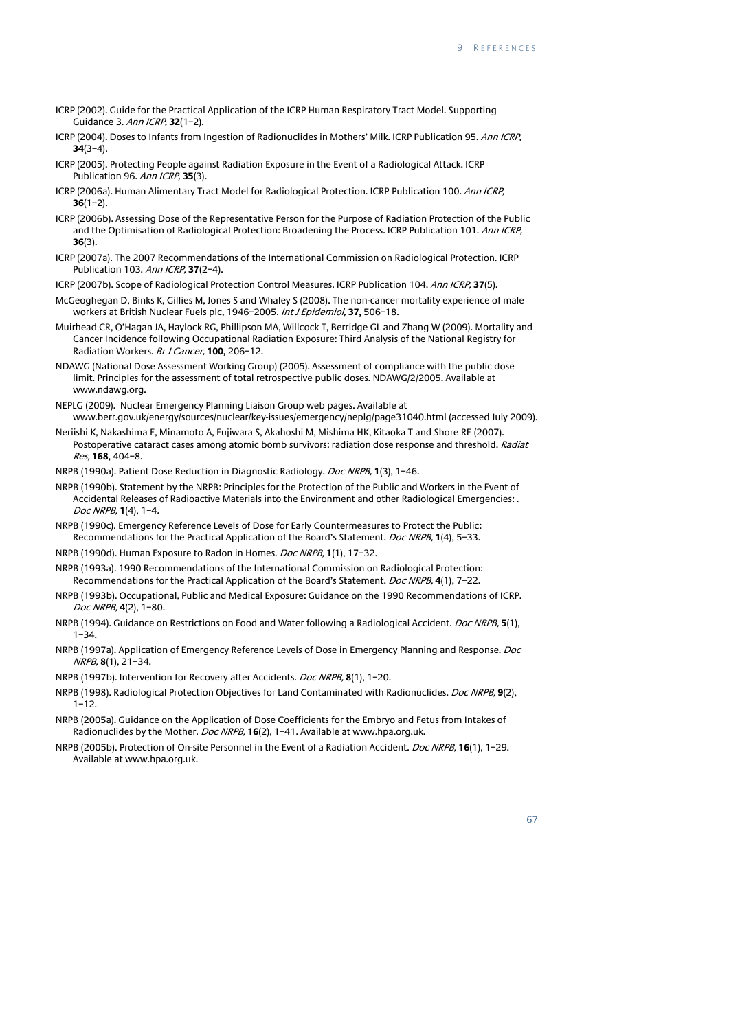ICRP (2002). Guide for the Practical Application of the ICRP Human Respiratory Tract Model. Supporting Guidance 3. *Ann ICRP*, **32**(1–2).

ICRP (2004). Doses to Infants from Ingestion of Radionuclides in Mothers' Milk. ICRP Publication 95. *Ann ICRP*, **34**(3–4).

ICRP (2005). Protecting People against Radiation Exposure in the Event of a Radiological Attack. ICRP Publication 96. *Ann ICRP*, **35**(3).

ICRP (2006a). Human Alimentary Tract Model for Radiological Protection. ICRP Publication 100. *Ann ICRP*, **36**(1–2).

ICRP (2006b). Assessing Dose of the Representative Person for the Purpose of Radiation Protection of the Public and the Optimisation of Radiological Protection: Broadening the Process. ICRP Publication 101. *Ann ICRP*, **36**(3).

ICRP (2007a). The 2007 Recommendations of the International Commission on Radiological Protection. ICRP Publication 103. *Ann ICRP*, **37**(2–4).

ICRP (2007b). Scope of Radiological Protection Control Measures. ICRP Publication 104. *Ann ICRP*, **37**(5).

McGeoghegan D, Binks K, Gillies M, Jones S and Whaley S (2008). The non-cancer mortality experience of male workers at British Nuclear Fuels plc, 1946–2005. *Int J Epidemiol*, **37,** 506–18.

Muirhead CR, O'Hagan JA, Haylock RG, Phillipson MA, Willcock T, Berridge GL and Zhang W (2009). Mortality and Cancer Incidence following Occupational Radiation Exposure: Third Analysis of the National Registry for Radiation Workers. *Br J Cancer*, **100,** 206–12.

NDAWG (National Dose Assessment Working Group) (2005). Assessment of compliance with the public dose limit. Principles for the assessment of total retrospective public doses. NDAWG/2/2005. Available at www.ndawg.org.

NEPLG (2009). Nuclear Emergency Planning Liaison Group web pages. Available at www.berr.gov.uk/energy/sources/nuclear/key-issues/emergency/neplg/page31040.html (accessed July 2009).

Neriishi K, Nakashima E, Minamoto A, Fujiwara S, Akahoshi M, Mishima HK, Kitaoka T and Shore RE (2007). Postoperative cataract cases among atomic bomb survivors: radiation dose response and threshold. *Radiat Res*, **168,** 404–8.

NRPB (1990a). Patient Dose Reduction in Diagnostic Radiology. *Doc NRPB*, **1**(3), 1–46.

NRPB (1990b). Statement by the NRPB: Principles for the Protection of the Public and Workers in the Event of Accidental Releases of Radioactive Materials into the Environment and other Radiological Emergencies: . *Doc NRPB*, **1**(4), 1–4.

NRPB (1990c). Emergency Reference Levels of Dose for Early Countermeasures to Protect the Public: Recommendations for the Practical Application of the Board's Statement. *Doc NRPB*, **1**(4), 5–33.

NRPB (1990d). Human Exposure to Radon in Homes. *Doc NRPB*, **1**(1), 17–32.

NRPB (1993a). 1990 Recommendations of the International Commission on Radiological Protection: Recommendations for the Practical Application of the Board's Statement. *Doc NRPB*, **4**(1), 7–22.

NRPB (1993b). Occupational, Public and Medical Exposure: Guidance on the 1990 Recommendations of ICRP. *Doc NRPB*, **4**(2), 1–80.

NRPB (1994). Guidance on Restrictions on Food and Water following a Radiological Accident. *Doc NRPB*, **5**(1), 1–34.

NRPB (1997a). Application of Emergency Reference Levels of Dose in Emergency Planning and Response. *Doc NRPB*, **8**(1), 21–34.

NRPB (1997b). Intervention for Recovery after Accidents. *Doc NRPB*, **8**(1), 1–20.

NRPB (1998). Radiological Protection Objectives for Land Contaminated with Radionuclides. *Doc NRPB*, **9**(2), 1–12.

NRPB (2005a). Guidance on the Application of Dose Coefficients for the Embryo and Fetus from Intakes of Radionuclides by the Mother. *Doc NRPB*, **16**(2), 1–41. Available at www.hpa.org.uk.

NRPB (2005b). Protection of On-site Personnel in the Event of a Radiation Accident. *Doc NRPB*, **16**(1), 1–29. Available at www.hpa.org.uk.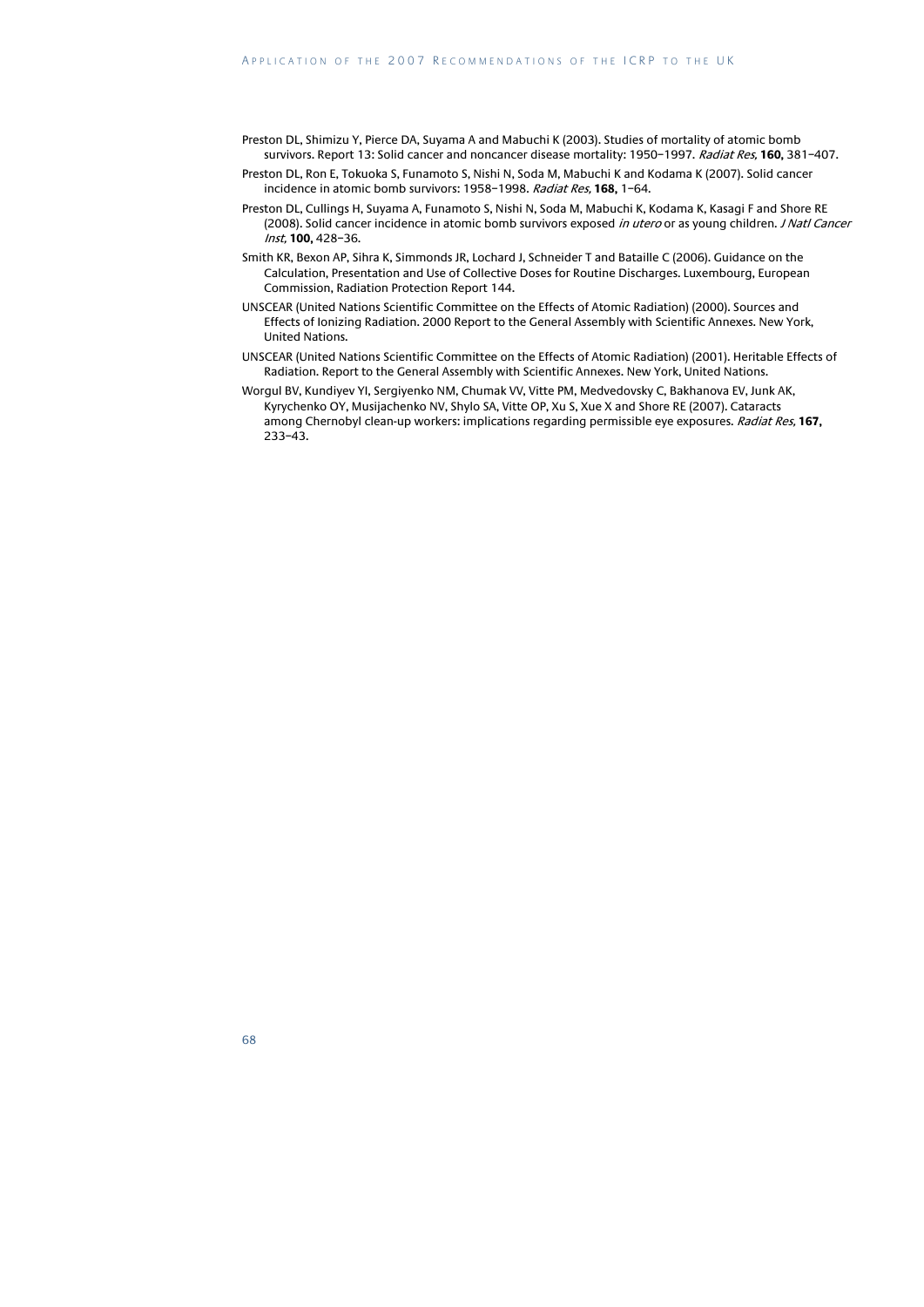Preston DL, Shimizu Y, Pierce DA, Suyama A and Mabuchi K (2003). Studies of mortality of atomic bomb survivors. Report 13: Solid cancer and noncancer disease mortality: 1950–1997. *Radiat Res*, **160,** 381–407.

Preston DL, Ron E, Tokuoka S, Funamoto S, Nishi N, Soda M, Mabuchi K and Kodama K (2007). Solid cancer incidence in atomic bomb survivors: 1958–1998. *Radiat Res*, **168,** 1–64.

Preston DL, Cullings H, Suyama A, Funamoto S, Nishi N, Soda M, Mabuchi K, Kodama K, Kasagi F and Shore RE (2008). Solid cancer incidence in atomic bomb survivors exposed *in utero* or as young children. *J Natl Cancer Inst*, **100,** 428–36.

Smith KR, Bexon AP, Sihra K, Simmonds JR, Lochard J, Schneider T and Bataille C (2006). Guidance on the Calculation, Presentation and Use of Collective Doses for Routine Discharges. Luxembourg, European Commission, Radiation Protection Report 144.

UNSCEAR (United Nations Scientific Committee on the Effects of Atomic Radiation) (2000). Sources and Effects of Ionizing Radiation. 2000 Report to the General Assembly with Scientific Annexes. New York, United Nations.

UNSCEAR (United Nations Scientific Committee on the Effects of Atomic Radiation) (2001). Heritable Effects of Radiation. Report to the General Assembly with Scientific Annexes. New York, United Nations.

Worgul BV, Kundiyev YI, Sergiyenko NM, Chumak VV, Vitte PM, Medvedovsky C, Bakhanova EV, Junk AK, Kyrychenko OY, Musijachenko NV, Shylo SA, Vitte OP, Xu S, Xue X and Shore RE (2007). Cataracts among Chernobyl clean-up workers: implications regarding permissible eye exposures. *Radiat Res*, **167,** 233–43.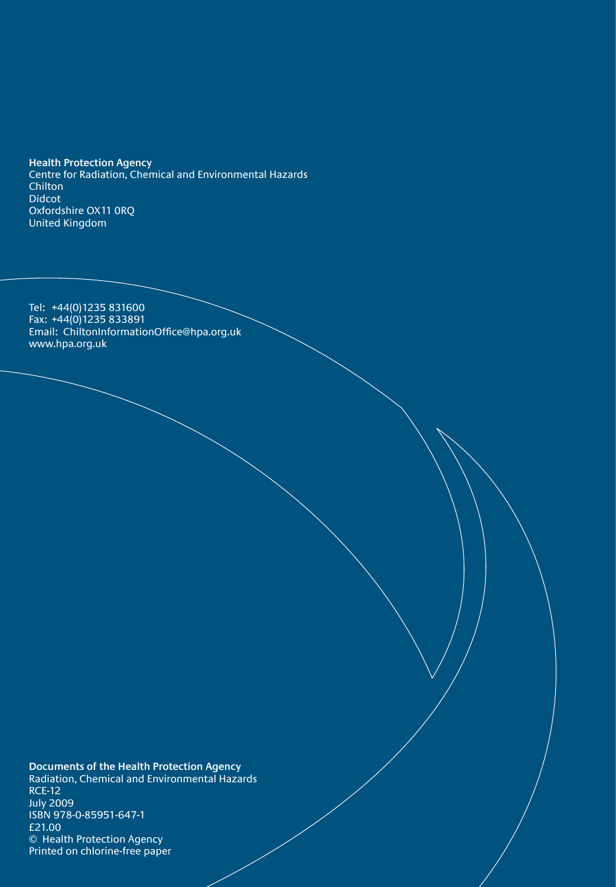**Health Protection Agency**
Centre for Radiation, Chemical and Environmental Hazards
Chilton
Didcot
Oxfordshire OX11 0RQ
United Kingdom

Tel: +44(0)1235 831600
Fax: +44(0)1235 833891
Email: ChiltonInformationOffice@hpa.org.uk
www.hpa.org.uk

**Documents of the Health Protection Agency**
Radiation, Chemical and Environmental Hazards
RCE-12
July 2009
ISBN 978-0-85951-647-1
£21.00
© Health Protection Agency
Printed on chlorine-free paper